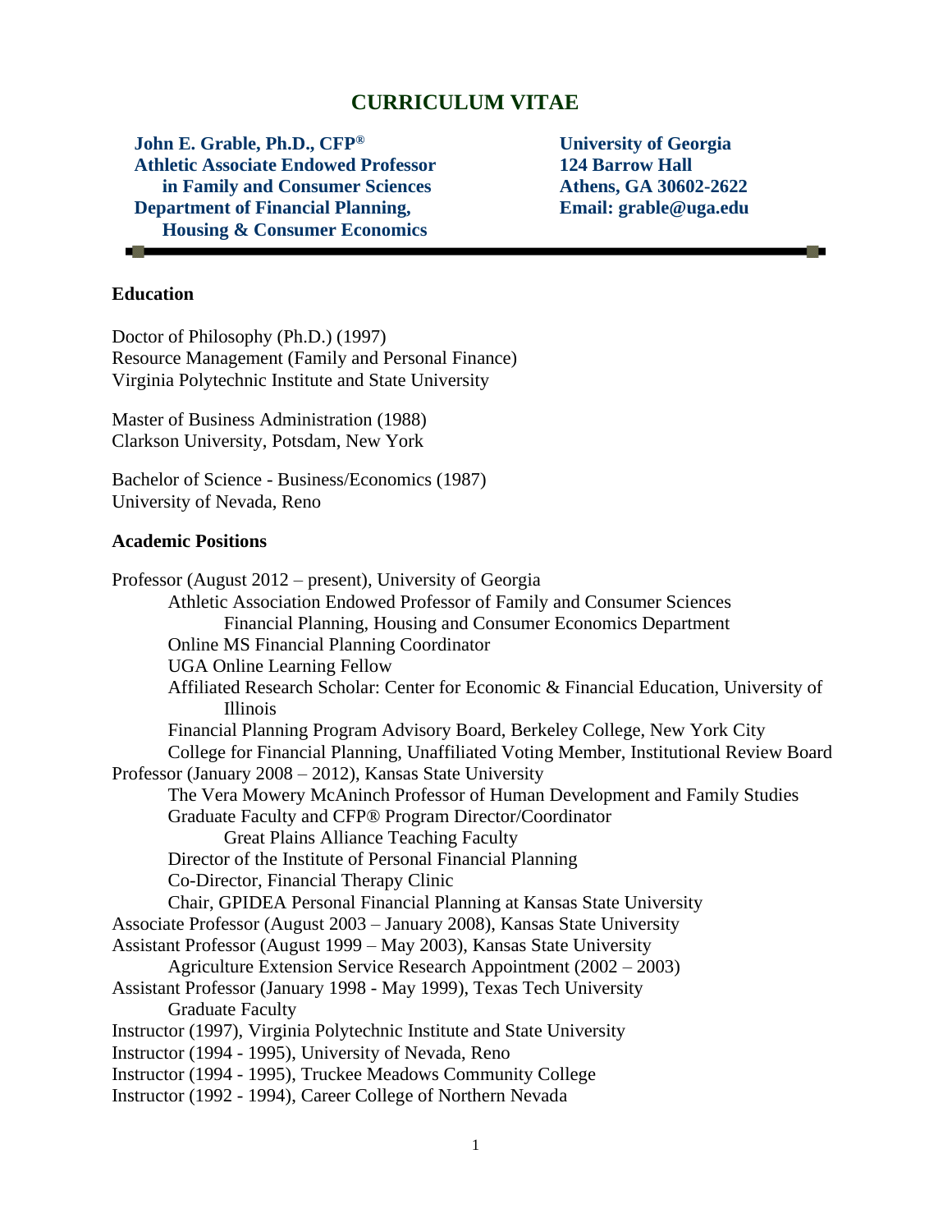# CURRICULUM VITAE

**John E. Grable, Ph.D., CFP®**
**Athletic Associate Endowed Professor in Family and Consumer Sciences**
**Department of Financial Planning, Housing & Consumer Economics**

**University of Georgia**
**124 Barrow Hall**
**Athens, GA 30602-2622**
**Email: grable@uga.edu**

---

## Education

Doctor of Philosophy (Ph.D.) (1997)
Resource Management (Family and Personal Finance)
Virginia Polytechnic Institute and State University

Master of Business Administration (1988)
Clarkson University, Potsdam, New York

Bachelor of Science - Business/Economics (1987)
University of Nevada, Reno

## Academic Positions

Professor (August 2012 – present), University of Georgia
- Athletic Association Endowed Professor of Family and Consumer Sciences
  - Financial Planning, Housing and Consumer Economics Department
- Online MS Financial Planning Coordinator
- UGA Online Learning Fellow
- Affiliated Research Scholar: Center for Economic & Financial Education, University of Illinois
- Financial Planning Program Advisory Board, Berkeley College, New York City
- College for Financial Planning, Unaffiliated Voting Member, Institutional Review Board

Professor (January 2008 – 2012), Kansas State University
- The Vera Mowery McAninch Professor of Human Development and Family Studies
- Graduate Faculty and CFP® Program Director/Coordinator
  - Great Plains Alliance Teaching Faculty
- Director of the Institute of Personal Financial Planning
- Co-Director, Financial Therapy Clinic
- Chair, GPIDEA Personal Financial Planning at Kansas State University

Associate Professor (August 2003 – January 2008), Kansas State University

Assistant Professor (August 1999 – May 2003), Kansas State University
- Agriculture Extension Service Research Appointment (2002 – 2003)

Assistant Professor (January 1998 - May 1999), Texas Tech University
- Graduate Faculty

Instructor (1997), Virginia Polytechnic Institute and State University

Instructor (1994 - 1995), University of Nevada, Reno

Instructor (1994 - 1995), Truckee Meadows Community College

Instructor (1992 - 1994), Career College of Northern Nevada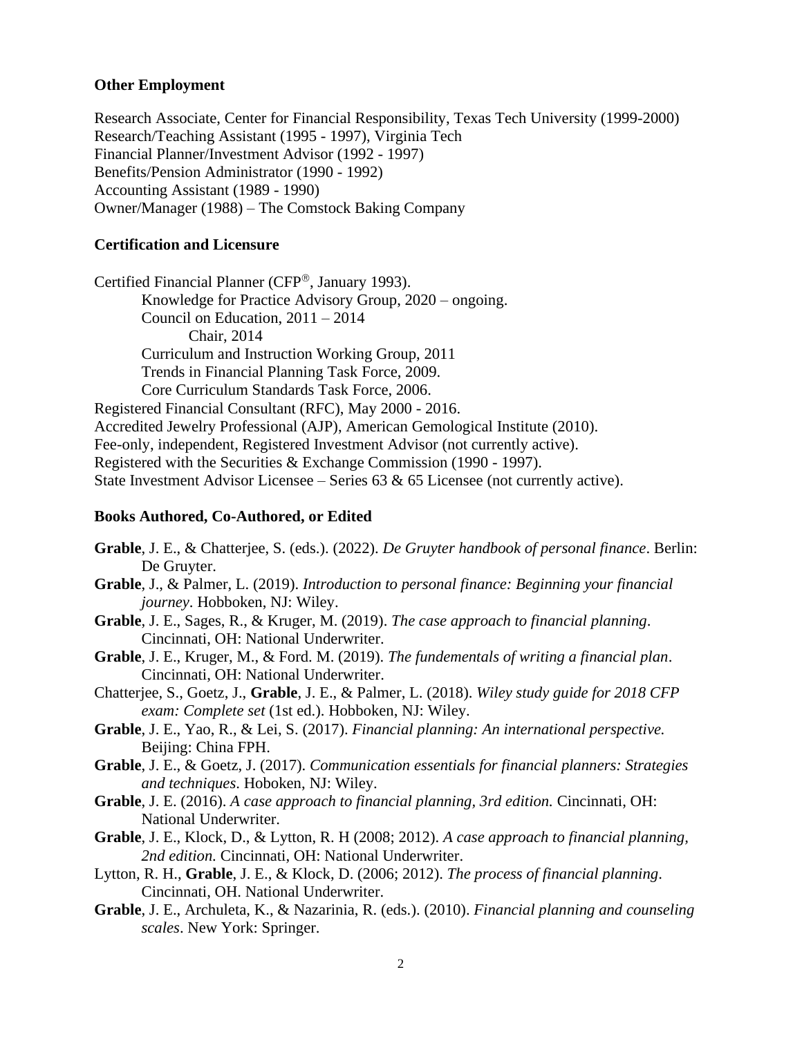### Other Employment

Research Associate, Center for Financial Responsibility, Texas Tech University (1999-2000)
Research/Teaching Assistant (1995 - 1997), Virginia Tech
Financial Planner/Investment Advisor (1992 - 1997)
Benefits/Pension Administrator (1990 - 1992)
Accounting Assistant (1989 - 1990)
Owner/Manager (1988) – The Comstock Baking Company

### Certification and Licensure

Certified Financial Planner (CFP®, January 1993).
- Knowledge for Practice Advisory Group, 2020 – ongoing.
- Council on Education, 2011 – 2014
  - Chair, 2014
- Curriculum and Instruction Working Group, 2011
- Trends in Financial Planning Task Force, 2009.
- Core Curriculum Standards Task Force, 2006.

Registered Financial Consultant (RFC), May 2000 - 2016.
Accredited Jewelry Professional (AJP), American Gemological Institute (2010).
Fee-only, independent, Registered Investment Advisor (not currently active).
Registered with the Securities & Exchange Commission (1990 - 1997).
State Investment Advisor Licensee – Series 63 & 65 Licensee (not currently active).

### Books Authored, Co-Authored, or Edited

**Grable**, J. E., & Chatterjee, S. (eds.). (2022). *De Gruyter handbook of personal finance*. Berlin: De Gruyter.

**Grable**, J., & Palmer, L. (2019). *Introduction to personal finance: Beginning your financial journey*. Hobboken, NJ: Wiley.

**Grable**, J. E., Sages, R., & Kruger, M. (2019). *The case approach to financial planning*. Cincinnati, OH: National Underwriter.

**Grable**, J. E., Kruger, M., & Ford. M. (2019). *The fundementals of writing a financial plan*. Cincinnati, OH: National Underwriter.

Chatterjee, S., Goetz, J., **Grable**, J. E., & Palmer, L. (2018). *Wiley study guide for 2018 CFP exam: Complete set* (1st ed.). Hobboken, NJ: Wiley.

**Grable**, J. E., Yao, R., & Lei, S. (2017). *Financial planning: An international perspective.* Beijing: China FPH.

**Grable**, J. E., & Goetz, J. (2017). *Communication essentials for financial planners: Strategies and techniques*. Hoboken, NJ: Wiley.

**Grable**, J. E. (2016). *A case approach to financial planning, 3rd edition.* Cincinnati, OH: National Underwriter.

**Grable**, J. E., Klock, D., & Lytton, R. H (2008; 2012). *A case approach to financial planning, 2nd edition.* Cincinnati, OH: National Underwriter.

Lytton, R. H., **Grable**, J. E., & Klock, D. (2006; 2012). *The process of financial planning*. Cincinnati, OH. National Underwriter.

**Grable**, J. E., Archuleta, K., & Nazarinia, R. (eds.). (2010). *Financial planning and counseling scales*. New York: Springer.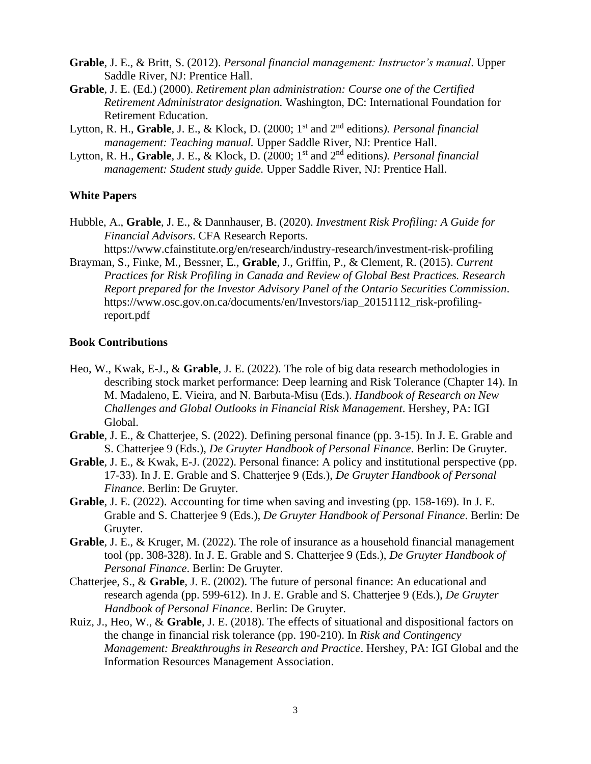**Grable**, J. E., & Britt, S. (2012). *Personal financial management: Instructor's manual*. Upper Saddle River, NJ: Prentice Hall.

**Grable**, J. E. (Ed.) (2000). *Retirement plan administration: Course one of the Certified Retirement Administrator designation.* Washington, DC: International Foundation for Retirement Education.

Lytton, R. H., **Grable**, J. E., & Klock, D. (2000; 1st and 2nd editions*). Personal financial management: Teaching manual.* Upper Saddle River, NJ: Prentice Hall.

Lytton, R. H., **Grable**, J. E., & Klock, D. (2000; 1st and 2nd editions*). Personal financial management: Student study guide.* Upper Saddle River, NJ: Prentice Hall.

## White Papers

Hubble, A., **Grable**, J. E., & Dannhauser, B. (2020). *Investment Risk Profiling: A Guide for Financial Advisors*. CFA Research Reports. https://www.cfainstitute.org/en/research/industry-research/investment-risk-profiling

Brayman, S., Finke, M., Bessner, E., **Grable**, J., Griffin, P., & Clement, R. (2015). *Current Practices for Risk Profiling in Canada and Review of Global Best Practices. Research Report prepared for the Investor Advisory Panel of the Ontario Securities Commission*. https://www.osc.gov.on.ca/documents/en/Investors/iap_20151112_risk-profiling-report.pdf

## Book Contributions

Heo, W., Kwak, E-J., & **Grable**, J. E. (2022). The role of big data research methodologies in describing stock market performance: Deep learning and Risk Tolerance (Chapter 14). In M. Madaleno, E. Vieira, and N. Barbuta-Misu (Eds.). *Handbook of Research on New Challenges and Global Outlooks in Financial Risk Management*. Hershey, PA: IGI Global.

**Grable**, J. E., & Chatterjee, S. (2022). Defining personal finance (pp. 3-15). In J. E. Grable and S. Chatterjee 9 (Eds.), *De Gruyter Handbook of Personal Finance*. Berlin: De Gruyter.

**Grable**, J. E., & Kwak, E-J. (2022). Personal finance: A policy and institutional perspective (pp. 17-33). In J. E. Grable and S. Chatterjee 9 (Eds.), *De Gruyter Handbook of Personal Finance*. Berlin: De Gruyter.

**Grable**, J. E. (2022). Accounting for time when saving and investing (pp. 158-169). In J. E. Grable and S. Chatterjee 9 (Eds.), *De Gruyter Handbook of Personal Finance*. Berlin: De Gruyter.

**Grable**, J. E., & Kruger, M. (2022). The role of insurance as a household financial management tool (pp. 308-328). In J. E. Grable and S. Chatterjee 9 (Eds.), *De Gruyter Handbook of Personal Finance*. Berlin: De Gruyter.

Chatterjee, S., & **Grable**, J. E. (2002). The future of personal finance: An educational and research agenda (pp. 599-612). In J. E. Grable and S. Chatterjee 9 (Eds.), *De Gruyter Handbook of Personal Finance*. Berlin: De Gruyter.

Ruiz, J., Heo, W., & **Grable**, J. E. (2018). The effects of situational and dispositional factors on the change in financial risk tolerance (pp. 190-210). In *Risk and Contingency Management: Breakthroughs in Research and Practice*. Hershey, PA: IGI Global and the Information Resources Management Association.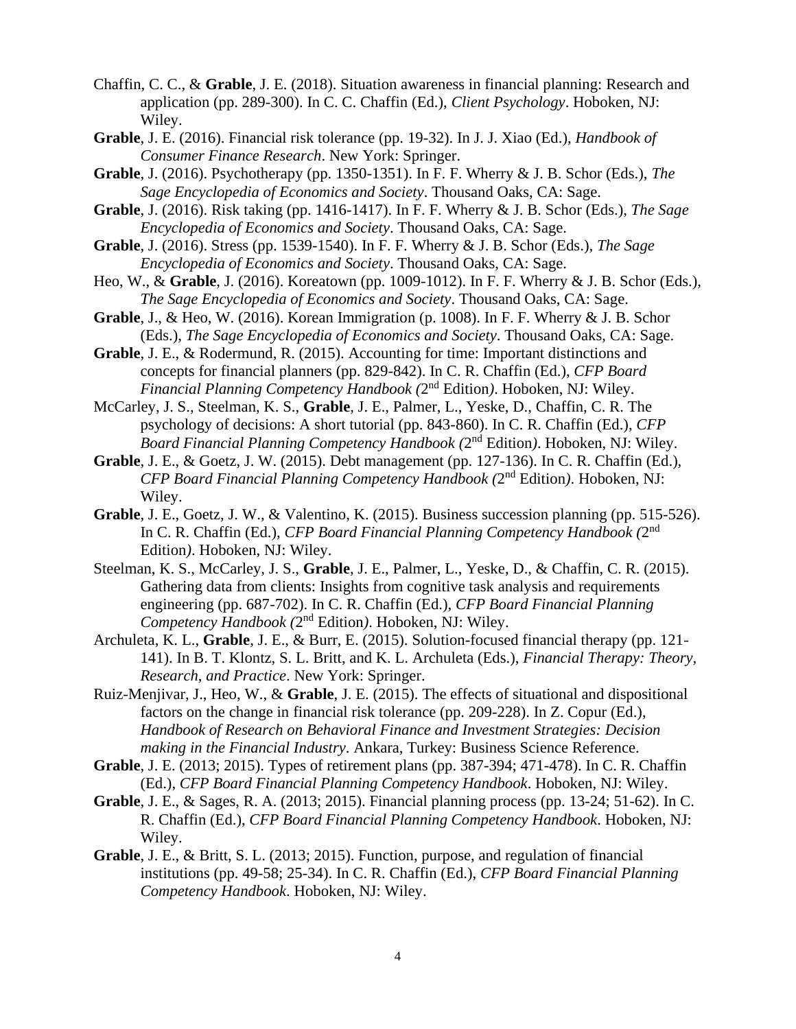Chaffin, C. C., & **Grable**, J. E. (2018). Situation awareness in financial planning: Research and application (pp. 289-300). In C. C. Chaffin (Ed.), *Client Psychology*. Hoboken, NJ: Wiley.

**Grable**, J. E. (2016). Financial risk tolerance (pp. 19-32). In J. J. Xiao (Ed.), *Handbook of Consumer Finance Research*. New York: Springer.

**Grable**, J. (2016). Psychotherapy (pp. 1350-1351). In F. F. Wherry & J. B. Schor (Eds.), *The Sage Encyclopedia of Economics and Society*. Thousand Oaks, CA: Sage.

**Grable**, J. (2016). Risk taking (pp. 1416-1417). In F. F. Wherry & J. B. Schor (Eds.), *The Sage Encyclopedia of Economics and Society*. Thousand Oaks, CA: Sage.

**Grable**, J. (2016). Stress (pp. 1539-1540). In F. F. Wherry & J. B. Schor (Eds.), *The Sage Encyclopedia of Economics and Society*. Thousand Oaks, CA: Sage.

Heo, W., & **Grable**, J. (2016). Koreatown (pp. 1009-1012). In F. F. Wherry & J. B. Schor (Eds.), *The Sage Encyclopedia of Economics and Society*. Thousand Oaks, CA: Sage.

**Grable**, J., & Heo, W. (2016). Korean Immigration (p. 1008). In F. F. Wherry & J. B. Schor (Eds.), *The Sage Encyclopedia of Economics and Society*. Thousand Oaks, CA: Sage.

**Grable**, J. E., & Rodermund, R. (2015). Accounting for time: Important distinctions and concepts for financial planners (pp. 829-842). In C. R. Chaffin (Ed.), *CFP Board Financial Planning Competency Handbook (*2nd Edition*)*. Hoboken, NJ: Wiley.

McCarley, J. S., Steelman, K. S., **Grable**, J. E., Palmer, L., Yeske, D., Chaffin, C. R. The psychology of decisions: A short tutorial (pp. 843-860). In C. R. Chaffin (Ed.), *CFP Board Financial Planning Competency Handbook (*2nd Edition*)*. Hoboken, NJ: Wiley.

**Grable**, J. E., & Goetz, J. W. (2015). Debt management (pp. 127-136). In C. R. Chaffin (Ed.), *CFP Board Financial Planning Competency Handbook (*2nd Edition*)*. Hoboken, NJ: Wiley.

**Grable**, J. E., Goetz, J. W., & Valentino, K. (2015). Business succession planning (pp. 515-526). In C. R. Chaffin (Ed.), *CFP Board Financial Planning Competency Handbook (*2nd Edition*)*. Hoboken, NJ: Wiley.

Steelman, K. S., McCarley, J. S., **Grable**, J. E., Palmer, L., Yeske, D., & Chaffin, C. R. (2015). Gathering data from clients: Insights from cognitive task analysis and requirements engineering (pp. 687-702). In C. R. Chaffin (Ed.), *CFP Board Financial Planning Competency Handbook (*2nd Edition*)*. Hoboken, NJ: Wiley.

Archuleta, K. L., **Grable**, J. E., & Burr, E. (2015). Solution-focused financial therapy (pp. 121-141). In B. T. Klontz, S. L. Britt, and K. L. Archuleta (Eds.), *Financial Therapy: Theory, Research, and Practice*. New York: Springer.

Ruiz-Menjivar, J., Heo, W., & **Grable**, J. E. (2015). The effects of situational and dispositional factors on the change in financial risk tolerance (pp. 209-228). In Z. Copur (Ed.), *Handbook of Research on Behavioral Finance and Investment Strategies: Decision making in the Financial Industry*. Ankara, Turkey: Business Science Reference.

**Grable**, J. E. (2013; 2015). Types of retirement plans (pp. 387-394; 471-478). In C. R. Chaffin (Ed.), *CFP Board Financial Planning Competency Handbook*. Hoboken, NJ: Wiley.

**Grable**, J. E., & Sages, R. A. (2013; 2015). Financial planning process (pp. 13-24; 51-62). In C. R. Chaffin (Ed.), *CFP Board Financial Planning Competency Handbook*. Hoboken, NJ: Wiley.

**Grable**, J. E., & Britt, S. L. (2013; 2015). Function, purpose, and regulation of financial institutions (pp. 49-58; 25-34). In C. R. Chaffin (Ed.), *CFP Board Financial Planning Competency Handbook*. Hoboken, NJ: Wiley.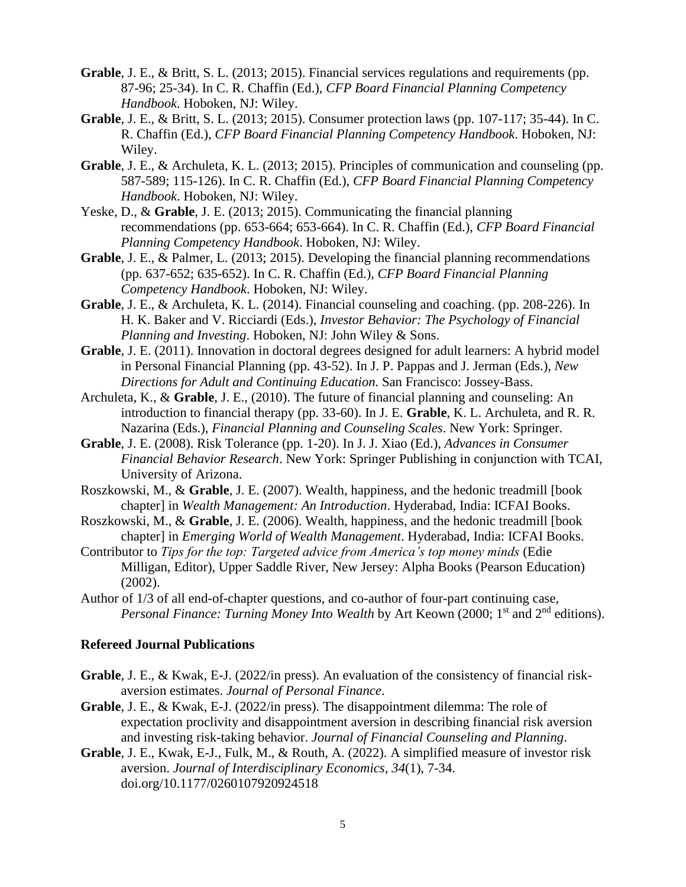**Grable**, J. E., & Britt, S. L. (2013; 2015). Financial services regulations and requirements (pp. 87-96; 25-34). In C. R. Chaffin (Ed.), *CFP Board Financial Planning Competency Handbook*. Hoboken, NJ: Wiley.

**Grable**, J. E., & Britt, S. L. (2013; 2015). Consumer protection laws (pp. 107-117; 35-44). In C. R. Chaffin (Ed.), *CFP Board Financial Planning Competency Handbook*. Hoboken, NJ: Wiley.

**Grable**, J. E., & Archuleta, K. L. (2013; 2015). Principles of communication and counseling (pp. 587-589; 115-126). In C. R. Chaffin (Ed.), *CFP Board Financial Planning Competency Handbook*. Hoboken, NJ: Wiley.

Yeske, D., & **Grable**, J. E. (2013; 2015). Communicating the financial planning recommendations (pp. 653-664; 653-664). In C. R. Chaffin (Ed.), *CFP Board Financial Planning Competency Handbook*. Hoboken, NJ: Wiley.

**Grable**, J. E., & Palmer, L. (2013; 2015). Developing the financial planning recommendations (pp. 637-652; 635-652). In C. R. Chaffin (Ed.), *CFP Board Financial Planning Competency Handbook*. Hoboken, NJ: Wiley.

**Grable**, J. E., & Archuleta, K. L. (2014). Financial counseling and coaching. (pp. 208-226). In H. K. Baker and V. Ricciardi (Eds.), *Investor Behavior: The Psychology of Financial Planning and Investing*. Hoboken, NJ: John Wiley & Sons.

**Grable**, J. E. (2011). Innovation in doctoral degrees designed for adult learners: A hybrid model in Personal Financial Planning (pp. 43-52). In J. P. Pappas and J. Jerman (Eds.), *New Directions for Adult and Continuing Education.* San Francisco: Jossey-Bass.

Archuleta, K., & **Grable**, J. E., (2010). The future of financial planning and counseling: An introduction to financial therapy (pp. 33-60). In J. E. **Grable**, K. L. Archuleta, and R. R. Nazarina (Eds.), *Financial Planning and Counseling Scales*. New York: Springer.

**Grable**, J. E. (2008). Risk Tolerance (pp. 1-20). In J. J. Xiao (Ed.), *Advances in Consumer Financial Behavior Research*. New York: Springer Publishing in conjunction with TCAI, University of Arizona.

Roszkowski, M., & **Grable**, J. E. (2007). Wealth, happiness, and the hedonic treadmill [book chapter] in *Wealth Management: An Introduction*. Hyderabad, India: ICFAI Books.

Roszkowski, M., & **Grable**, J. E. (2006). Wealth, happiness, and the hedonic treadmill [book chapter] in *Emerging World of Wealth Management*. Hyderabad, India: ICFAI Books.

Contributor to *Tips for the top: Targeted advice from America's top money minds* (Edie Milligan, Editor), Upper Saddle River, New Jersey: Alpha Books (Pearson Education) (2002).

Author of 1/3 of all end-of-chapter questions, and co-author of four-part continuing case, *Personal Finance: Turning Money Into Wealth* by Art Keown (2000; 1st and 2nd editions).

### Refereed Journal Publications

**Grable**, J. E., & Kwak, E-J. (2022/in press). An evaluation of the consistency of financial risk-aversion estimates. *Journal of Personal Finance*.

**Grable**, J. E., & Kwak, E-J. (2022/in press). The disappointment dilemma: The role of expectation proclivity and disappointment aversion in describing financial risk aversion and investing risk-taking behavior. *Journal of Financial Counseling and Planning*.

**Grable**, J. E., Kwak, E-J., Fulk, M., & Routh, A. (2022). A simplified measure of investor risk aversion. *Journal of Interdisciplinary Economics, 34*(1), 7-34. doi.org/10.1177/0260107920924518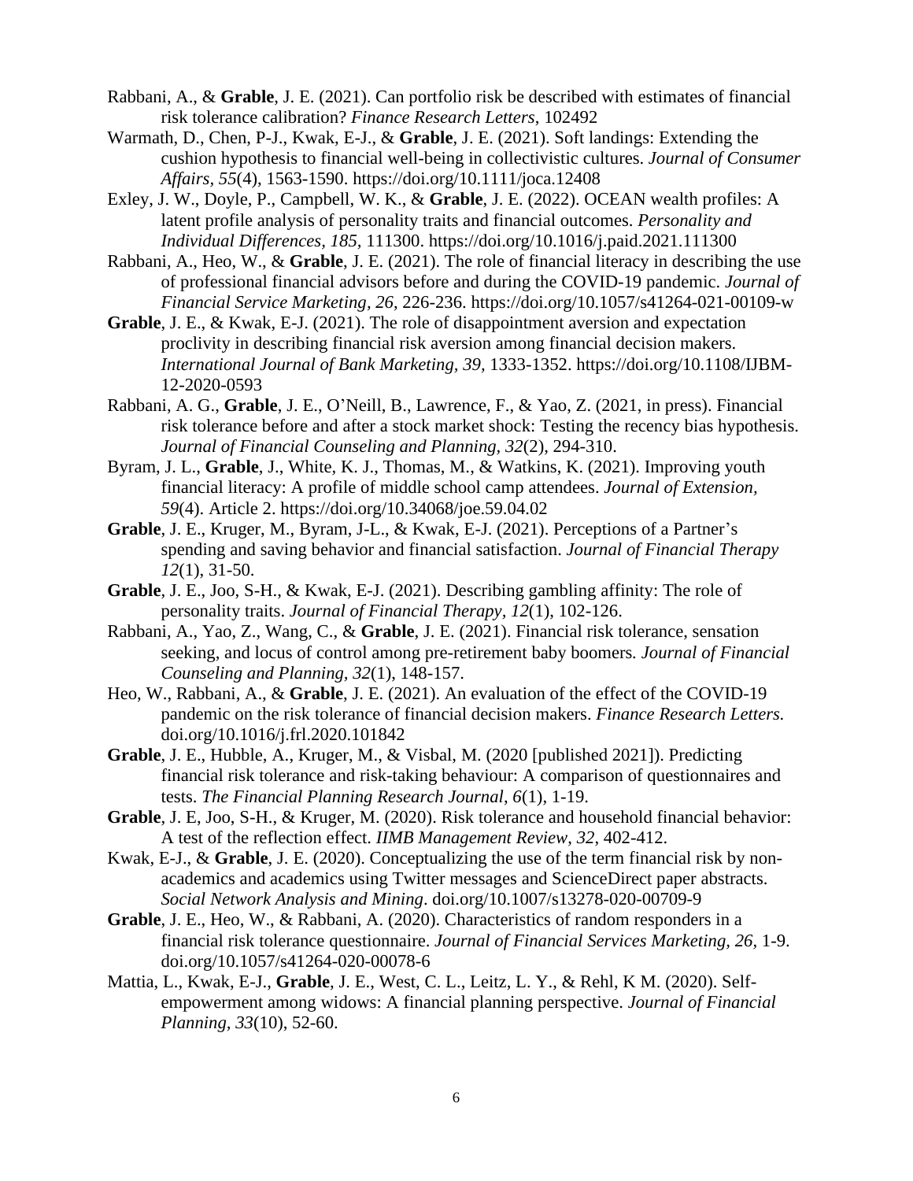Rabbani, A., & **Grable**, J. E. (2021). Can portfolio risk be described with estimates of financial risk tolerance calibration? *Finance Research Letters*, 102492

Warmath, D., Chen, P-J., Kwak, E-J., & **Grable**, J. E. (2021). Soft landings: Extending the cushion hypothesis to financial well-being in collectivistic cultures. *Journal of Consumer Affairs*, *55*(4), 1563-1590. https://doi.org/10.1111/joca.12408

Exley, J. W., Doyle, P., Campbell, W. K., & **Grable**, J. E. (2022). OCEAN wealth profiles: A latent profile analysis of personality traits and financial outcomes. *Personality and Individual Differences, 185,* 111300. https://doi.org/10.1016/j.paid.2021.111300

Rabbani, A., Heo, W., & **Grable**, J. E. (2021). The role of financial literacy in describing the use of professional financial advisors before and during the COVID-19 pandemic. *Journal of Financial Service Marketing, 26*, 226-236. https://doi.org/10.1057/s41264-021-00109-w

**Grable**, J. E., & Kwak, E-J. (2021). The role of disappointment aversion and expectation proclivity in describing financial risk aversion among financial decision makers. *International Journal of Bank Marketing*, *39,* 1333-1352. https://doi.org/10.1108/IJBM-12-2020-0593

Rabbani, A. G., **Grable**, J. E., O'Neill, B., Lawrence, F., & Yao, Z. (2021, in press). Financial risk tolerance before and after a stock market shock: Testing the recency bias hypothesis. *Journal of Financial Counseling and Planning*, *32*(2), 294-310.

Byram, J. L., **Grable**, J., White, K. J., Thomas, M., & Watkins, K. (2021). Improving youth financial literacy: A profile of middle school camp attendees. *Journal of Extension, 59*(4). Article 2. https://doi.org/10.34068/joe.59.04.02

**Grable**, J. E., Kruger, M., Byram, J-L., & Kwak, E-J. (2021). Perceptions of a Partner's spending and saving behavior and financial satisfaction. *Journal of Financial Therapy 12*(1), 31-50.

**Grable**, J. E., Joo, S-H., & Kwak, E-J. (2021). Describing gambling affinity: The role of personality traits. *Journal of Financial Therapy, 12*(1), 102-126.

Rabbani, A., Yao, Z., Wang, C., & **Grable**, J. E. (2021). Financial risk tolerance, sensation seeking, and locus of control among pre-retirement baby boomers*. Journal of Financial Counseling and Planning*, *32*(1), 148-157.

Heo, W., Rabbani, A., & **Grable**, J. E. (2021). An evaluation of the effect of the COVID-19 pandemic on the risk tolerance of financial decision makers. *Finance Research Letters.* doi.org/10.1016/j.frl.2020.101842

**Grable**, J. E., Hubble, A., Kruger, M., & Visbal, M. (2020 [published 2021]). Predicting financial risk tolerance and risk-taking behaviour: A comparison of questionnaires and tests. *The Financial Planning Research Journal*, *6*(1), 1-19.

**Grable**, J. E, Joo, S-H., & Kruger, M. (2020). Risk tolerance and household financial behavior: A test of the reflection effect. *IIMB Management Review*, *32*, 402-412.

Kwak, E-J., & **Grable**, J. E. (2020). Conceptualizing the use of the term financial risk by non-academics and academics using Twitter messages and ScienceDirect paper abstracts. *Social Network Analysis and Mining*. doi.org/10.1007/s13278-020-00709-9

**Grable**, J. E., Heo, W., & Rabbani, A. (2020). Characteristics of random responders in a financial risk tolerance questionnaire. *Journal of Financial Services Marketing, 26*, 1-9. doi.org/10.1057/s41264-020-00078-6

Mattia, L., Kwak, E-J., **Grable**, J. E., West, C. L., Leitz, L. Y., & Rehl, K M. (2020). Self-empowerment among widows: A financial planning perspective. *Journal of Financial Planning*, *33*(10), 52-60.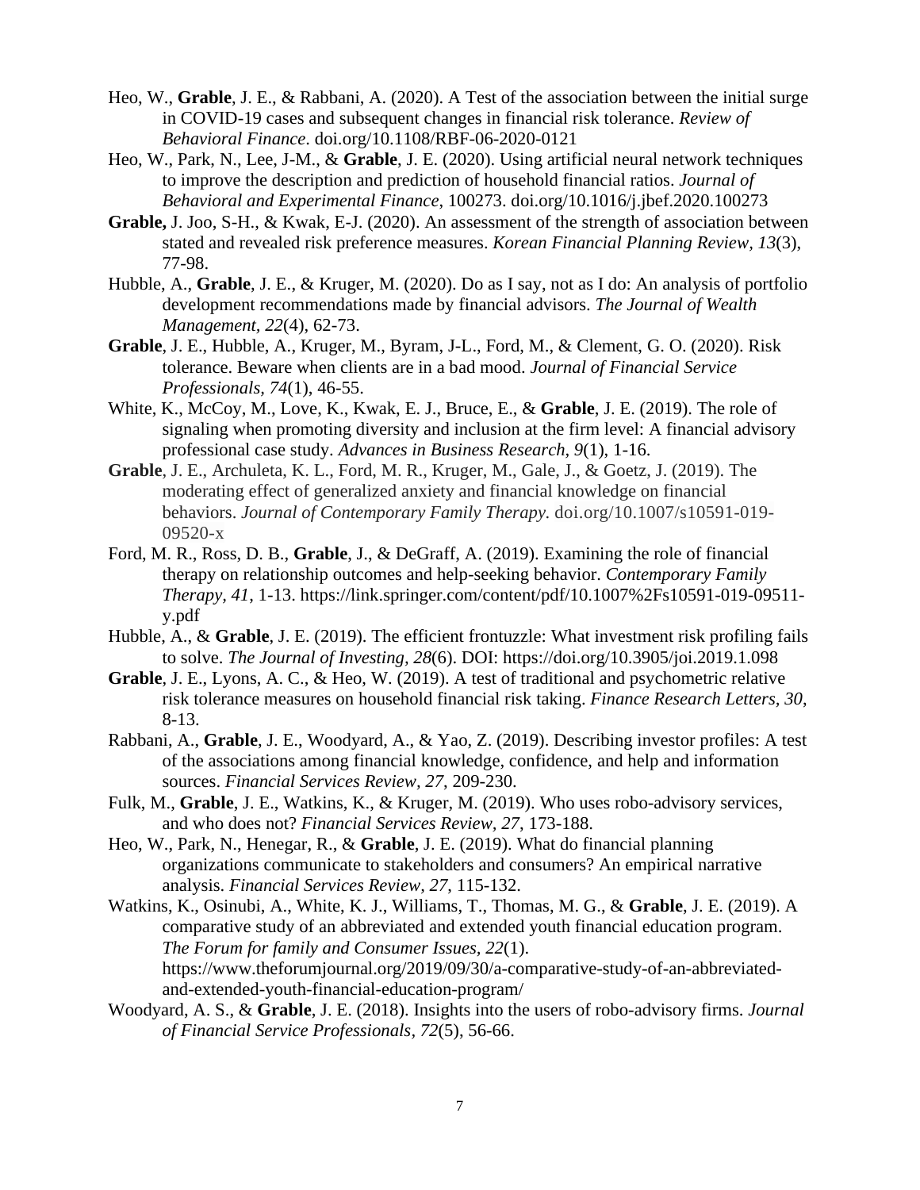Heo, W., **Grable**, J. E., & Rabbani, A. (2020). A Test of the association between the initial surge in COVID-19 cases and subsequent changes in financial risk tolerance. *Review of Behavioral Finance*. doi.org/10.1108/RBF-06-2020-0121

Heo, W., Park, N., Lee, J-M., & **Grable**, J. E. (2020). Using artificial neural network techniques to improve the description and prediction of household financial ratios. *Journal of Behavioral and Experimental Finance*, 100273. doi.org/10.1016/j.jbef.2020.100273

**Grable,** J. Joo, S-H., & Kwak, E-J. (2020). An assessment of the strength of association between stated and revealed risk preference measures. *Korean Financial Planning Review*, *13*(3), 77-98.

Hubble, A., **Grable**, J. E., & Kruger, M. (2020). Do as I say, not as I do: An analysis of portfolio development recommendations made by financial advisors. *The Journal of Wealth Management*, *22*(4), 62-73.

**Grable**, J. E., Hubble, A., Kruger, M., Byram, J-L., Ford, M., & Clement, G. O. (2020). Risk tolerance. Beware when clients are in a bad mood. *Journal of Financial Service Professionals, 74*(1), 46-55.

White, K., McCoy, M., Love, K., Kwak, E. J., Bruce, E., & **Grable**, J. E. (2019). The role of signaling when promoting diversity and inclusion at the firm level: A financial advisory professional case study. *Advances in Business Research*, *9*(1), 1-16.

**Grable**, J. E., Archuleta, K. L., Ford, M. R., Kruger, M., Gale, J., & Goetz, J. (2019). The moderating effect of generalized anxiety and financial knowledge on financial behaviors. *Journal of Contemporary Family Therapy.* doi.org/10.1007/s10591-019-09520-x

Ford, M. R., Ross, D. B., **Grable**, J., & DeGraff, A. (2019). Examining the role of financial therapy on relationship outcomes and help-seeking behavior. *Contemporary Family Therapy, 41*, 1-13. https://link.springer.com/content/pdf/10.1007%2Fs10591-019-09511-y.pdf

Hubble, A., & **Grable**, J. E. (2019). The efficient frontuzzle: What investment risk profiling fails to solve. *The Journal of Investing, 28*(6). DOI: https://doi.org/10.3905/joi.2019.1.098

**Grable**, J. E., Lyons, A. C., & Heo, W. (2019). A test of traditional and psychometric relative risk tolerance measures on household financial risk taking. *Finance Research Letters*, *30*, 8-13.

Rabbani, A., **Grable**, J. E., Woodyard, A., & Yao, Z. (2019). Describing investor profiles: A test of the associations among financial knowledge, confidence, and help and information sources. *Financial Services Review, 27*, 209-230.

Fulk, M., **Grable**, J. E., Watkins, K., & Kruger, M. (2019). Who uses robo-advisory services, and who does not? *Financial Services Review, 27*, 173-188.

Heo, W., Park, N., Henegar, R., & **Grable**, J. E. (2019). What do financial planning organizations communicate to stakeholders and consumers? An empirical narrative analysis. *Financial Services Review, 27*, 115-132.

Watkins, K., Osinubi, A., White, K. J., Williams, T., Thomas, M. G., & **Grable**, J. E. (2019). A comparative study of an abbreviated and extended youth financial education program. *The Forum for family and Consumer Issues, 22*(1). https://www.theforumjournal.org/2019/09/30/a-comparative-study-of-an-abbreviated-and-extended-youth-financial-education-program/

Woodyard, A. S., & **Grable**, J. E. (2018). Insights into the users of robo-advisory firms. *Journal of Financial Service Professionals*, *72*(5), 56-66.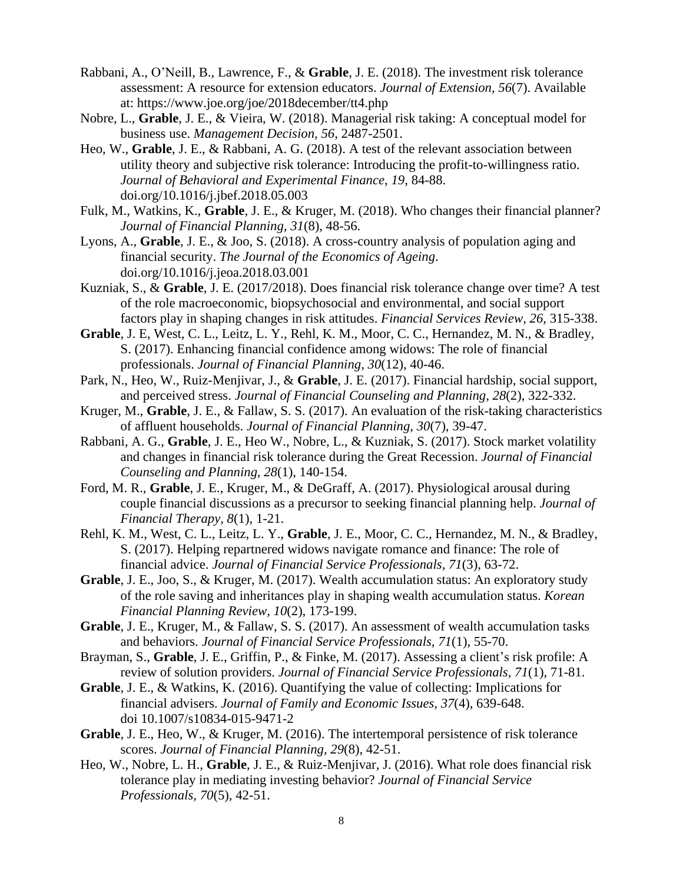Rabbani, A., O'Neill, B., Lawrence, F., & **Grable**, J. E. (2018). The investment risk tolerance assessment: A resource for extension educators. *Journal of Extension, 56*(7). Available at: https://www.joe.org/joe/2018december/tt4.php

Nobre, L., **Grable**, J. E., & Vieira, W. (2018). Managerial risk taking: A conceptual model for business use. *Management Decision, 56*, 2487-2501.

Heo, W., **Grable**, J. E., & Rabbani, A. G. (2018). A test of the relevant association between utility theory and subjective risk tolerance: Introducing the profit-to-willingness ratio. *Journal of Behavioral and Experimental Finance, 19*, 84-88. doi.org/10.1016/j.jbef.2018.05.003

Fulk, M., Watkins, K., **Grable**, J. E., & Kruger, M. (2018). Who changes their financial planner? *Journal of Financial Planning, 31*(8), 48-56.

Lyons, A., **Grable**, J. E., & Joo, S. (2018). A cross-country analysis of population aging and financial security. *The Journal of the Economics of Ageing*. doi.org/10.1016/j.jeoa.2018.03.001

Kuzniak, S., & **Grable**, J. E. (2017/2018). Does financial risk tolerance change over time? A test of the role macroeconomic, biopsychosocial and environmental, and social support factors play in shaping changes in risk attitudes. *Financial Services Review, 26*, 315-338.

**Grable**, J. E, West, C. L., Leitz, L. Y., Rehl, K. M., Moor, C. C., Hernandez, M. N., & Bradley, S. (2017). Enhancing financial confidence among widows: The role of financial professionals. *Journal of Financial Planning, 30*(12), 40-46.

Park, N., Heo, W., Ruiz-Menjivar, J., & **Grable**, J. E. (2017). Financial hardship, social support, and perceived stress. *Journal of Financial Counseling and Planning, 28*(2), 322-332.

Kruger, M., **Grable**, J. E., & Fallaw, S. S. (2017). An evaluation of the risk-taking characteristics of affluent households. *Journal of Financial Planning, 30*(7), 39-47.

Rabbani, A. G., **Grable**, J. E., Heo W., Nobre, L., & Kuzniak, S. (2017). Stock market volatility and changes in financial risk tolerance during the Great Recession. *Journal of Financial Counseling and Planning, 28*(1), 140-154.

Ford, M. R., **Grable**, J. E., Kruger, M., & DeGraff, A. (2017). Physiological arousal during couple financial discussions as a precursor to seeking financial planning help. *Journal of Financial Therapy, 8*(1), 1-21.

Rehl, K. M., West, C. L., Leitz, L. Y., **Grable**, J. E., Moor, C. C., Hernandez, M. N., & Bradley, S. (2017). Helping repartnered widows navigate romance and finance: The role of financial advice. *Journal of Financial Service Professionals, 71*(3), 63-72.

**Grable**, J. E., Joo, S., & Kruger, M. (2017). Wealth accumulation status: An exploratory study of the role saving and inheritances play in shaping wealth accumulation status. *Korean Financial Planning Review, 10*(2), 173-199.

**Grable**, J. E., Kruger, M., & Fallaw, S. S. (2017). An assessment of wealth accumulation tasks and behaviors. *Journal of Financial Service Professionals, 71*(1), 55-70.

Brayman, S., **Grable**, J. E., Griffin, P., & Finke, M. (2017). Assessing a client's risk profile: A review of solution providers. *Journal of Financial Service Professionals, 71*(1), 71-81.

**Grable**, J. E., & Watkins, K. (2016). Quantifying the value of collecting: Implications for financial advisers. *Journal of Family and Economic Issues, 37*(4), 639-648. doi 10.1007/s10834-015-9471-2

**Grable**, J. E., Heo, W., & Kruger, M. (2016). The intertemporal persistence of risk tolerance scores. *Journal of Financial Planning, 29*(8), 42-51.

Heo, W., Nobre, L. H., **Grable**, J. E., & Ruiz-Menjivar, J. (2016). What role does financial risk tolerance play in mediating investing behavior? *Journal of Financial Service Professionals, 70*(5), 42-51.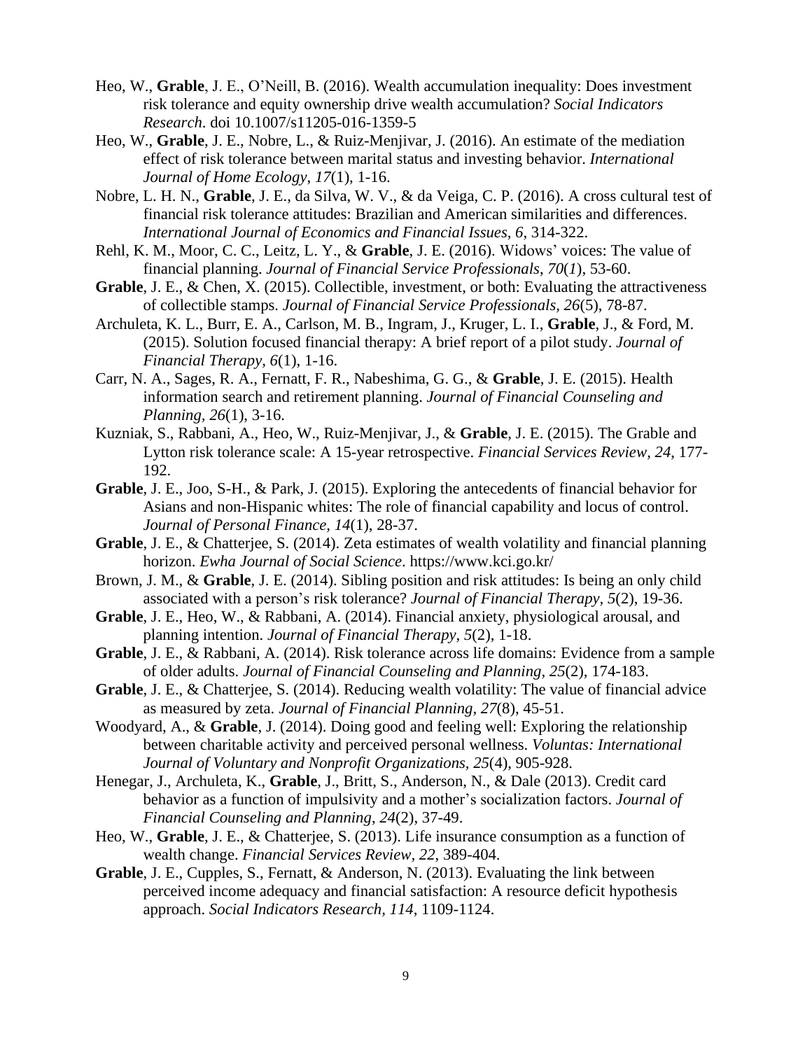Heo, W., **Grable**, J. E., O'Neill, B. (2016). Wealth accumulation inequality: Does investment risk tolerance and equity ownership drive wealth accumulation? *Social Indicators Research*. doi 10.1007/s11205-016-1359-5

Heo, W., **Grable**, J. E., Nobre, L., & Ruiz-Menjivar, J. (2016). An estimate of the mediation effect of risk tolerance between marital status and investing behavior. *International Journal of Home Ecology*, *17*(1), 1-16.

Nobre, L. H. N., **Grable**, J. E., da Silva, W. V., & da Veiga, C. P. (2016). A cross cultural test of financial risk tolerance attitudes: Brazilian and American similarities and differences. *International Journal of Economics and Financial Issues, 6*, 314-322.

Rehl, K. M., Moor, C. C., Leitz, L. Y., & **Grable**, J. E. (2016). Widows' voices: The value of financial planning. *Journal of Financial Service Professionals*, *70*(*1*), 53-60.

**Grable**, J. E., & Chen, X. (2015). Collectible, investment, or both: Evaluating the attractiveness of collectible stamps. *Journal of Financial Service Professionals, 26*(5), 78-87.

Archuleta, K. L., Burr, E. A., Carlson, M. B., Ingram, J., Kruger, L. I., **Grable**, J., & Ford, M. (2015). Solution focused financial therapy: A brief report of a pilot study. *Journal of Financial Therapy, 6*(1), 1-16.

Carr, N. A., Sages, R. A., Fernatt, F. R., Nabeshima, G. G., & **Grable**, J. E. (2015). Health information search and retirement planning. *Journal of Financial Counseling and Planning, 26*(1), 3-16.

Kuzniak, S., Rabbani, A., Heo, W., Ruiz-Menjivar, J., & **Grable**, J. E. (2015). The Grable and Lytton risk tolerance scale: A 15-year retrospective. *Financial Services Review, 24*, 177-192.

**Grable**, J. E., Joo, S-H., & Park, J. (2015). Exploring the antecedents of financial behavior for Asians and non-Hispanic whites: The role of financial capability and locus of control. *Journal of Personal Finance, 14*(1), 28-37.

**Grable**, J. E., & Chatterjee, S. (2014). Zeta estimates of wealth volatility and financial planning horizon. *Ewha Journal of Social Science*. https://www.kci.go.kr/

Brown, J. M., & **Grable**, J. E. (2014). Sibling position and risk attitudes: Is being an only child associated with a person's risk tolerance? *Journal of Financial Therapy, 5*(2), 19-36.

**Grable**, J. E., Heo, W., & Rabbani, A. (2014). Financial anxiety, physiological arousal, and planning intention. *Journal of Financial Therapy, 5*(2), 1-18.

**Grable**, J. E., & Rabbani, A. (2014). Risk tolerance across life domains: Evidence from a sample of older adults. *Journal of Financial Counseling and Planning, 25*(2), 174-183.

**Grable**, J. E., & Chatterjee, S. (2014). Reducing wealth volatility: The value of financial advice as measured by zeta. *Journal of Financial Planning, 27*(8), 45-51.

Woodyard, A., & **Grable**, J. (2014). Doing good and feeling well: Exploring the relationship between charitable activity and perceived personal wellness. *Voluntas: International Journal of Voluntary and Nonprofit Organizations, 25*(4), 905-928.

Henegar, J., Archuleta, K., **Grable**, J., Britt, S., Anderson, N., & Dale (2013). Credit card behavior as a function of impulsivity and a mother's socialization factors. *Journal of Financial Counseling and Planning, 24*(2), 37-49.

Heo, W., **Grable**, J. E., & Chatterjee, S. (2013). Life insurance consumption as a function of wealth change. *Financial Services Review, 22*, 389-404.

**Grable**, J. E., Cupples, S., Fernatt, & Anderson, N. (2013). Evaluating the link between perceived income adequacy and financial satisfaction: A resource deficit hypothesis approach. *Social Indicators Research, 114*, 1109-1124.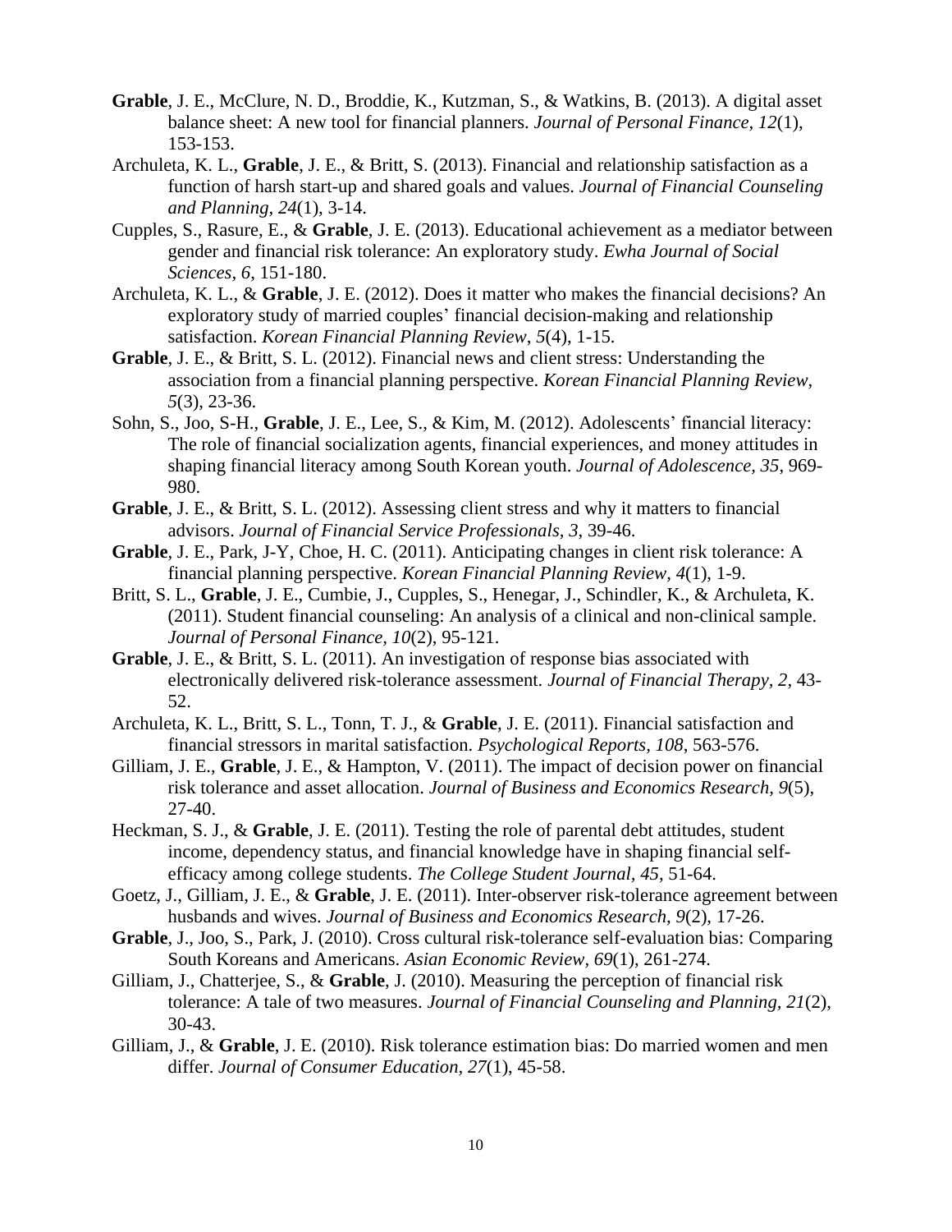**Grable**, J. E., McClure, N. D., Broddie, K., Kutzman, S., & Watkins, B. (2013). A digital asset balance sheet: A new tool for financial planners. *Journal of Personal Finance, 12*(1), 153-153.

Archuleta, K. L., **Grable**, J. E., & Britt, S. (2013). Financial and relationship satisfaction as a function of harsh start-up and shared goals and values. *Journal of Financial Counseling and Planning, 24*(1), 3-14.

Cupples, S., Rasure, E., & **Grable**, J. E. (2013). Educational achievement as a mediator between gender and financial risk tolerance: An exploratory study. *Ewha Journal of Social Sciences, 6*, 151-180.

Archuleta, K. L., & **Grable**, J. E. (2012). Does it matter who makes the financial decisions? An exploratory study of married couples' financial decision-making and relationship satisfaction. *Korean Financial Planning Review, 5*(4), 1-15.

**Grable**, J. E., & Britt, S. L. (2012). Financial news and client stress: Understanding the association from a financial planning perspective. *Korean Financial Planning Review, 5*(3), 23-36.

Sohn, S., Joo, S-H., **Grable**, J. E., Lee, S., & Kim, M. (2012). Adolescents' financial literacy: The role of financial socialization agents, financial experiences, and money attitudes in shaping financial literacy among South Korean youth. *Journal of Adolescence, 35*, 969-980.

**Grable**, J. E., & Britt, S. L. (2012). Assessing client stress and why it matters to financial advisors. *Journal of Financial Service Professionals, 3*, 39-46.

**Grable**, J. E., Park, J-Y, Choe, H. C. (2011). Anticipating changes in client risk tolerance: A financial planning perspective. *Korean Financial Planning Review, 4*(1), 1-9.

Britt, S. L., **Grable**, J. E., Cumbie, J., Cupples, S., Henegar, J., Schindler, K., & Archuleta, K. (2011). Student financial counseling: An analysis of a clinical and non-clinical sample. *Journal of Personal Finance, 10*(2), 95-121.

**Grable**, J. E., & Britt, S. L. (2011). An investigation of response bias associated with electronically delivered risk-tolerance assessment. *Journal of Financial Therapy, 2*, 43-52.

Archuleta, K. L., Britt, S. L., Tonn, T. J., & **Grable**, J. E. (2011). Financial satisfaction and financial stressors in marital satisfaction. *Psychological Reports, 108*, 563-576.

Gilliam, J. E., **Grable**, J. E., & Hampton, V. (2011). The impact of decision power on financial risk tolerance and asset allocation. *Journal of Business and Economics Research, 9*(5), 27-40.

Heckman, S. J., & **Grable**, J. E. (2011). Testing the role of parental debt attitudes, student income, dependency status, and financial knowledge have in shaping financial self-efficacy among college students. *The College Student Journal, 45*, 51-64.

Goetz, J., Gilliam, J. E., & **Grable**, J. E. (2011). Inter-observer risk-tolerance agreement between husbands and wives. *Journal of Business and Economics Research, 9*(2), 17-26.

**Grable**, J., Joo, S., Park, J. (2010). Cross cultural risk-tolerance self-evaluation bias: Comparing South Koreans and Americans. *Asian Economic Review, 69*(1), 261-274.

Gilliam, J., Chatterjee, S., & **Grable**, J. (2010). Measuring the perception of financial risk tolerance: A tale of two measures. *Journal of Financial Counseling and Planning, 21*(2), 30-43.

Gilliam, J., & **Grable**, J. E. (2010). Risk tolerance estimation bias: Do married women and men differ. *Journal of Consumer Education, 27*(1), 45-58.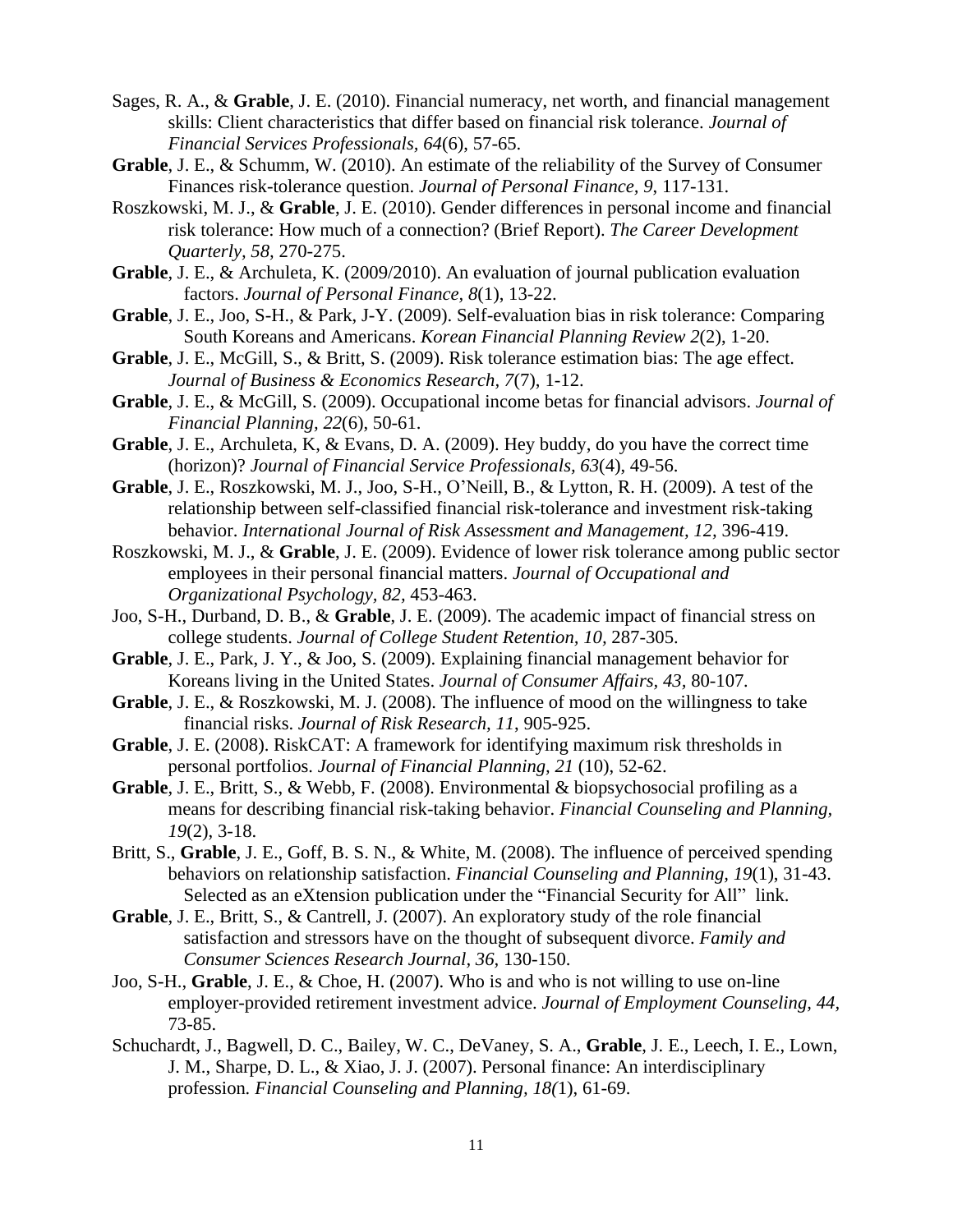Sages, R. A., & **Grable**, J. E. (2010). Financial numeracy, net worth, and financial management skills: Client characteristics that differ based on financial risk tolerance. *Journal of Financial Services Professionals, 64*(6), 57-65.

**Grable**, J. E., & Schumm, W. (2010). An estimate of the reliability of the Survey of Consumer Finances risk-tolerance question. *Journal of Personal Finance, 9*, 117-131.

Roszkowski, M. J., & **Grable**, J. E. (2010). Gender differences in personal income and financial risk tolerance: How much of a connection? (Brief Report). *The Career Development Quarterly, 58*, 270-275.

**Grable**, J. E., & Archuleta, K. (2009/2010). An evaluation of journal publication evaluation factors. *Journal of Personal Finance, 8*(1), 13-22.

**Grable**, J. E., Joo, S-H., & Park, J-Y. (2009). Self-evaluation bias in risk tolerance: Comparing South Koreans and Americans. *Korean Financial Planning Review 2*(2), 1-20.

**Grable**, J. E., McGill, S., & Britt, S. (2009). Risk tolerance estimation bias: The age effect. *Journal of Business & Economics Research, 7*(7), 1-12.

**Grable**, J. E., & McGill, S. (2009). Occupational income betas for financial advisors. *Journal of Financial Planning, 22*(6), 50-61.

**Grable**, J. E., Archuleta, K, & Evans, D. A. (2009). Hey buddy, do you have the correct time (horizon)? *Journal of Financial Service Professionals, 63*(4), 49-56.

**Grable**, J. E., Roszkowski, M. J., Joo, S-H., O'Neill, B., & Lytton, R. H. (2009). A test of the relationship between self-classified financial risk-tolerance and investment risk-taking behavior. *International Journal of Risk Assessment and Management, 12*, 396-419.

Roszkowski, M. J., & **Grable**, J. E. (2009). Evidence of lower risk tolerance among public sector employees in their personal financial matters. *Journal of Occupational and Organizational Psychology, 82*, 453-463.

Joo, S-H., Durband, D. B., & **Grable**, J. E. (2009). The academic impact of financial stress on college students. *Journal of College Student Retention, 10*, 287-305.

**Grable**, J. E., Park, J. Y., & Joo, S. (2009). Explaining financial management behavior for Koreans living in the United States. *Journal of Consumer Affairs, 43*, 80-107.

**Grable**, J. E., & Roszkowski, M. J. (2008). The influence of mood on the willingness to take financial risks. *Journal of Risk Research, 11*, 905-925.

**Grable**, J. E. (2008). RiskCAT: A framework for identifying maximum risk thresholds in personal portfolios. *Journal of Financial Planning, 21* (10), 52-62.

**Grable**, J. E., Britt, S., & Webb, F. (2008). Environmental & biopsychosocial profiling as a means for describing financial risk-taking behavior. *Financial Counseling and Planning, 19*(2), 3-18.

Britt, S., **Grable**, J. E., Goff, B. S. N., & White, M. (2008). The influence of perceived spending behaviors on relationship satisfaction. *Financial Counseling and Planning, 19*(1), 31-43. Selected as an eXtension publication under the "Financial Security for All" link.

**Grable**, J. E., Britt, S., & Cantrell, J. (2007). An exploratory study of the role financial satisfaction and stressors have on the thought of subsequent divorce. *Family and Consumer Sciences Research Journal, 36*, 130-150.

Joo, S-H., **Grable**, J. E., & Choe, H. (2007). Who is and who is not willing to use on-line employer-provided retirement investment advice. *Journal of Employment Counseling, 44*, 73-85.

Schuchardt, J., Bagwell, D. C., Bailey, W. C., DeVaney, S. A., **Grable**, J. E., Leech, I. E., Lown, J. M., Sharpe, D. L., & Xiao, J. J. (2007). Personal finance: An interdisciplinary profession. *Financial Counseling and Planning, 18(*1), 61-69.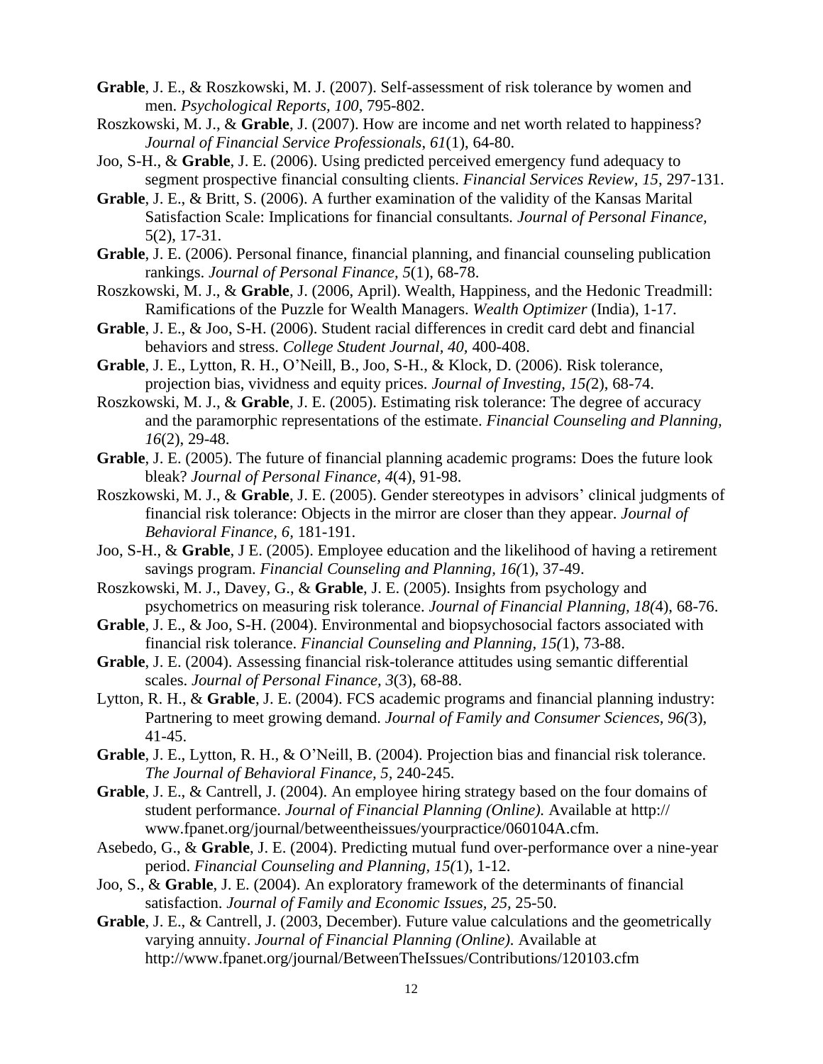**Grable**, J. E., & Roszkowski, M. J. (2007). Self-assessment of risk tolerance by women and men. *Psychological Reports, 100*, 795-802.

Roszkowski, M. J., & **Grable**, J. (2007). How are income and net worth related to happiness? *Journal of Financial Service Professionals*, *61*(1), 64-80.

Joo, S-H., & **Grable**, J. E. (2006). Using predicted perceived emergency fund adequacy to segment prospective financial consulting clients. *Financial Services Review, 15*, 297-131.

**Grable**, J. E., & Britt, S. (2006). A further examination of the validity of the Kansas Marital Satisfaction Scale: Implications for financial consultants. *Journal of Personal Finance,* 5(2), 17-31.

**Grable**, J. E. (2006). Personal finance, financial planning, and financial counseling publication rankings. *Journal of Personal Finance, 5*(1), 68-78.

Roszkowski, M. J., & **Grable**, J. (2006, April). Wealth, Happiness, and the Hedonic Treadmill: Ramifications of the Puzzle for Wealth Managers. *Wealth Optimizer* (India), 1-17.

**Grable**, J. E., & Joo, S-H. (2006). Student racial differences in credit card debt and financial behaviors and stress. *College Student Journal, 40,* 400-408.

**Grable**, J. E., Lytton, R. H., O'Neill, B., Joo, S-H., & Klock, D. (2006). Risk tolerance, projection bias, vividness and equity prices. *Journal of Investing, 15(*2), 68-74.

Roszkowski, M. J., & **Grable**, J. E. (2005). Estimating risk tolerance: The degree of accuracy and the paramorphic representations of the estimate. *Financial Counseling and Planning, 16*(2), 29-48.

**Grable**, J. E. (2005). The future of financial planning academic programs: Does the future look bleak? *Journal of Personal Finance, 4*(4), 91-98.

Roszkowski, M. J., & **Grable**, J. E. (2005). Gender stereotypes in advisors' clinical judgments of financial risk tolerance: Objects in the mirror are closer than they appear. *Journal of Behavioral Finance, 6,* 181-191.

Joo, S-H., & **Grable**, J E. (2005). Employee education and the likelihood of having a retirement savings program. *Financial Counseling and Planning, 16(*1), 37-49.

Roszkowski, M. J., Davey, G., & **Grable**, J. E. (2005). Insights from psychology and psychometrics on measuring risk tolerance. *Journal of Financial Planning, 18(*4), 68-76.

**Grable**, J. E., & Joo, S-H. (2004). Environmental and biopsychosocial factors associated with financial risk tolerance. *Financial Counseling and Planning, 15(*1), 73-88.

**Grable**, J. E. (2004). Assessing financial risk-tolerance attitudes using semantic differential scales. *Journal of Personal Finance, 3*(3), 68-88.

Lytton, R. H., & **Grable**, J. E. (2004). FCS academic programs and financial planning industry: Partnering to meet growing demand. *Journal of Family and Consumer Sciences, 96(*3), 41-45.

**Grable**, J. E., Lytton, R. H., & O'Neill, B. (2004). Projection bias and financial risk tolerance. *The Journal of Behavioral Finance, 5,* 240-245.

**Grable**, J. E., & Cantrell, J. (2004). An employee hiring strategy based on the four domains of student performance. *Journal of Financial Planning (Online).* Available at http:// www.fpanet.org/journal/betweentheissues/yourpractice/060104A.cfm.

Asebedo, G., & **Grable**, J. E. (2004). Predicting mutual fund over-performance over a nine-year period. *Financial Counseling and Planning, 15(*1), 1-12.

Joo, S., & **Grable**, J. E. (2004). An exploratory framework of the determinants of financial satisfaction. *Journal of Family and Economic Issues, 25,* 25-50.

**Grable**, J. E., & Cantrell, J. (2003, December). Future value calculations and the geometrically varying annuity. *Journal of Financial Planning (Online).* Available at http://www.fpanet.org/journal/BetweenTheIssues/Contributions/120103.cfm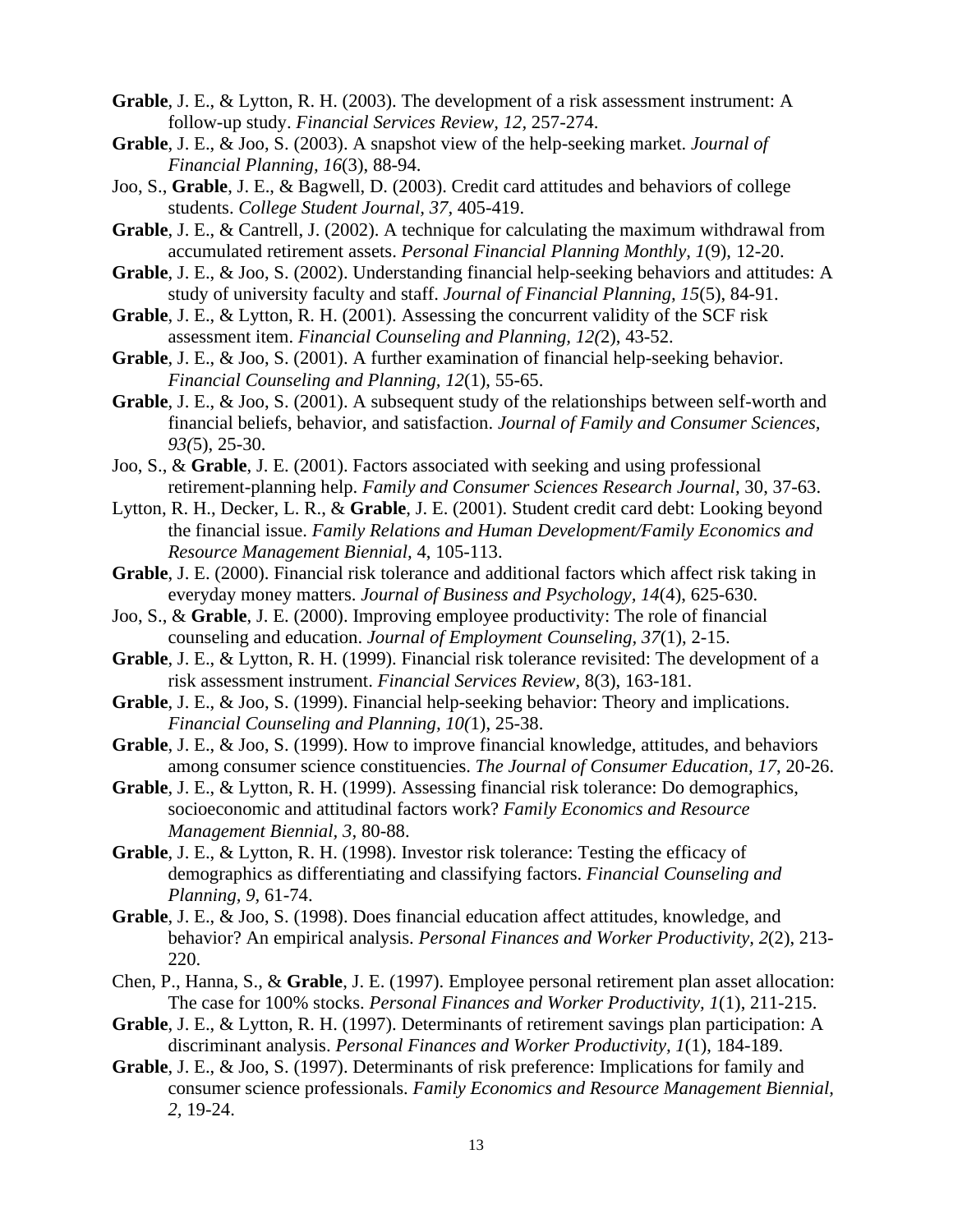**Grable**, J. E., & Lytton, R. H. (2003). The development of a risk assessment instrument: A follow-up study. *Financial Services Review, 12,* 257-274.

**Grable**, J. E., & Joo, S. (2003). A snapshot view of the help-seeking market. *Journal of Financial Planning, 16*(3), 88-94.

Joo, S., **Grable**, J. E., & Bagwell, D. (2003). Credit card attitudes and behaviors of college students. *College Student Journal*, *37*, 405-419.

**Grable**, J. E., & Cantrell, J. (2002). A technique for calculating the maximum withdrawal from accumulated retirement assets. *Personal Financial Planning Monthly, 1*(9), 12-20.

**Grable**, J. E., & Joo, S. (2002). Understanding financial help-seeking behaviors and attitudes: A study of university faculty and staff. *Journal of Financial Planning, 15*(5), 84-91.

**Grable**, J. E., & Lytton, R. H. (2001). Assessing the concurrent validity of the SCF risk assessment item. *Financial Counseling and Planning, 12(*2), 43-52.

**Grable**, J. E., & Joo, S. (2001). A further examination of financial help-seeking behavior. *Financial Counseling and Planning, 12*(1), 55-65.

**Grable**, J. E., & Joo, S. (2001). A subsequent study of the relationships between self-worth and financial beliefs, behavior, and satisfaction. *Journal of Family and Consumer Sciences, 93(*5), 25-30.

Joo, S., & **Grable**, J. E. (2001). Factors associated with seeking and using professional retirement-planning help. *Family and Consumer Sciences Research Journal*, 30, 37-63.

Lytton, R. H., Decker, L. R., & **Grable**, J. E. (2001). Student credit card debt: Looking beyond the financial issue. *Family Relations and Human Development/Family Economics and Resource Management Biennial,* 4, 105-113.

**Grable**, J. E. (2000). Financial risk tolerance and additional factors which affect risk taking in everyday money matters. *Journal of Business and Psychology, 14*(4), 625-630.

Joo, S., & **Grable**, J. E. (2000). Improving employee productivity: The role of financial counseling and education. *Journal of Employment Counseling*, *37*(1), 2-15.

**Grable**, J. E., & Lytton, R. H. (1999). Financial risk tolerance revisited: The development of a risk assessment instrument. *Financial Services Review,* 8(3), 163-181.

**Grable**, J. E., & Joo, S. (1999). Financial help-seeking behavior: Theory and implications. *Financial Counseling and Planning, 10(*1), 25-38.

**Grable**, J. E., & Joo, S. (1999). How to improve financial knowledge, attitudes, and behaviors among consumer science constituencies. *The Journal of Consumer Education, 17*, 20-26.

**Grable**, J. E., & Lytton, R. H. (1999). Assessing financial risk tolerance: Do demographics, socioeconomic and attitudinal factors work? *Family Economics and Resource Management Biennial*, *3*, 80-88.

**Grable**, J. E., & Lytton, R. H. (1998). Investor risk tolerance: Testing the efficacy of demographics as differentiating and classifying factors. *Financial Counseling and Planning*, *9*, 61-74.

**Grable**, J. E., & Joo, S. (1998). Does financial education affect attitudes, knowledge, and behavior? An empirical analysis. *Personal Finances and Worker Productivity, 2*(2), 213-220.

Chen, P., Hanna, S., & **Grable**, J. E. (1997). Employee personal retirement plan asset allocation: The case for 100% stocks. *Personal Finances and Worker Productivity, 1*(1), 211-215.

**Grable**, J. E., & Lytton, R. H. (1997). Determinants of retirement savings plan participation: A discriminant analysis. *Personal Finances and Worker Productivity, 1*(1), 184-189.

**Grable**, J. E., & Joo, S. (1997). Determinants of risk preference: Implications for family and consumer science professionals. *Family Economics and Resource Management Biennial, 2,* 19-24.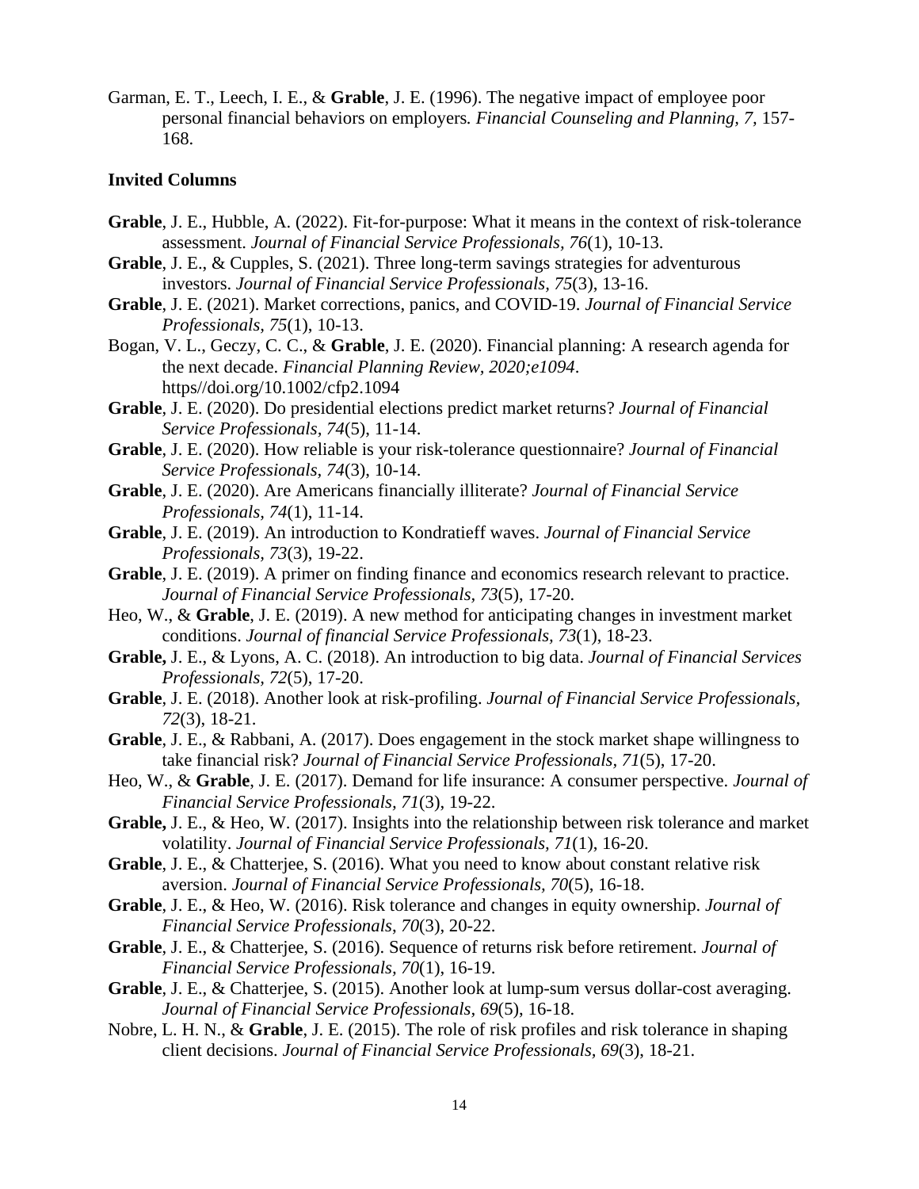Garman, E. T., Leech, I. E., & **Grable**, J. E. (1996). The negative impact of employee poor personal financial behaviors on employers*. Financial Counseling and Planning, 7*, 157-168.

**Invited Columns**

**Grable**, J. E., Hubble, A. (2022). Fit-for-purpose: What it means in the context of risk-tolerance assessment. *Journal of Financial Service Professionals, 76*(1), 10-13.

**Grable**, J. E., & Cupples, S. (2021). Three long-term savings strategies for adventurous investors. *Journal of Financial Service Professionals, 75*(3), 13-16.

**Grable**, J. E. (2021). Market corrections, panics, and COVID-19. *Journal of Financial Service Professionals, 75*(1), 10-13.

Bogan, V. L., Geczy, C. C., & **Grable**, J. E. (2020). Financial planning: A research agenda for the next decade. *Financial Planning Review, 2020;e1094*. https//doi.org/10.1002/cfp2.1094

**Grable**, J. E. (2020). Do presidential elections predict market returns? *Journal of Financial Service Professionals, 74*(5), 11-14.

**Grable**, J. E. (2020). How reliable is your risk-tolerance questionnaire? *Journal of Financial Service Professionals, 74*(3), 10-14.

**Grable**, J. E. (2020). Are Americans financially illiterate? *Journal of Financial Service Professionals, 74*(1), 11-14.

**Grable**, J. E. (2019). An introduction to Kondratieff waves. *Journal of Financial Service Professionals, 73*(3), 19-22.

**Grable**, J. E. (2019). A primer on finding finance and economics research relevant to practice. *Journal of Financial Service Professionals, 73*(5), 17-20.

Heo, W., & **Grable**, J. E. (2019). A new method for anticipating changes in investment market conditions. *Journal of financial Service Professionals, 73*(1), 18-23.

**Grable,** J. E., & Lyons, A. C. (2018). An introduction to big data. *Journal of Financial Services Professionals, 72*(5), 17-20.

**Grable**, J. E. (2018). Another look at risk-profiling. *Journal of Financial Service Professionals, 72*(3), 18-21.

**Grable**, J. E., & Rabbani, A. (2017). Does engagement in the stock market shape willingness to take financial risk? *Journal of Financial Service Professionals, 71*(5), 17-20.

Heo, W., & **Grable**, J. E. (2017). Demand for life insurance: A consumer perspective. *Journal of Financial Service Professionals, 71*(3), 19-22.

**Grable,** J. E., & Heo, W. (2017). Insights into the relationship between risk tolerance and market volatility. *Journal of Financial Service Professionals, 71*(1), 16-20.

**Grable**, J. E., & Chatterjee, S. (2016). What you need to know about constant relative risk aversion. *Journal of Financial Service Professionals, 70*(5), 16-18.

**Grable**, J. E., & Heo, W. (2016). Risk tolerance and changes in equity ownership. *Journal of Financial Service Professionals, 70*(3), 20-22.

**Grable**, J. E., & Chatterjee, S. (2016). Sequence of returns risk before retirement. *Journal of Financial Service Professionals, 70*(1), 16-19.

**Grable**, J. E., & Chatterjee, S. (2015). Another look at lump-sum versus dollar-cost averaging. *Journal of Financial Service Professionals, 69*(5), 16-18.

Nobre, L. H. N., & **Grable**, J. E. (2015). The role of risk profiles and risk tolerance in shaping client decisions. *Journal of Financial Service Professionals, 69*(3), 18-21.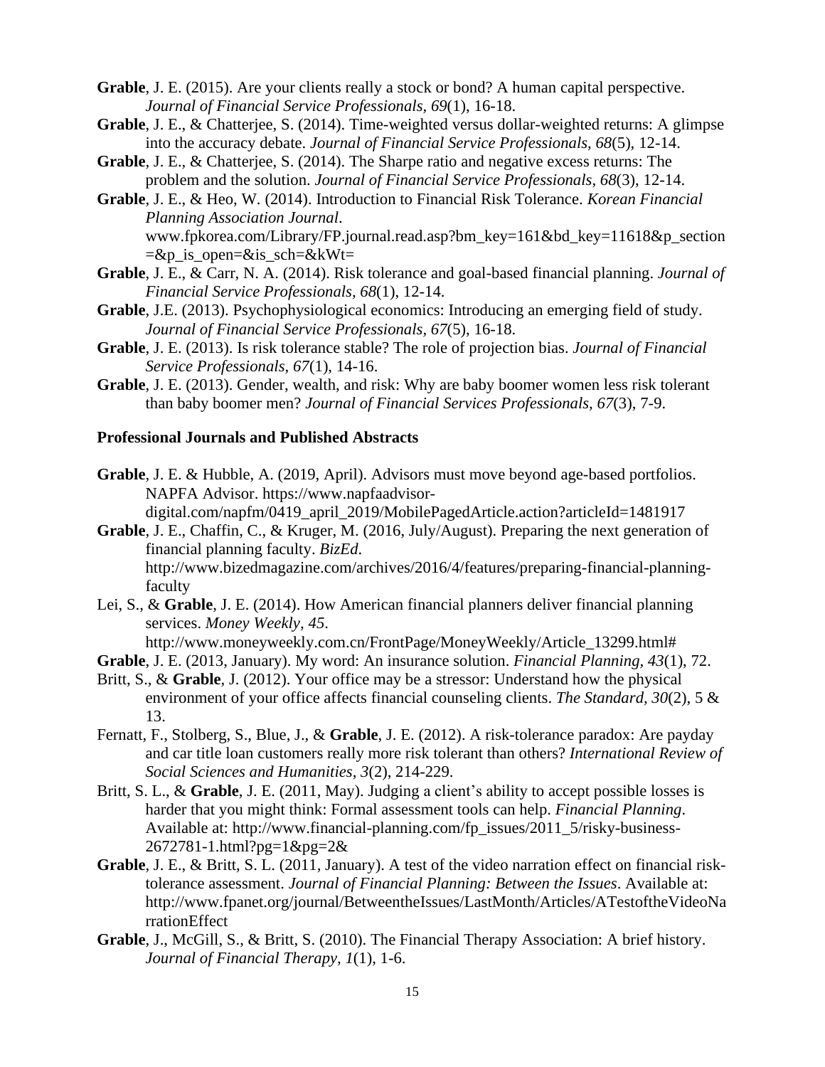**Grable**, J. E. (2015). Are your clients really a stock or bond? A human capital perspective. *Journal of Financial Service Professionals*, *69*(1), 16-18.

**Grable**, J. E., & Chatterjee, S. (2014). Time-weighted versus dollar-weighted returns: A glimpse into the accuracy debate. *Journal of Financial Service Professionals*, *68*(5), 12-14.

**Grable**, J. E., & Chatterjee, S. (2014). The Sharpe ratio and negative excess returns: The problem and the solution. *Journal of Financial Service Professionals*, *68*(3), 12-14.

**Grable**, J. E., & Heo, W. (2014). Introduction to Financial Risk Tolerance. *Korean Financial Planning Association Journal*. www.fpkorea.com/Library/FP.journal.read.asp?bm_key=161&bd_key=11618&p_section=&p_is_open=&is_sch=&kWt=

**Grable**, J. E., & Carr, N. A. (2014). Risk tolerance and goal-based financial planning. *Journal of Financial Service Professionals, 68*(1), 12-14.

**Grable**, J.E. (2013). Psychophysiological economics: Introducing an emerging field of study. *Journal of Financial Service Professionals*, *67*(5), 16-18.

**Grable**, J. E. (2013). Is risk tolerance stable? The role of projection bias. *Journal of Financial Service Professionals, 67*(1), 14-16.

**Grable**, J. E. (2013). Gender, wealth, and risk: Why are baby boomer women less risk tolerant than baby boomer men? *Journal of Financial Services Professionals*, *67*(3), 7-9.

### Professional Journals and Published Abstracts

**Grable**, J. E. & Hubble, A. (2019, April). Advisors must move beyond age-based portfolios. NAPFA Advisor. https://www.napfaadvisor-digital.com/napfm/0419_april_2019/MobilePagedArticle.action?articleId=1481917

**Grable**, J. E., Chaffin, C., & Kruger, M. (2016, July/August). Preparing the next generation of financial planning faculty. *BizEd*. http://www.bizedmagazine.com/archives/2016/4/features/preparing-financial-planning-faculty

Lei, S., & **Grable**, J. E. (2014). How American financial planners deliver financial planning services. *Money Weekly*, *45*. http://www.moneyweekly.com.cn/FrontPage/MoneyWeekly/Article_13299.html#

**Grable**, J. E. (2013, January). My word: An insurance solution. *Financial Planning*, *43*(1), 72.

Britt, S., & **Grable**, J. (2012). Your office may be a stressor: Understand how the physical environment of your office affects financial counseling clients. *The Standard*, *30*(2), 5 & 13.

Fernatt, F., Stolberg, S., Blue, J., & **Grable**, J. E. (2012). A risk-tolerance paradox: Are payday and car title loan customers really more risk tolerant than others? *International Review of Social Sciences and Humanities*, *3*(2), 214-229.

Britt, S. L., & **Grable**, J. E. (2011, May). Judging a client's ability to accept possible losses is harder that you might think: Formal assessment tools can help. *Financial Planning*. Available at: http://www.financial-planning.com/fp_issues/2011_5/risky-business-2672781-1.html?pg=1&pg=2&

**Grable**, J. E., & Britt, S. L. (2011, January). A test of the video narration effect on financial risk-tolerance assessment. *Journal of Financial Planning: Between the Issues*. Available at: http://www.fpanet.org/journal/BetweentheIssues/LastMonth/Articles/ATestoftheVideoNarrationEffect

**Grable**, J., McGill, S., & Britt, S. (2010). The Financial Therapy Association: A brief history. *Journal of Financial Therapy*, *1*(1), 1-6.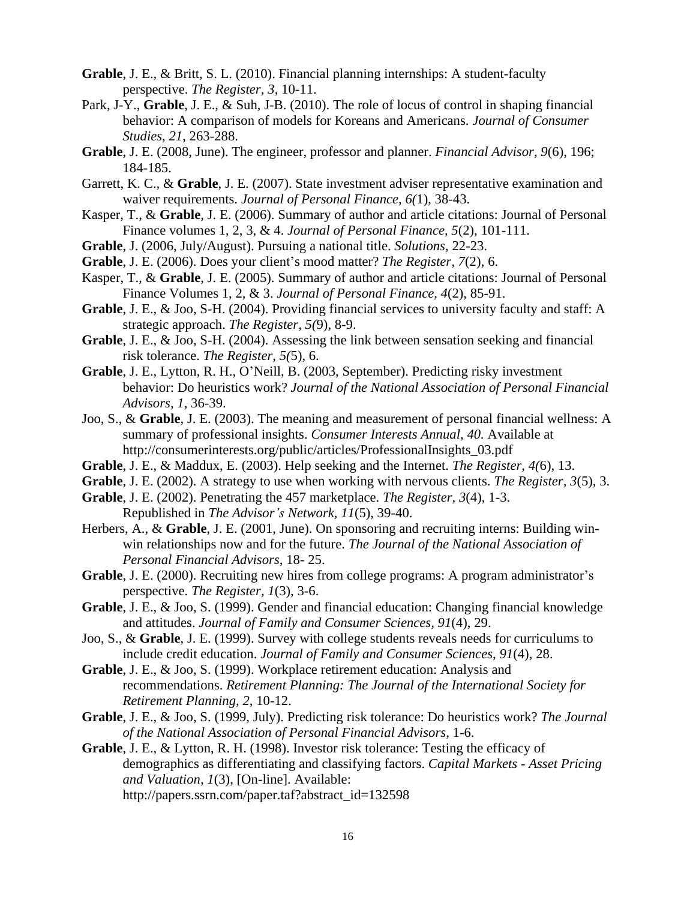**Grable**, J. E., & Britt, S. L. (2010). Financial planning internships: A student-faculty perspective. *The Register, 3*, 10-11.

Park, J-Y., **Grable**, J. E., & Suh, J-B. (2010). The role of locus of control in shaping financial behavior: A comparison of models for Koreans and Americans. *Journal of Consumer Studies, 21*, 263-288.

**Grable**, J. E. (2008, June). The engineer, professor and planner. *Financial Advisor, 9*(6), 196; 184-185.

Garrett, K. C., & **Grable**, J. E. (2007). State investment adviser representative examination and waiver requirements. *Journal of Personal Finance, 6(*1), 38-43.

Kasper, T., & **Grable**, J. E. (2006). Summary of author and article citations: Journal of Personal Finance volumes 1, 2, 3, & 4. *Journal of Personal Finance, 5*(2), 101-111.

**Grable**, J. (2006, July/August). Pursuing a national title. *Solutions*, 22-23.

**Grable**, J. E. (2006). Does your client's mood matter? *The Register, 7*(2), 6.

Kasper, T., & **Grable**, J. E. (2005). Summary of author and article citations: Journal of Personal Finance Volumes 1, 2, & 3. *Journal of Personal Finance, 4*(2), 85-91.

**Grable**, J. E., & Joo, S-H. (2004). Providing financial services to university faculty and staff: A strategic approach. *The Register, 5(*9), 8-9.

**Grable**, J. E., & Joo, S-H. (2004). Assessing the link between sensation seeking and financial risk tolerance. *The Register, 5(*5), 6.

**Grable**, J. E., Lytton, R. H., O'Neill, B. (2003, September). Predicting risky investment behavior: Do heuristics work? *Journal of the National Association of Personal Financial Advisors, 1*, 36-39.

Joo, S., & **Grable**, J. E. (2003). The meaning and measurement of personal financial wellness: A summary of professional insights. *Consumer Interests Annual, 40.* Available at http://consumerinterests.org/public/articles/ProfessionalInsights_03.pdf

**Grable**, J. E., & Maddux, E. (2003). Help seeking and the Internet. *The Register, 4(*6), 13.

**Grable**, J. E. (2002). A strategy to use when working with nervous clients. *The Register, 3*(5), 3.

**Grable**, J. E. (2002). Penetrating the 457 marketplace. *The Register, 3*(4), 1-3. Republished in *The Advisor's Network, 11*(5), 39-40.

Herbers, A., & **Grable**, J. E. (2001, June). On sponsoring and recruiting interns: Building win-win relationships now and for the future. *The Journal of the National Association of Personal Financial Advisors,* 18- 25.

**Grable**, J. E. (2000). Recruiting new hires from college programs: A program administrator's perspective. *The Register, 1*(3), 3-6.

**Grable**, J. E., & Joo, S. (1999). Gender and financial education: Changing financial knowledge and attitudes. *Journal of Family and Consumer Sciences, 91*(4), 29.

Joo, S., & **Grable**, J. E. (1999). Survey with college students reveals needs for curriculums to include credit education. *Journal of Family and Consumer Sciences, 91*(4), 28.

**Grable**, J. E., & Joo, S. (1999). Workplace retirement education: Analysis and recommendations. *Retirement Planning: The Journal of the International Society for Retirement Planning, 2,* 10-12.

**Grable**, J. E., & Joo, S. (1999, July). Predicting risk tolerance: Do heuristics work? *The Journal of the National Association of Personal Financial Advisors*, 1-6.

**Grable**, J. E., & Lytton, R. H. (1998). Investor risk tolerance: Testing the efficacy of demographics as differentiating and classifying factors. *Capital Markets - Asset Pricing and Valuation, 1*(3), [On-line]. Available: http://papers.ssrn.com/paper.taf?abstract_id=132598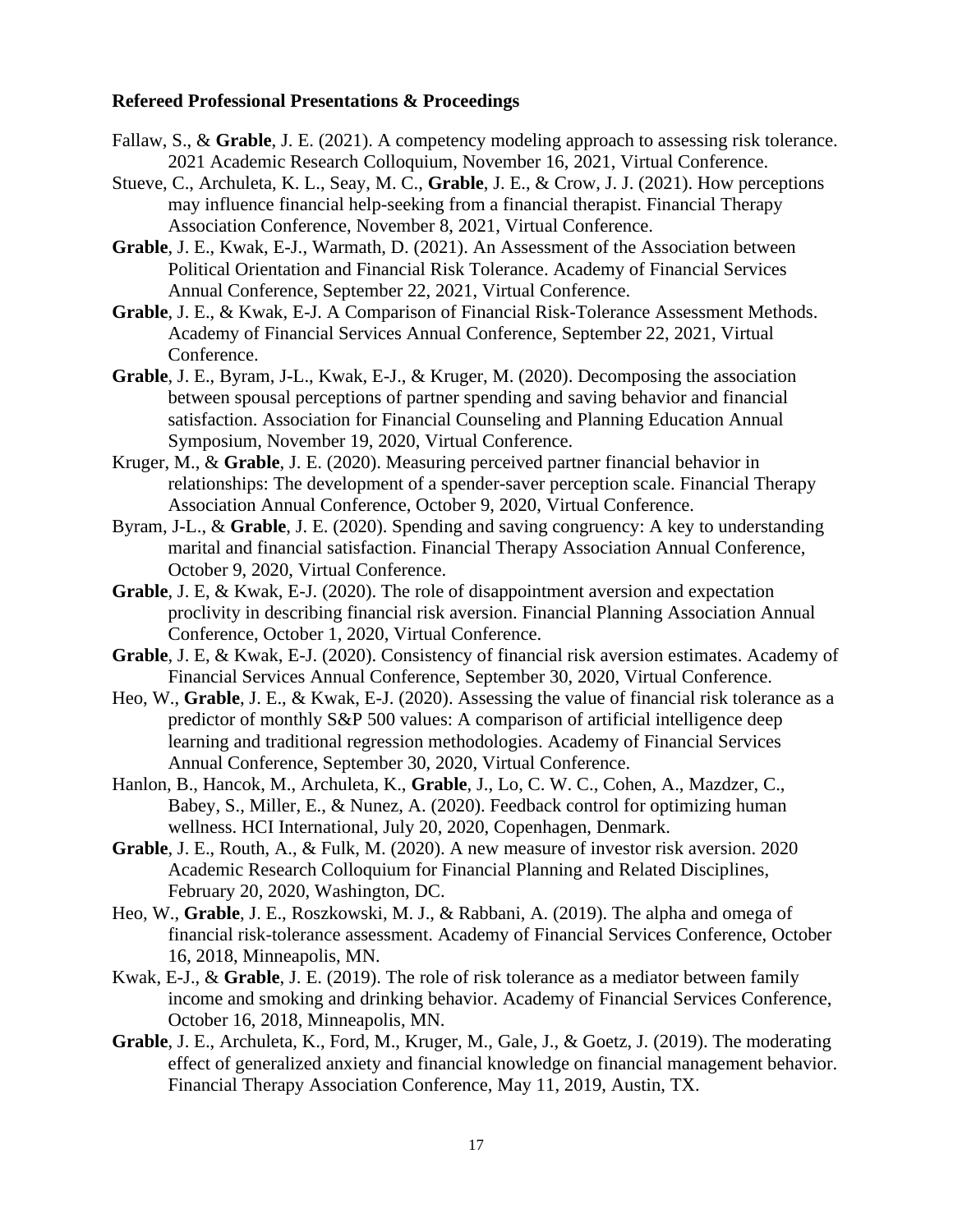**Refereed Professional Presentations & Proceedings**

Fallaw, S., & **Grable**, J. E. (2021). A competency modeling approach to assessing risk tolerance. 2021 Academic Research Colloquium, November 16, 2021, Virtual Conference.

Stueve, C., Archuleta, K. L., Seay, M. C., **Grable**, J. E., & Crow, J. J. (2021). How perceptions may influence financial help-seeking from a financial therapist. Financial Therapy Association Conference, November 8, 2021, Virtual Conference.

**Grable**, J. E., Kwak, E-J., Warmath, D. (2021). An Assessment of the Association between Political Orientation and Financial Risk Tolerance. Academy of Financial Services Annual Conference, September 22, 2021, Virtual Conference.

**Grable**, J. E., & Kwak, E-J. A Comparison of Financial Risk-Tolerance Assessment Methods. Academy of Financial Services Annual Conference, September 22, 2021, Virtual Conference.

**Grable**, J. E., Byram, J-L., Kwak, E-J., & Kruger, M. (2020). Decomposing the association between spousal perceptions of partner spending and saving behavior and financial satisfaction. Association for Financial Counseling and Planning Education Annual Symposium, November 19, 2020, Virtual Conference.

Kruger, M., & **Grable**, J. E. (2020). Measuring perceived partner financial behavior in relationships: The development of a spender-saver perception scale. Financial Therapy Association Annual Conference, October 9, 2020, Virtual Conference.

Byram, J-L., & **Grable**, J. E. (2020). Spending and saving congruency: A key to understanding marital and financial satisfaction. Financial Therapy Association Annual Conference, October 9, 2020, Virtual Conference.

**Grable**, J. E, & Kwak, E-J. (2020). The role of disappointment aversion and expectation proclivity in describing financial risk aversion. Financial Planning Association Annual Conference, October 1, 2020, Virtual Conference.

**Grable**, J. E, & Kwak, E-J. (2020). Consistency of financial risk aversion estimates. Academy of Financial Services Annual Conference, September 30, 2020, Virtual Conference.

Heo, W., **Grable**, J. E., & Kwak, E-J. (2020). Assessing the value of financial risk tolerance as a predictor of monthly S&P 500 values: A comparison of artificial intelligence deep learning and traditional regression methodologies. Academy of Financial Services Annual Conference, September 30, 2020, Virtual Conference.

Hanlon, B., Hancok, M., Archuleta, K., **Grable**, J., Lo, C. W. C., Cohen, A., Mazdzer, C., Babey, S., Miller, E., & Nunez, A. (2020). Feedback control for optimizing human wellness. HCI International, July 20, 2020, Copenhagen, Denmark.

**Grable**, J. E., Routh, A., & Fulk, M. (2020). A new measure of investor risk aversion. 2020 Academic Research Colloquium for Financial Planning and Related Disciplines, February 20, 2020, Washington, DC.

Heo, W., **Grable**, J. E., Roszkowski, M. J., & Rabbani, A. (2019). The alpha and omega of financial risk-tolerance assessment. Academy of Financial Services Conference, October 16, 2018, Minneapolis, MN.

Kwak, E-J., & **Grable**, J. E. (2019). The role of risk tolerance as a mediator between family income and smoking and drinking behavior. Academy of Financial Services Conference, October 16, 2018, Minneapolis, MN.

**Grable**, J. E., Archuleta, K., Ford, M., Kruger, M., Gale, J., & Goetz, J. (2019). The moderating effect of generalized anxiety and financial knowledge on financial management behavior. Financial Therapy Association Conference, May 11, 2019, Austin, TX.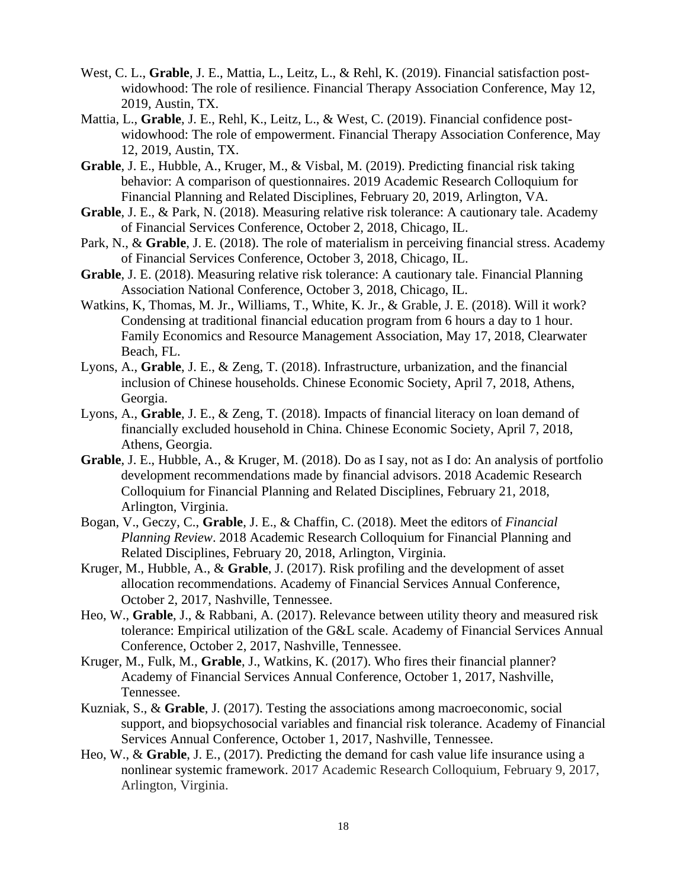West, C. L., **Grable**, J. E., Mattia, L., Leitz, L., & Rehl, K. (2019). Financial satisfaction post-widowhood: The role of resilience. Financial Therapy Association Conference, May 12, 2019, Austin, TX.

Mattia, L., **Grable**, J. E., Rehl, K., Leitz, L., & West, C. (2019). Financial confidence post-widowhood: The role of empowerment. Financial Therapy Association Conference, May 12, 2019, Austin, TX.

**Grable**, J. E., Hubble, A., Kruger, M., & Visbal, M. (2019). Predicting financial risk taking behavior: A comparison of questionnaires. 2019 Academic Research Colloquium for Financial Planning and Related Disciplines, February 20, 2019, Arlington, VA.

**Grable**, J. E., & Park, N. (2018). Measuring relative risk tolerance: A cautionary tale. Academy of Financial Services Conference, October 2, 2018, Chicago, IL.

Park, N., & **Grable**, J. E. (2018). The role of materialism in perceiving financial stress. Academy of Financial Services Conference, October 3, 2018, Chicago, IL.

**Grable**, J. E. (2018). Measuring relative risk tolerance: A cautionary tale. Financial Planning Association National Conference, October 3, 2018, Chicago, IL.

Watkins, K, Thomas, M. Jr., Williams, T., White, K. Jr., & Grable, J. E. (2018). Will it work? Condensing at traditional financial education program from 6 hours a day to 1 hour. Family Economics and Resource Management Association, May 17, 2018, Clearwater Beach, FL.

Lyons, A., **Grable**, J. E., & Zeng, T. (2018). Infrastructure, urbanization, and the financial inclusion of Chinese households. Chinese Economic Society, April 7, 2018, Athens, Georgia.

Lyons, A., **Grable**, J. E., & Zeng, T. (2018). Impacts of financial literacy on loan demand of financially excluded household in China. Chinese Economic Society, April 7, 2018, Athens, Georgia.

**Grable**, J. E., Hubble, A., & Kruger, M. (2018). Do as I say, not as I do: An analysis of portfolio development recommendations made by financial advisors. 2018 Academic Research Colloquium for Financial Planning and Related Disciplines, February 21, 2018, Arlington, Virginia.

Bogan, V., Geczy, C., **Grable**, J. E., & Chaffin, C. (2018). Meet the editors of *Financial Planning Review*. 2018 Academic Research Colloquium for Financial Planning and Related Disciplines, February 20, 2018, Arlington, Virginia.

Kruger, M., Hubble, A., & **Grable**, J. (2017). Risk profiling and the development of asset allocation recommendations. Academy of Financial Services Annual Conference, October 2, 2017, Nashville, Tennessee.

Heo, W., **Grable**, J., & Rabbani, A. (2017). Relevance between utility theory and measured risk tolerance: Empirical utilization of the G&L scale. Academy of Financial Services Annual Conference, October 2, 2017, Nashville, Tennessee.

Kruger, M., Fulk, M., **Grable**, J., Watkins, K. (2017). Who fires their financial planner? Academy of Financial Services Annual Conference, October 1, 2017, Nashville, Tennessee.

Kuzniak, S., & **Grable**, J. (2017). Testing the associations among macroeconomic, social support, and biopsychosocial variables and financial risk tolerance. Academy of Financial Services Annual Conference, October 1, 2017, Nashville, Tennessee.

Heo, W., & **Grable**, J. E., (2017). Predicting the demand for cash value life insurance using a nonlinear systemic framework. 2017 Academic Research Colloquium, February 9, 2017, Arlington, Virginia.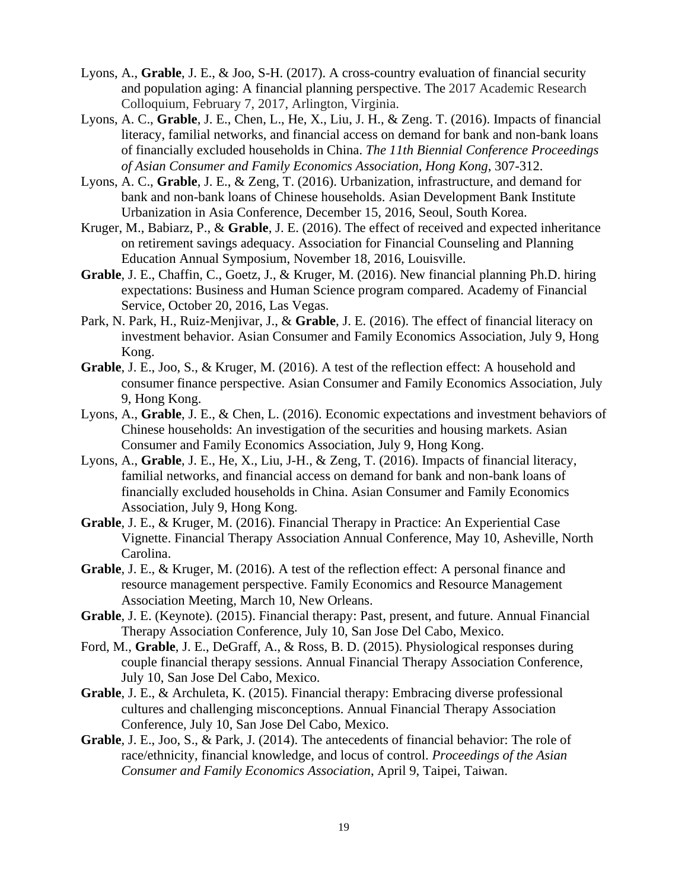Lyons, A., **Grable**, J. E., & Joo, S-H. (2017). A cross-country evaluation of financial security and population aging: A financial planning perspective. The 2017 Academic Research Colloquium, February 7, 2017, Arlington, Virginia.

Lyons, A. C., **Grable**, J. E., Chen, L., He, X., Liu, J. H., & Zeng. T. (2016). Impacts of financial literacy, familial networks, and financial access on demand for bank and non-bank loans of financially excluded households in China. *The 11th Biennial Conference Proceedings of Asian Consumer and Family Economics Association, Hong Kong*, 307-312.

Lyons, A. C., **Grable**, J. E., & Zeng, T. (2016). Urbanization, infrastructure, and demand for bank and non-bank loans of Chinese households. Asian Development Bank Institute Urbanization in Asia Conference, December 15, 2016, Seoul, South Korea.

Kruger, M., Babiarz, P., & **Grable**, J. E. (2016). The effect of received and expected inheritance on retirement savings adequacy. Association for Financial Counseling and Planning Education Annual Symposium, November 18, 2016, Louisville.

**Grable**, J. E., Chaffin, C., Goetz, J., & Kruger, M. (2016). New financial planning Ph.D. hiring expectations: Business and Human Science program compared. Academy of Financial Service, October 20, 2016, Las Vegas.

Park, N. Park, H., Ruiz-Menjivar, J., & **Grable**, J. E. (2016). The effect of financial literacy on investment behavior. Asian Consumer and Family Economics Association, July 9, Hong Kong.

**Grable**, J. E., Joo, S., & Kruger, M. (2016). A test of the reflection effect: A household and consumer finance perspective. Asian Consumer and Family Economics Association, July 9, Hong Kong.

Lyons, A., **Grable**, J. E., & Chen, L. (2016). Economic expectations and investment behaviors of Chinese households: An investigation of the securities and housing markets. Asian Consumer and Family Economics Association, July 9, Hong Kong.

Lyons, A., **Grable**, J. E., He, X., Liu, J-H., & Zeng, T. (2016). Impacts of financial literacy, familial networks, and financial access on demand for bank and non-bank loans of financially excluded households in China. Asian Consumer and Family Economics Association, July 9, Hong Kong.

**Grable**, J. E., & Kruger, M. (2016). Financial Therapy in Practice: An Experiential Case Vignette. Financial Therapy Association Annual Conference, May 10, Asheville, North Carolina.

**Grable**, J. E., & Kruger, M. (2016). A test of the reflection effect: A personal finance and resource management perspective. Family Economics and Resource Management Association Meeting, March 10, New Orleans.

**Grable**, J. E. (Keynote). (2015). Financial therapy: Past, present, and future. Annual Financial Therapy Association Conference, July 10, San Jose Del Cabo, Mexico.

Ford, M., **Grable**, J. E., DeGraff, A., & Ross, B. D. (2015). Physiological responses during couple financial therapy sessions. Annual Financial Therapy Association Conference, July 10, San Jose Del Cabo, Mexico.

**Grable**, J. E., & Archuleta, K. (2015). Financial therapy: Embracing diverse professional cultures and challenging misconceptions. Annual Financial Therapy Association Conference, July 10, San Jose Del Cabo, Mexico.

**Grable**, J. E., Joo, S., & Park, J. (2014). The antecedents of financial behavior: The role of race/ethnicity, financial knowledge, and locus of control. *Proceedings of the Asian Consumer and Family Economics Association*, April 9, Taipei, Taiwan.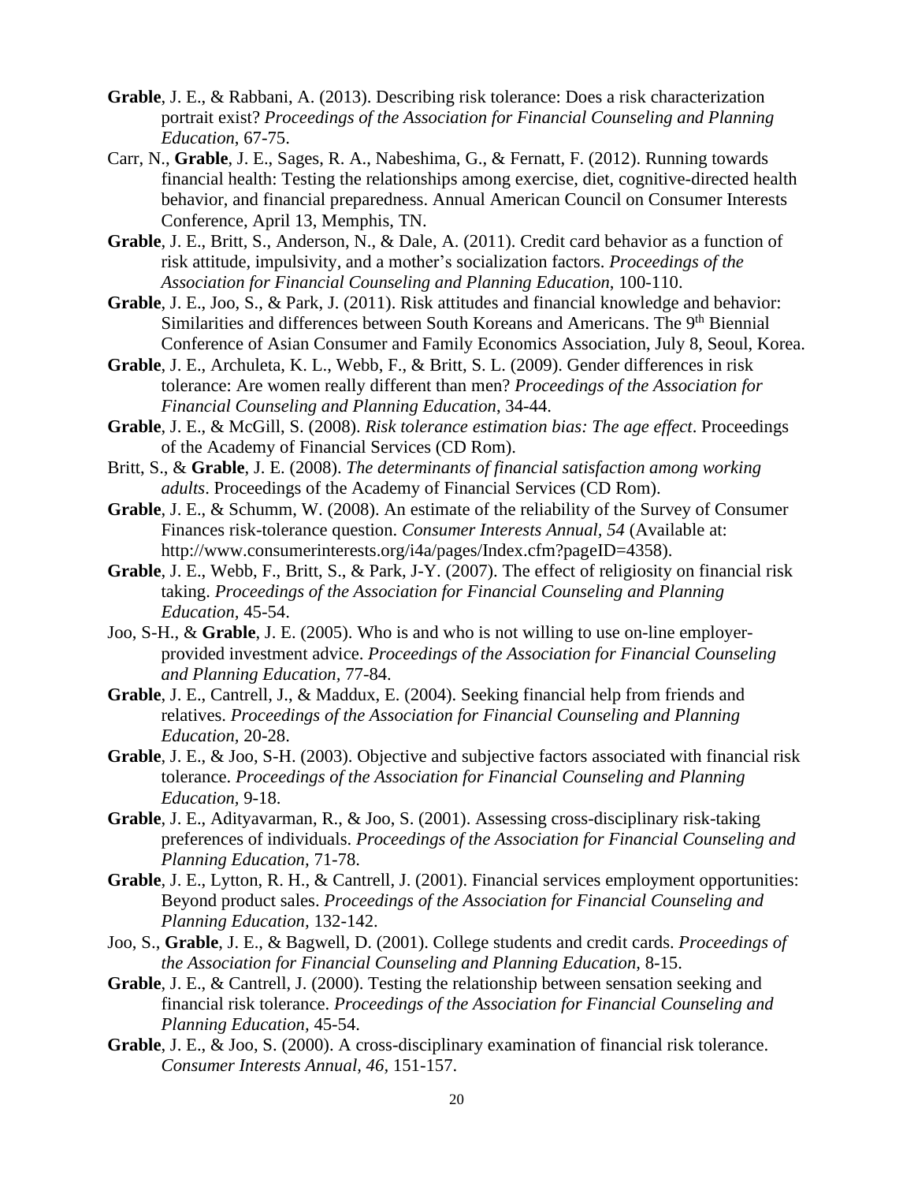**Grable**, J. E., & Rabbani, A. (2013). Describing risk tolerance: Does a risk characterization portrait exist? *Proceedings of the Association for Financial Counseling and Planning Education*, 67-75.

Carr, N., **Grable**, J. E., Sages, R. A., Nabeshima, G., & Fernatt, F. (2012). Running towards financial health: Testing the relationships among exercise, diet, cognitive-directed health behavior, and financial preparedness. Annual American Council on Consumer Interests Conference, April 13, Memphis, TN.

**Grable**, J. E., Britt, S., Anderson, N., & Dale, A. (2011). Credit card behavior as a function of risk attitude, impulsivity, and a mother's socialization factors. *Proceedings of the Association for Financial Counseling and Planning Education*, 100-110.

**Grable**, J. E., Joo, S., & Park, J. (2011). Risk attitudes and financial knowledge and behavior: Similarities and differences between South Koreans and Americans. The 9th Biennial Conference of Asian Consumer and Family Economics Association, July 8, Seoul, Korea.

**Grable**, J. E., Archuleta, K. L., Webb, F., & Britt, S. L. (2009). Gender differences in risk tolerance: Are women really different than men? *Proceedings of the Association for Financial Counseling and Planning Education*, 34-44.

**Grable**, J. E., & McGill, S. (2008). *Risk tolerance estimation bias: The age effect*. Proceedings of the Academy of Financial Services (CD Rom).

Britt, S., & **Grable**, J. E. (2008). *The determinants of financial satisfaction among working adults*. Proceedings of the Academy of Financial Services (CD Rom).

**Grable**, J. E., & Schumm, W. (2008). An estimate of the reliability of the Survey of Consumer Finances risk-tolerance question. *Consumer Interests Annual, 54* (Available at: http://www.consumerinterests.org/i4a/pages/Index.cfm?pageID=4358).

**Grable**, J. E., Webb, F., Britt, S., & Park, J-Y. (2007). The effect of religiosity on financial risk taking. *Proceedings of the Association for Financial Counseling and Planning Education,* 45-54.

Joo, S-H., & **Grable**, J. E. (2005). Who is and who is not willing to use on-line employer-provided investment advice. *Proceedings of the Association for Financial Counseling and Planning Education*, 77-84.

**Grable**, J. E., Cantrell, J., & Maddux, E. (2004). Seeking financial help from friends and relatives. *Proceedings of the Association for Financial Counseling and Planning Education,* 20-28.

**Grable**, J. E., & Joo, S-H. (2003). Objective and subjective factors associated with financial risk tolerance. *Proceedings of the Association for Financial Counseling and Planning Education,* 9-18.

**Grable**, J. E., Adityavarman, R., & Joo, S. (2001). Assessing cross-disciplinary risk-taking preferences of individuals. *Proceedings of the Association for Financial Counseling and Planning Education,* 71-78.

**Grable**, J. E., Lytton, R. H., & Cantrell, J. (2001). Financial services employment opportunities: Beyond product sales. *Proceedings of the Association for Financial Counseling and Planning Education*, 132-142.

Joo, S., **Grable**, J. E., & Bagwell, D. (2001). College students and credit cards. *Proceedings of the Association for Financial Counseling and Planning Education,* 8-15.

**Grable**, J. E., & Cantrell, J. (2000). Testing the relationship between sensation seeking and financial risk tolerance. *Proceedings of the Association for Financial Counseling and Planning Education*, 45-54.

**Grable**, J. E., & Joo, S. (2000). A cross-disciplinary examination of financial risk tolerance. *Consumer Interests Annual, 46*, 151-157.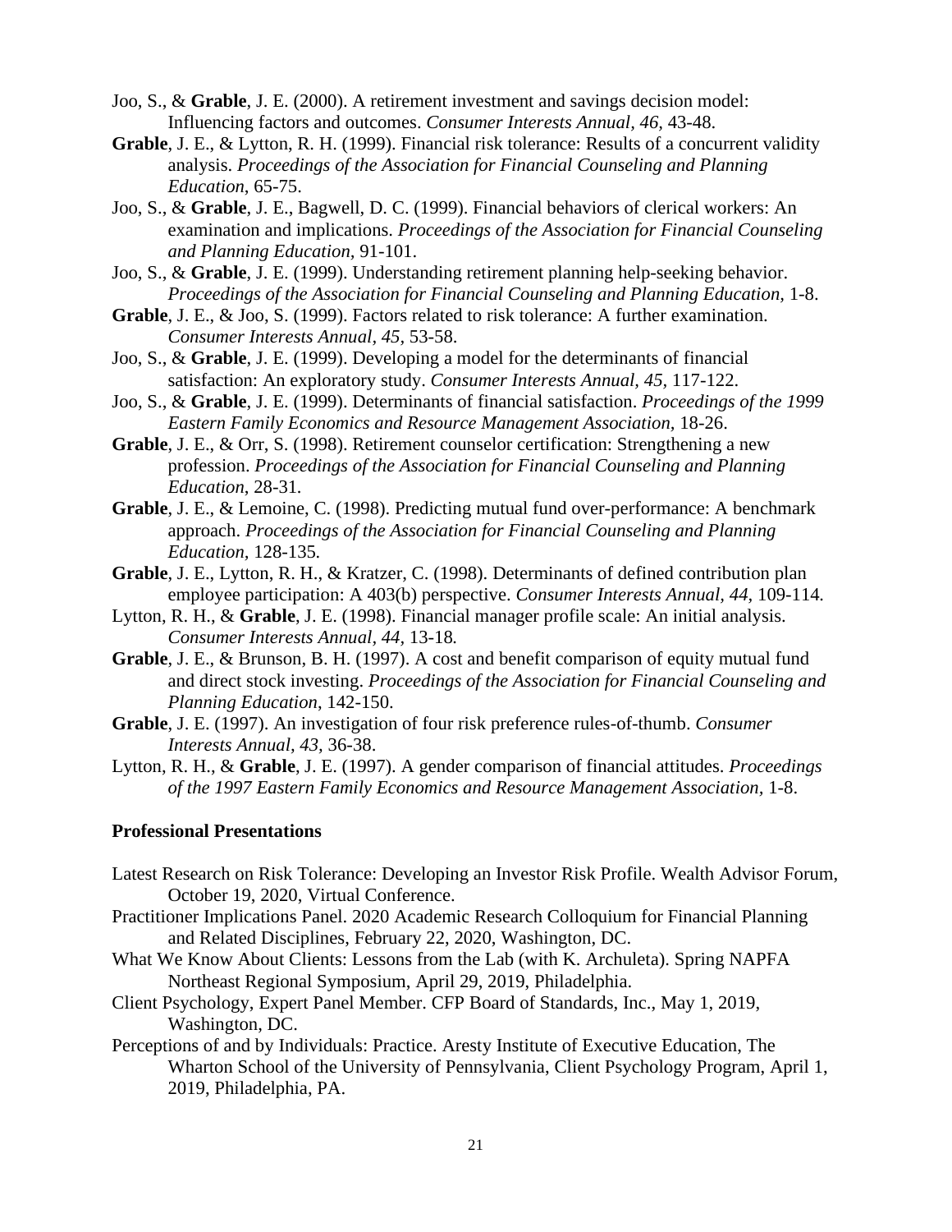Joo, S., & **Grable**, J. E. (2000). A retirement investment and savings decision model: Influencing factors and outcomes. *Consumer Interests Annual, 46,* 43-48.

**Grable**, J. E., & Lytton, R. H. (1999). Financial risk tolerance: Results of a concurrent validity analysis. *Proceedings of the Association for Financial Counseling and Planning Education*, 65-75.

Joo, S., & **Grable**, J. E., Bagwell, D. C. (1999). Financial behaviors of clerical workers: An examination and implications. *Proceedings of the Association for Financial Counseling and Planning Education,* 91-101.

Joo, S., & **Grable**, J. E. (1999). Understanding retirement planning help-seeking behavior. *Proceedings of the Association for Financial Counseling and Planning Education,* 1-8.

**Grable**, J. E., & Joo, S. (1999). Factors related to risk tolerance: A further examination. *Consumer Interests Annual, 45,* 53-58.

Joo, S., & **Grable**, J. E. (1999). Developing a model for the determinants of financial satisfaction: An exploratory study. *Consumer Interests Annual, 45,* 117-122.

Joo, S., & **Grable**, J. E. (1999). Determinants of financial satisfaction. *Proceedings of the 1999 Eastern Family Economics and Resource Management Association,* 18-26.

**Grable**, J. E., & Orr, S. (1998). Retirement counselor certification: Strengthening a new profession. *Proceedings of the Association for Financial Counseling and Planning Education*, 28-31*.*

**Grable**, J. E., & Lemoine, C. (1998). Predicting mutual fund over-performance: A benchmark approach. *Proceedings of the Association for Financial Counseling and Planning Education,* 128-135*.*

**Grable**, J. E., Lytton, R. H., & Kratzer, C. (1998). Determinants of defined contribution plan employee participation: A 403(b) perspective. *Consumer Interests Annual, 44,* 109-114*.*

Lytton, R. H., & **Grable**, J. E. (1998). Financial manager profile scale: An initial analysis. *Consumer Interests Annual, 44,* 13-18*.*

**Grable**, J. E., & Brunson, B. H. (1997). A cost and benefit comparison of equity mutual fund and direct stock investing. *Proceedings of the Association for Financial Counseling and Planning Education*, 142-150.

**Grable**, J. E. (1997). An investigation of four risk preference rules-of-thumb. *Consumer Interests Annual, 43,* 36-38.

Lytton, R. H., & **Grable**, J. E. (1997). A gender comparison of financial attitudes. *Proceedings of the 1997 Eastern Family Economics and Resource Management Association*, 1-8.

**Professional Presentations**

Latest Research on Risk Tolerance: Developing an Investor Risk Profile. Wealth Advisor Forum, October 19, 2020, Virtual Conference.

Practitioner Implications Panel. 2020 Academic Research Colloquium for Financial Planning and Related Disciplines, February 22, 2020, Washington, DC.

What We Know About Clients: Lessons from the Lab (with K. Archuleta). Spring NAPFA Northeast Regional Symposium, April 29, 2019, Philadelphia.

Client Psychology, Expert Panel Member. CFP Board of Standards, Inc., May 1, 2019, Washington, DC.

Perceptions of and by Individuals: Practice. Aresty Institute of Executive Education, The Wharton School of the University of Pennsylvania, Client Psychology Program, April 1, 2019, Philadelphia, PA.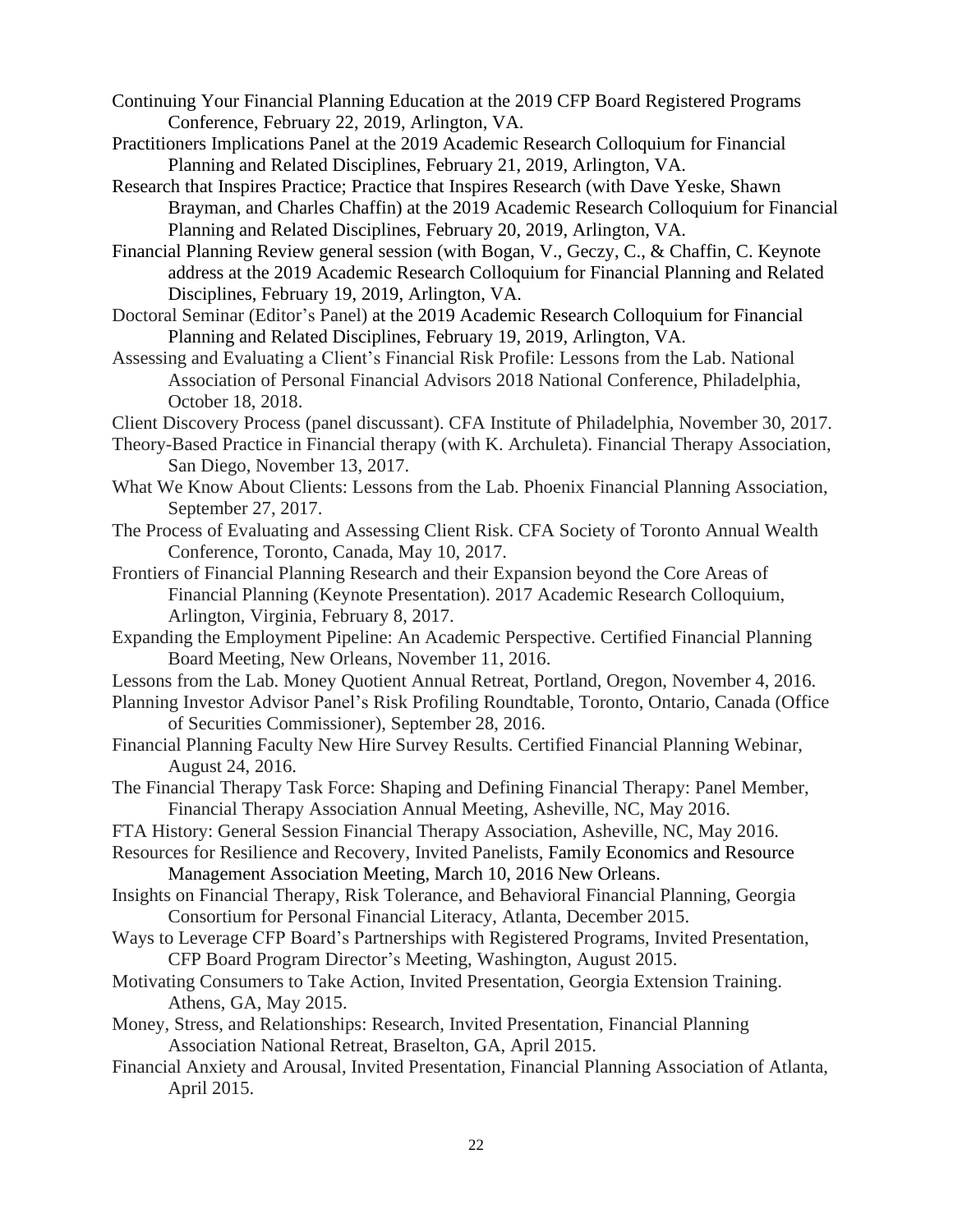Continuing Your Financial Planning Education at the 2019 CFP Board Registered Programs Conference, February 22, 2019, Arlington, VA.

Practitioners Implications Panel at the 2019 Academic Research Colloquium for Financial Planning and Related Disciplines, February 21, 2019, Arlington, VA.

Research that Inspires Practice; Practice that Inspires Research (with Dave Yeske, Shawn Brayman, and Charles Chaffin) at the 2019 Academic Research Colloquium for Financial Planning and Related Disciplines, February 20, 2019, Arlington, VA.

Financial Planning Review general session (with Bogan, V., Geczy, C., & Chaffin, C. Keynote address at the 2019 Academic Research Colloquium for Financial Planning and Related Disciplines, February 19, 2019, Arlington, VA.

Doctoral Seminar (Editor's Panel) at the 2019 Academic Research Colloquium for Financial Planning and Related Disciplines, February 19, 2019, Arlington, VA.

Assessing and Evaluating a Client's Financial Risk Profile: Lessons from the Lab. National Association of Personal Financial Advisors 2018 National Conference, Philadelphia, October 18, 2018.

Client Discovery Process (panel discussant). CFA Institute of Philadelphia, November 30, 2017.

Theory-Based Practice in Financial therapy (with K. Archuleta). Financial Therapy Association, San Diego, November 13, 2017.

What We Know About Clients: Lessons from the Lab. Phoenix Financial Planning Association, September 27, 2017.

The Process of Evaluating and Assessing Client Risk. CFA Society of Toronto Annual Wealth Conference, Toronto, Canada, May 10, 2017.

Frontiers of Financial Planning Research and their Expansion beyond the Core Areas of Financial Planning (Keynote Presentation). 2017 Academic Research Colloquium, Arlington, Virginia, February 8, 2017.

Expanding the Employment Pipeline: An Academic Perspective. Certified Financial Planning Board Meeting, New Orleans, November 11, 2016.

Lessons from the Lab. Money Quotient Annual Retreat, Portland, Oregon, November 4, 2016.

Planning Investor Advisor Panel's Risk Profiling Roundtable, Toronto, Ontario, Canada (Office of Securities Commissioner), September 28, 2016.

Financial Planning Faculty New Hire Survey Results. Certified Financial Planning Webinar, August 24, 2016.

The Financial Therapy Task Force: Shaping and Defining Financial Therapy: Panel Member, Financial Therapy Association Annual Meeting, Asheville, NC, May 2016.

FTA History: General Session Financial Therapy Association, Asheville, NC, May 2016.

Resources for Resilience and Recovery, Invited Panelists, Family Economics and Resource Management Association Meeting, March 10, 2016 New Orleans.

Insights on Financial Therapy, Risk Tolerance, and Behavioral Financial Planning, Georgia Consortium for Personal Financial Literacy, Atlanta, December 2015.

Ways to Leverage CFP Board's Partnerships with Registered Programs, Invited Presentation, CFP Board Program Director's Meeting, Washington, August 2015.

Motivating Consumers to Take Action, Invited Presentation, Georgia Extension Training. Athens, GA, May 2015.

Money, Stress, and Relationships: Research, Invited Presentation, Financial Planning Association National Retreat, Braselton, GA, April 2015.

Financial Anxiety and Arousal, Invited Presentation, Financial Planning Association of Atlanta, April 2015.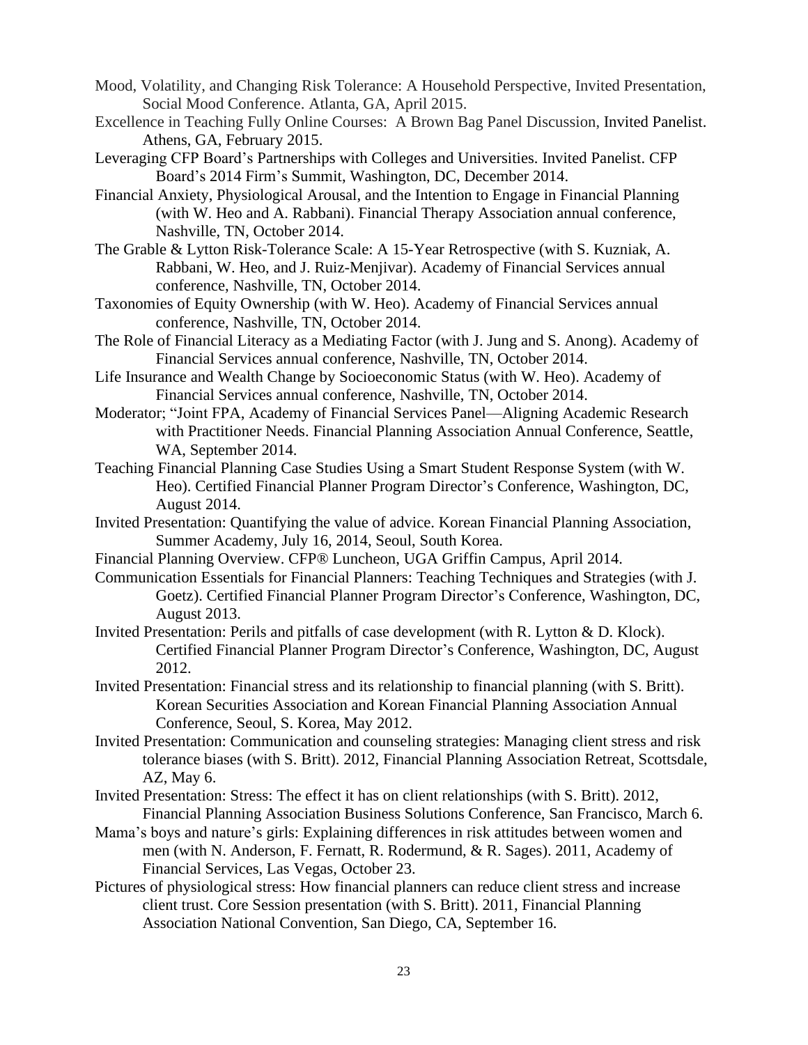Mood, Volatility, and Changing Risk Tolerance: A Household Perspective, Invited Presentation, Social Mood Conference. Atlanta, GA, April 2015.

Excellence in Teaching Fully Online Courses: A Brown Bag Panel Discussion, Invited Panelist. Athens, GA, February 2015.

Leveraging CFP Board's Partnerships with Colleges and Universities. Invited Panelist. CFP Board's 2014 Firm's Summit, Washington, DC, December 2014.

Financial Anxiety, Physiological Arousal, and the Intention to Engage in Financial Planning (with W. Heo and A. Rabbani). Financial Therapy Association annual conference, Nashville, TN, October 2014.

The Grable & Lytton Risk-Tolerance Scale: A 15-Year Retrospective (with S. Kuzniak, A. Rabbani, W. Heo, and J. Ruiz-Menjivar). Academy of Financial Services annual conference, Nashville, TN, October 2014.

Taxonomies of Equity Ownership (with W. Heo). Academy of Financial Services annual conference, Nashville, TN, October 2014.

The Role of Financial Literacy as a Mediating Factor (with J. Jung and S. Anong). Academy of Financial Services annual conference, Nashville, TN, October 2014.

Life Insurance and Wealth Change by Socioeconomic Status (with W. Heo). Academy of Financial Services annual conference, Nashville, TN, October 2014.

Moderator; "Joint FPA, Academy of Financial Services Panel—Aligning Academic Research with Practitioner Needs. Financial Planning Association Annual Conference, Seattle, WA, September 2014.

Teaching Financial Planning Case Studies Using a Smart Student Response System (with W. Heo). Certified Financial Planner Program Director's Conference, Washington, DC, August 2014.

Invited Presentation: Quantifying the value of advice. Korean Financial Planning Association, Summer Academy, July 16, 2014, Seoul, South Korea.

Financial Planning Overview. CFP® Luncheon, UGA Griffin Campus, April 2014.

Communication Essentials for Financial Planners: Teaching Techniques and Strategies (with J. Goetz). Certified Financial Planner Program Director's Conference, Washington, DC, August 2013.

Invited Presentation: Perils and pitfalls of case development (with R. Lytton & D. Klock). Certified Financial Planner Program Director's Conference, Washington, DC, August 2012.

Invited Presentation: Financial stress and its relationship to financial planning (with S. Britt). Korean Securities Association and Korean Financial Planning Association Annual Conference, Seoul, S. Korea, May 2012.

Invited Presentation: Communication and counseling strategies: Managing client stress and risk tolerance biases (with S. Britt). 2012, Financial Planning Association Retreat, Scottsdale, AZ, May 6.

Invited Presentation: Stress: The effect it has on client relationships (with S. Britt). 2012, Financial Planning Association Business Solutions Conference, San Francisco, March 6.

Mama's boys and nature's girls: Explaining differences in risk attitudes between women and men (with N. Anderson, F. Fernatt, R. Rodermund, & R. Sages). 2011, Academy of Financial Services, Las Vegas, October 23.

Pictures of physiological stress: How financial planners can reduce client stress and increase client trust. Core Session presentation (with S. Britt). 2011, Financial Planning Association National Convention, San Diego, CA, September 16.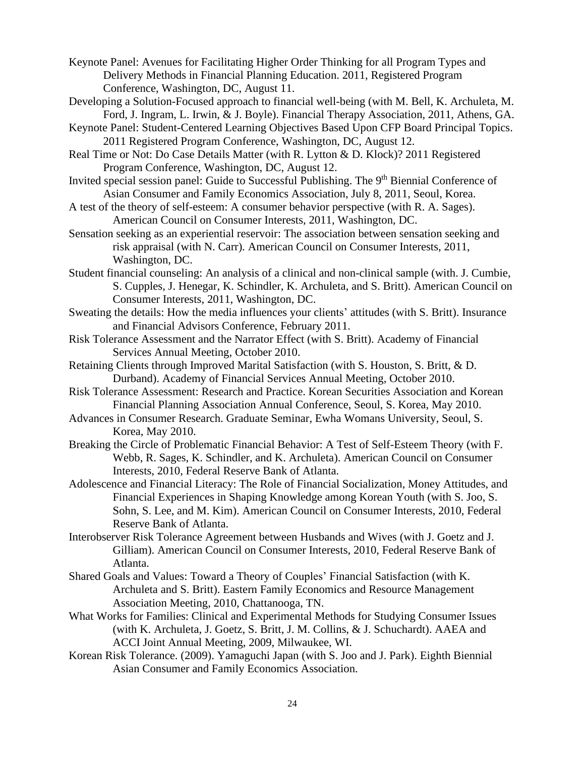Keynote Panel: Avenues for Facilitating Higher Order Thinking for all Program Types and Delivery Methods in Financial Planning Education. 2011, Registered Program Conference, Washington, DC, August 11.

Developing a Solution-Focused approach to financial well-being (with M. Bell, K. Archuleta, M. Ford, J. Ingram, L. Irwin, & J. Boyle). Financial Therapy Association, 2011, Athens, GA.

Keynote Panel: Student-Centered Learning Objectives Based Upon CFP Board Principal Topics. 2011 Registered Program Conference, Washington, DC, August 12.

Real Time or Not: Do Case Details Matter (with R. Lytton & D. Klock)? 2011 Registered Program Conference, Washington, DC, August 12.

Invited special session panel: Guide to Successful Publishing. The 9th Biennial Conference of Asian Consumer and Family Economics Association, July 8, 2011, Seoul, Korea.

A test of the theory of self-esteem: A consumer behavior perspective (with R. A. Sages). American Council on Consumer Interests, 2011, Washington, DC.

Sensation seeking as an experiential reservoir: The association between sensation seeking and risk appraisal (with N. Carr). American Council on Consumer Interests, 2011, Washington, DC.

Student financial counseling: An analysis of a clinical and non-clinical sample (with. J. Cumbie, S. Cupples, J. Henegar, K. Schindler, K. Archuleta, and S. Britt). American Council on Consumer Interests, 2011, Washington, DC.

Sweating the details: How the media influences your clients' attitudes (with S. Britt). Insurance and Financial Advisors Conference, February 2011.

Risk Tolerance Assessment and the Narrator Effect (with S. Britt). Academy of Financial Services Annual Meeting, October 2010.

Retaining Clients through Improved Marital Satisfaction (with S. Houston, S. Britt, & D. Durband). Academy of Financial Services Annual Meeting, October 2010.

Risk Tolerance Assessment: Research and Practice. Korean Securities Association and Korean Financial Planning Association Annual Conference, Seoul, S. Korea, May 2010.

Advances in Consumer Research. Graduate Seminar, Ewha Womans University, Seoul, S. Korea, May 2010.

Breaking the Circle of Problematic Financial Behavior: A Test of Self-Esteem Theory (with F. Webb, R. Sages, K. Schindler, and K. Archuleta). American Council on Consumer Interests, 2010, Federal Reserve Bank of Atlanta.

Adolescence and Financial Literacy: The Role of Financial Socialization, Money Attitudes, and Financial Experiences in Shaping Knowledge among Korean Youth (with S. Joo, S. Sohn, S. Lee, and M. Kim). American Council on Consumer Interests, 2010, Federal Reserve Bank of Atlanta.

Interobserver Risk Tolerance Agreement between Husbands and Wives (with J. Goetz and J. Gilliam). American Council on Consumer Interests, 2010, Federal Reserve Bank of Atlanta.

Shared Goals and Values: Toward a Theory of Couples' Financial Satisfaction (with K. Archuleta and S. Britt). Eastern Family Economics and Resource Management Association Meeting, 2010, Chattanooga, TN.

What Works for Families: Clinical and Experimental Methods for Studying Consumer Issues (with K. Archuleta, J. Goetz, S. Britt, J. M. Collins, & J. Schuchardt). AAEA and ACCI Joint Annual Meeting, 2009, Milwaukee, WI.

Korean Risk Tolerance. (2009). Yamaguchi Japan (with S. Joo and J. Park). Eighth Biennial Asian Consumer and Family Economics Association.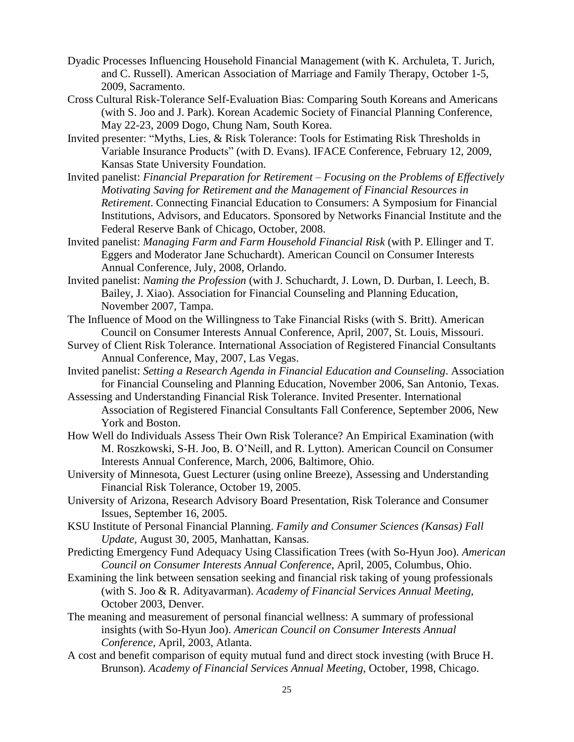Dyadic Processes Influencing Household Financial Management (with K. Archuleta, T. Jurich, and C. Russell). American Association of Marriage and Family Therapy, October 1-5, 2009, Sacramento.

Cross Cultural Risk-Tolerance Self-Evaluation Bias: Comparing South Koreans and Americans (with S. Joo and J. Park). Korean Academic Society of Financial Planning Conference, May 22-23, 2009 Dogo, Chung Nam, South Korea.

Invited presenter: "Myths, Lies, & Risk Tolerance: Tools for Estimating Risk Thresholds in Variable Insurance Products" (with D. Evans). IFACE Conference, February 12, 2009, Kansas State University Foundation.

Invited panelist: *Financial Preparation for Retirement – Focusing on the Problems of Effectively Motivating Saving for Retirement and the Management of Financial Resources in Retirement*. Connecting Financial Education to Consumers: A Symposium for Financial Institutions, Advisors, and Educators. Sponsored by Networks Financial Institute and the Federal Reserve Bank of Chicago, October, 2008.

Invited panelist: *Managing Farm and Farm Household Financial Risk* (with P. Ellinger and T. Eggers and Moderator Jane Schuchardt). American Council on Consumer Interests Annual Conference, July, 2008, Orlando.

Invited panelist: *Naming the Profession* (with J. Schuchardt, J. Lown, D. Durban, I. Leech, B. Bailey, J. Xiao). Association for Financial Counseling and Planning Education, November 2007, Tampa.

The Influence of Mood on the Willingness to Take Financial Risks (with S. Britt). American Council on Consumer Interests Annual Conference, April, 2007, St. Louis, Missouri.

Survey of Client Risk Tolerance. International Association of Registered Financial Consultants Annual Conference, May, 2007, Las Vegas.

Invited panelist: *Setting a Research Agenda in Financial Education and Counseling*. Association for Financial Counseling and Planning Education, November 2006, San Antonio, Texas.

Assessing and Understanding Financial Risk Tolerance. Invited Presenter. International Association of Registered Financial Consultants Fall Conference, September 2006, New York and Boston.

How Well do Individuals Assess Their Own Risk Tolerance? An Empirical Examination (with M. Roszkowski, S-H. Joo, B. O'Neill, and R. Lytton). American Council on Consumer Interests Annual Conference, March, 2006, Baltimore, Ohio.

University of Minnesota, Guest Lecturer (using online Breeze), Assessing and Understanding Financial Risk Tolerance, October 19, 2005.

University of Arizona, Research Advisory Board Presentation, Risk Tolerance and Consumer Issues, September 16, 2005.

KSU Institute of Personal Financial Planning. *Family and Consumer Sciences (Kansas) Fall Update,* August 30, 2005, Manhattan, Kansas.

Predicting Emergency Fund Adequacy Using Classification Trees (with So-Hyun Joo). *American Council on Consumer Interests Annual Conference*, April, 2005, Columbus, Ohio.

Examining the link between sensation seeking and financial risk taking of young professionals (with S. Joo & R. Adityavarman). *Academy of Financial Services Annual Meeting,* October 2003, Denver.

The meaning and measurement of personal financial wellness: A summary of professional insights (with So-Hyun Joo). *American Council on Consumer Interests Annual Conference*, April, 2003, Atlanta.

A cost and benefit comparison of equity mutual fund and direct stock investing (with Bruce H. Brunson). *Academy of Financial Services Annual Meeting,* October, 1998, Chicago.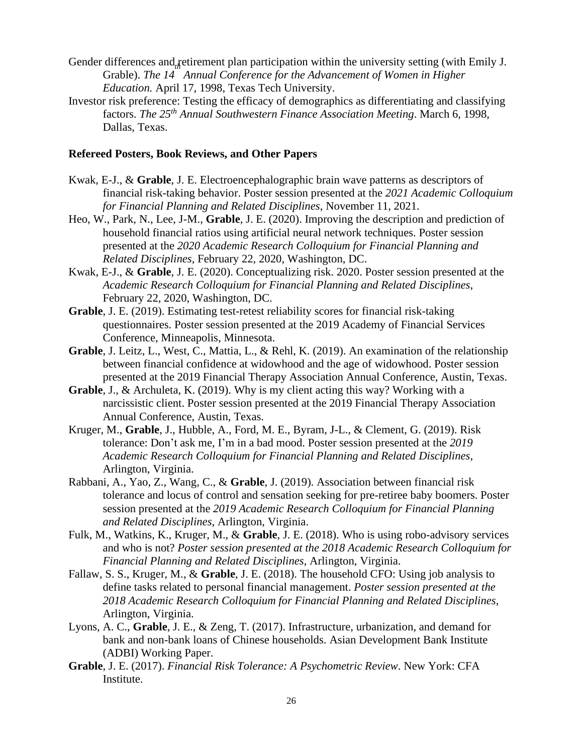Gender differences and retirement plan participation within the university setting (with Emily J. Grable). *The 14th Annual Conference for the Advancement of Women in Higher Education.* April 17, 1998, Texas Tech University.

Investor risk preference: Testing the efficacy of demographics as differentiating and classifying factors. *The 25th Annual Southwestern Finance Association Meeting*. March 6, 1998, Dallas, Texas.

**Refereed Posters, Book Reviews, and Other Papers**

Kwak, E-J., & **Grable**, J. E. Electroencephalographic brain wave patterns as descriptors of financial risk-taking behavior. Poster session presented at the *2021 Academic Colloquium for Financial Planning and Related Disciplines*, November 11, 2021.

Heo, W., Park, N., Lee, J-M., **Grable**, J. E. (2020). Improving the description and prediction of household financial ratios using artificial neural network techniques. Poster session presented at the *2020 Academic Research Colloquium for Financial Planning and Related Disciplines*, February 22, 2020, Washington, DC.

Kwak, E-J., & **Grable**, J. E. (2020). Conceptualizing risk. 2020. Poster session presented at the *Academic Research Colloquium for Financial Planning and Related Disciplines*, February 22, 2020, Washington, DC.

**Grable**, J. E. (2019). Estimating test-retest reliability scores for financial risk-taking questionnaires. Poster session presented at the 2019 Academy of Financial Services Conference, Minneapolis, Minnesota.

**Grable**, J. Leitz, L., West, C., Mattia, L., & Rehl, K. (2019). An examination of the relationship between financial confidence at widowhood and the age of widowhood. Poster session presented at the 2019 Financial Therapy Association Annual Conference, Austin, Texas.

**Grable**, J., & Archuleta, K. (2019). Why is my client acting this way? Working with a narcissistic client. Poster session presented at the 2019 Financial Therapy Association Annual Conference, Austin, Texas.

Kruger, M., **Grable**, J., Hubble, A., Ford, M. E., Byram, J-L., & Clement, G. (2019). Risk tolerance: Don't ask me, I'm in a bad mood. Poster session presented at the *2019 Academic Research Colloquium for Financial Planning and Related Disciplines*, Arlington, Virginia.

Rabbani, A., Yao, Z., Wang, C., & **Grable**, J. (2019). Association between financial risk tolerance and locus of control and sensation seeking for pre-retiree baby boomers. Poster session presented at the *2019 Academic Research Colloquium for Financial Planning and Related Disciplines*, Arlington, Virginia.

Fulk, M., Watkins, K., Kruger, M., & **Grable**, J. E. (2018). Who is using robo-advisory services and who is not? *Poster session presented at the 2018 Academic Research Colloquium for Financial Planning and Related Disciplines*, Arlington, Virginia.

Fallaw, S. S., Kruger, M., & **Grable**, J. E. (2018). The household CFO: Using job analysis to define tasks related to personal financial management. *Poster session presented at the 2018 Academic Research Colloquium for Financial Planning and Related Disciplines*, Arlington, Virginia.

Lyons, A. C., **Grable**, J. E., & Zeng, T. (2017). Infrastructure, urbanization, and demand for bank and non-bank loans of Chinese households. Asian Development Bank Institute (ADBI) Working Paper.

**Grable**, J. E. (2017). *Financial Risk Tolerance: A Psychometric Review*. New York: CFA Institute.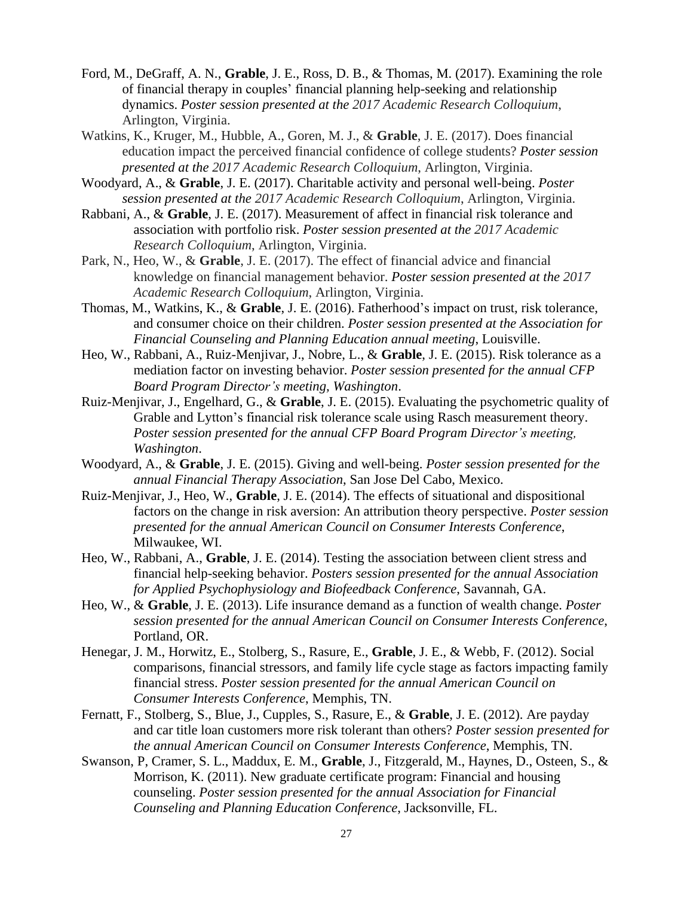Ford, M., DeGraff, A. N., **Grable**, J. E., Ross, D. B., & Thomas, M. (2017). Examining the role of financial therapy in couples' financial planning help-seeking and relationship dynamics. *Poster session presented at the 2017 Academic Research Colloquium*, Arlington, Virginia.

Watkins, K., Kruger, M., Hubble, A., Goren, M. J., & **Grable**, J. E. (2017). Does financial education impact the perceived financial confidence of college students? *Poster session presented at the 2017 Academic Research Colloquium*, Arlington, Virginia.

Woodyard, A., & **Grable**, J. E. (2017). Charitable activity and personal well-being. *Poster session presented at the 2017 Academic Research Colloquium*, Arlington, Virginia.

Rabbani, A., & **Grable**, J. E. (2017). Measurement of affect in financial risk tolerance and association with portfolio risk. *Poster session presented at the 2017 Academic Research Colloquium*, Arlington, Virginia.

Park, N., Heo, W., & **Grable**, J. E. (2017). The effect of financial advice and financial knowledge on financial management behavior. *Poster session presented at the 2017 Academic Research Colloquium*, Arlington, Virginia.

Thomas, M., Watkins, K., & **Grable**, J. E. (2016). Fatherhood's impact on trust, risk tolerance, and consumer choice on their children. *Poster session presented at the Association for Financial Counseling and Planning Education annual meeting*, Louisville.

Heo, W., Rabbani, A., Ruiz-Menjivar, J., Nobre, L., & **Grable**, J. E. (2015). Risk tolerance as a mediation factor on investing behavior. *Poster session presented for the annual CFP Board Program Director's meeting, Washington*.

Ruiz-Menjivar, J., Engelhard, G., & **Grable**, J. E. (2015). Evaluating the psychometric quality of Grable and Lytton's financial risk tolerance scale using Rasch measurement theory. *Poster session presented for the annual CFP Board Program Director's meeting, Washington*.

Woodyard, A., & **Grable**, J. E. (2015). Giving and well-being. *Poster session presented for the annual Financial Therapy Association*, San Jose Del Cabo, Mexico.

Ruiz-Menjivar, J., Heo, W., **Grable**, J. E. (2014). The effects of situational and dispositional factors on the change in risk aversion: An attribution theory perspective. *Poster session presented for the annual American Council on Consumer Interests Conference*, Milwaukee, WI.

Heo, W., Rabbani, A., **Grable**, J. E. (2014). Testing the association between client stress and financial help-seeking behavior. *Posters session presented for the annual Association for Applied Psychophysiology and Biofeedback Conference*, Savannah, GA.

Heo, W., & **Grable**, J. E. (2013). Life insurance demand as a function of wealth change. *Poster session presented for the annual American Council on Consumer Interests Conference*, Portland, OR.

Henegar, J. M., Horwitz, E., Stolberg, S., Rasure, E., **Grable**, J. E., & Webb, F. (2012). Social comparisons, financial stressors, and family life cycle stage as factors impacting family financial stress. *Poster session presented for the annual American Council on Consumer Interests Conference*, Memphis, TN.

Fernatt, F., Stolberg, S., Blue, J., Cupples, S., Rasure, E., & **Grable**, J. E. (2012). Are payday and car title loan customers more risk tolerant than others? *Poster session presented for the annual American Council on Consumer Interests Conference*, Memphis, TN.

Swanson, P, Cramer, S. L., Maddux, E. M., **Grable**, J., Fitzgerald, M., Haynes, D., Osteen, S., & Morrison, K. (2011). New graduate certificate program: Financial and housing counseling. *Poster session presented for the annual Association for Financial Counseling and Planning Education Conference*, Jacksonville, FL.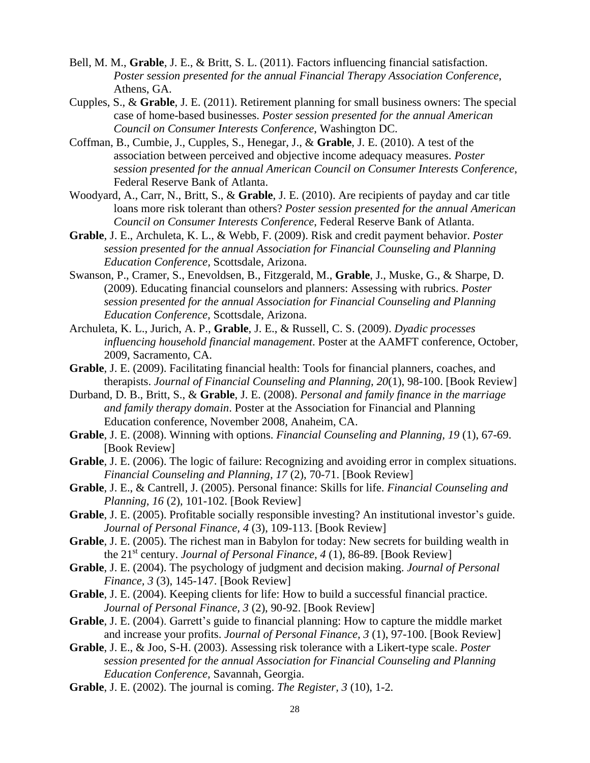Bell, M. M., **Grable**, J. E., & Britt, S. L. (2011). Factors influencing financial satisfaction. *Poster session presented for the annual Financial Therapy Association Conference*, Athens, GA.

Cupples, S., & **Grable**, J. E. (2011). Retirement planning for small business owners: The special case of home-based businesses. *Poster session presented for the annual American Council on Consumer Interests Conference*, Washington DC.

Coffman, B., Cumbie, J., Cupples, S., Henegar, J., & **Grable**, J. E. (2010). A test of the association between perceived and objective income adequacy measures. *Poster session presented for the annual American Council on Consumer Interests Conference*, Federal Reserve Bank of Atlanta.

Woodyard, A., Carr, N., Britt, S., & **Grable**, J. E. (2010). Are recipients of payday and car title loans more risk tolerant than others? *Poster session presented for the annual American Council on Consumer Interests Conference*, Federal Reserve Bank of Atlanta.

**Grable**, J. E., Archuleta, K. L., & Webb, F. (2009). Risk and credit payment behavior. *Poster session presented for the annual Association for Financial Counseling and Planning Education Conference,* Scottsdale, Arizona.

Swanson, P., Cramer, S., Enevoldsen, B., Fitzgerald, M., **Grable**, J., Muske, G., & Sharpe, D. (2009). Educating financial counselors and planners: Assessing with rubrics. *Poster session presented for the annual Association for Financial Counseling and Planning Education Conference,* Scottsdale, Arizona.

Archuleta, K. L., Jurich, A. P., **Grable**, J. E., & Russell, C. S. (2009). *Dyadic processes influencing household financial management*. Poster at the AAMFT conference, October, 2009, Sacramento, CA.

**Grable**, J. E. (2009). Facilitating financial health: Tools for financial planners, coaches, and therapists. *Journal of Financial Counseling and Planning, 20*(1), 98-100. [Book Review]

Durband, D. B., Britt, S., & **Grable**, J. E. (2008). *Personal and family finance in the marriage and family therapy domain*. Poster at the Association for Financial and Planning Education conference, November 2008, Anaheim, CA.

**Grable**, J. E. (2008). Winning with options. *Financial Counseling and Planning, 19* (1), 67-69. [Book Review]

**Grable**, J. E. (2006). The logic of failure: Recognizing and avoiding error in complex situations. *Financial Counseling and Planning, 17* (2), 70-71. [Book Review]

**Grable**, J. E., & Cantrell, J. (2005). Personal finance: Skills for life. *Financial Counseling and Planning, 16* (2), 101-102. [Book Review]

**Grable**, J. E. (2005). Profitable socially responsible investing? An institutional investor's guide. *Journal of Personal Finance, 4* (3), 109-113. [Book Review]

**Grable**, J. E. (2005). The richest man in Babylon for today: New secrets for building wealth in the 21st century. *Journal of Personal Finance, 4* (1), 86-89. [Book Review]

**Grable**, J. E. (2004). The psychology of judgment and decision making. *Journal of Personal Finance, 3* (3), 145-147. [Book Review]

**Grable**, J. E. (2004). Keeping clients for life: How to build a successful financial practice. *Journal of Personal Finance, 3* (2), 90-92. [Book Review]

**Grable**, J. E. (2004). Garrett's guide to financial planning: How to capture the middle market and increase your profits. *Journal of Personal Finance, 3* (1), 97-100. [Book Review]

**Grable**, J. E., & Joo, S-H. (2003). Assessing risk tolerance with a Likert-type scale. *Poster session presented for the annual Association for Financial Counseling and Planning Education Conference,* Savannah, Georgia.

**Grable**, J. E. (2002). The journal is coming. *The Register, 3* (10), 1-2.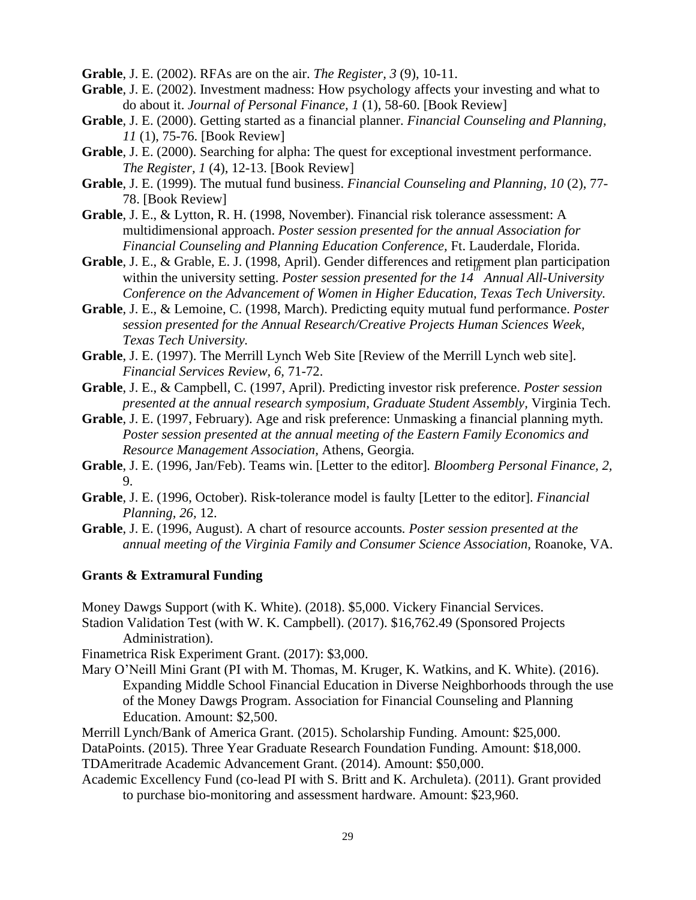**Grable**, J. E. (2002). RFAs are on the air. *The Register, 3* (9), 10-11.

**Grable**, J. E. (2002). Investment madness: How psychology affects your investing and what to do about it. *Journal of Personal Finance, 1* (1), 58-60. [Book Review]

**Grable**, J. E. (2000). Getting started as a financial planner. *Financial Counseling and Planning, 11* (1), 75-76. [Book Review]

**Grable**, J. E. (2000). Searching for alpha: The quest for exceptional investment performance. *The Register, 1* (4), 12-13. [Book Review]

**Grable**, J. E. (1999). The mutual fund business. *Financial Counseling and Planning, 10* (2), 77-78. [Book Review]

**Grable**, J. E., & Lytton, R. H. (1998, November). Financial risk tolerance assessment: A multidimensional approach. *Poster session presented for the annual Association for Financial Counseling and Planning Education Conference,* Ft. Lauderdale, Florida.

**Grable**, J. E., & Grable, E. J. (1998, April). Gender differences and retirement plan participation within the university setting. *Poster session presented for the 14th Annual All-University Conference on the Advancement of Women in Higher Education, Texas Tech University.*

**Grable**, J. E., & Lemoine, C. (1998, March). Predicting equity mutual fund performance. *Poster session presented for the Annual Research/Creative Projects Human Sciences Week, Texas Tech University.*

**Grable**, J. E. (1997). The Merrill Lynch Web Site [Review of the Merrill Lynch web site]. *Financial Services Review, 6,* 71-72.

**Grable**, J. E., & Campbell, C. (1997, April). Predicting investor risk preference. *Poster session presented at the annual research symposium, Graduate Student Assembly,* Virginia Tech.

**Grable**, J. E. (1997, February). Age and risk preference: Unmasking a financial planning myth. *Poster session presented at the annual meeting of the Eastern Family Economics and Resource Management Association,* Athens, Georgia.

**Grable**, J. E. (1996, Jan/Feb). Teams win. [Letter to the editor]. *Bloomberg Personal Finance, 2,* 9.

**Grable**, J. E. (1996, October). Risk-tolerance model is faulty [Letter to the editor]. *Financial Planning, 26,* 12.

**Grable**, J. E. (1996, August). A chart of resource accounts. *Poster session presented at the annual meeting of the Virginia Family and Consumer Science Association,* Roanoke, VA.

**Grants & Extramural Funding**

Money Dawgs Support (with K. White). (2018). $5,000. Vickery Financial Services.

Stadion Validation Test (with W. K. Campbell). (2017). $16,762.49 (Sponsored Projects Administration).

Finametrica Risk Experiment Grant. (2017): $3,000.

Mary O'Neill Mini Grant (PI with M. Thomas, M. Kruger, K. Watkins, and K. White). (2016). Expanding Middle School Financial Education in Diverse Neighborhoods through the use of the Money Dawgs Program. Association for Financial Counseling and Planning Education. Amount: $2,500.

Merrill Lynch/Bank of America Grant. (2015). Scholarship Funding. Amount: $25,000.

DataPoints. (2015). Three Year Graduate Research Foundation Funding. Amount: $18,000.

TDAmeritrade Academic Advancement Grant. (2014). Amount: $50,000.

Academic Excellency Fund (co-lead PI with S. Britt and K. Archuleta). (2011). Grant provided to purchase bio-monitoring and assessment hardware. Amount: $23,960.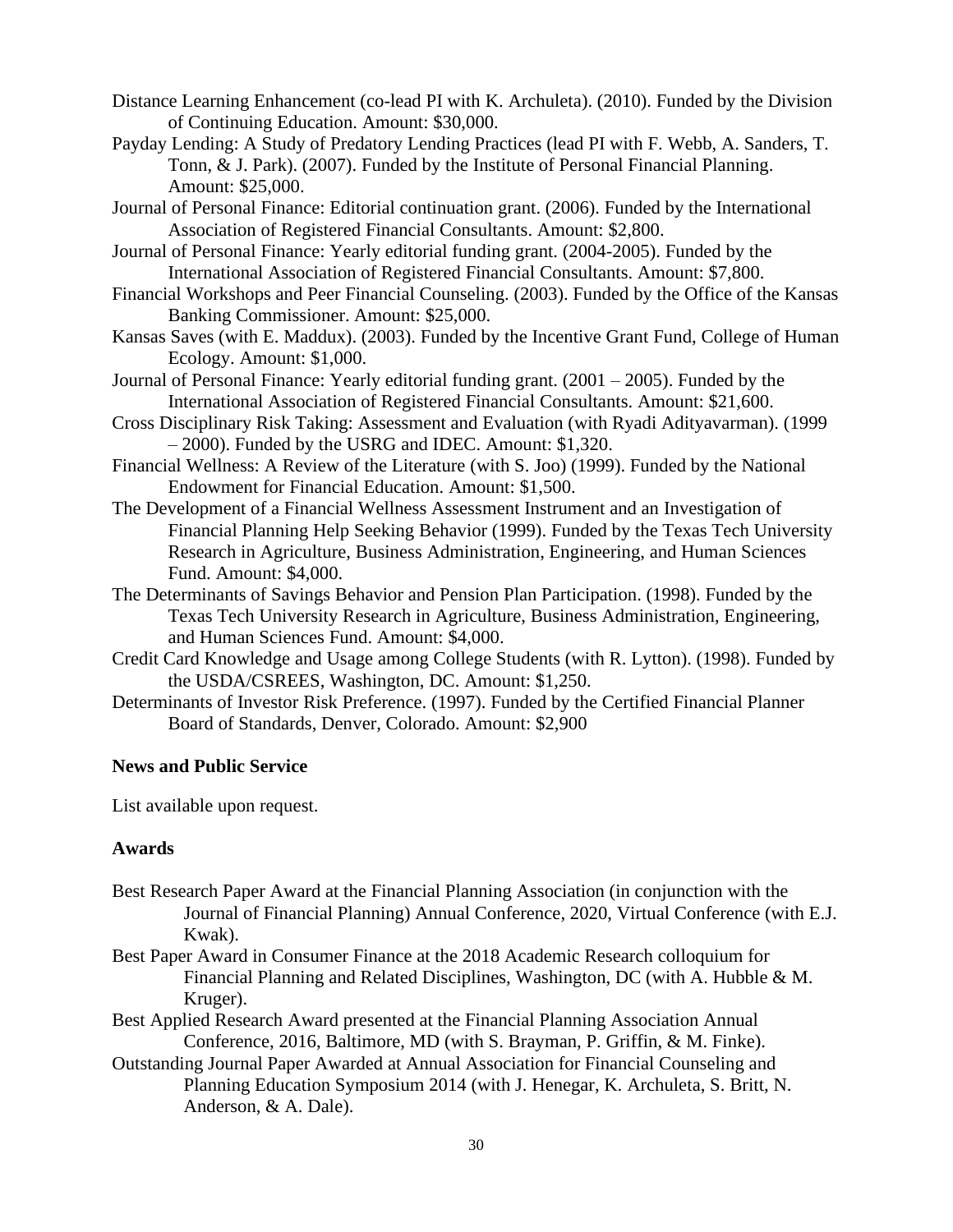Distance Learning Enhancement (co-lead PI with K. Archuleta). (2010). Funded by the Division of Continuing Education. Amount: $30,000.

Payday Lending: A Study of Predatory Lending Practices (lead PI with F. Webb, A. Sanders, T. Tonn, & J. Park). (2007). Funded by the Institute of Personal Financial Planning. Amount: $25,000.

Journal of Personal Finance: Editorial continuation grant. (2006). Funded by the International Association of Registered Financial Consultants. Amount: $2,800.

Journal of Personal Finance: Yearly editorial funding grant. (2004-2005). Funded by the International Association of Registered Financial Consultants. Amount: $7,800.

Financial Workshops and Peer Financial Counseling. (2003). Funded by the Office of the Kansas Banking Commissioner. Amount: $25,000.

Kansas Saves (with E. Maddux). (2003). Funded by the Incentive Grant Fund, College of Human Ecology. Amount: $1,000.

Journal of Personal Finance: Yearly editorial funding grant. (2001 – 2005). Funded by the International Association of Registered Financial Consultants. Amount: $21,600.

Cross Disciplinary Risk Taking: Assessment and Evaluation (with Ryadi Adityavarman). (1999 – 2000). Funded by the USRG and IDEC. Amount: $1,320.

Financial Wellness: A Review of the Literature (with S. Joo) (1999). Funded by the National Endowment for Financial Education. Amount: $1,500.

The Development of a Financial Wellness Assessment Instrument and an Investigation of Financial Planning Help Seeking Behavior (1999). Funded by the Texas Tech University Research in Agriculture, Business Administration, Engineering, and Human Sciences Fund. Amount: $4,000.

The Determinants of Savings Behavior and Pension Plan Participation. (1998). Funded by the Texas Tech University Research in Agriculture, Business Administration, Engineering, and Human Sciences Fund. Amount: $4,000.

Credit Card Knowledge and Usage among College Students (with R. Lytton). (1998). Funded by the USDA/CSREES, Washington, DC. Amount: $1,250.

Determinants of Investor Risk Preference. (1997). Funded by the Certified Financial Planner Board of Standards, Denver, Colorado. Amount: $2,900

**News and Public Service**

List available upon request.

**Awards**

Best Research Paper Award at the Financial Planning Association (in conjunction with the Journal of Financial Planning) Annual Conference, 2020, Virtual Conference (with E.J. Kwak).

Best Paper Award in Consumer Finance at the 2018 Academic Research colloquium for Financial Planning and Related Disciplines, Washington, DC (with A. Hubble & M. Kruger).

Best Applied Research Award presented at the Financial Planning Association Annual Conference, 2016, Baltimore, MD (with S. Brayman, P. Griffin, & M. Finke).

Outstanding Journal Paper Awarded at Annual Association for Financial Counseling and Planning Education Symposium 2014 (with J. Henegar, K. Archuleta, S. Britt, N. Anderson, & A. Dale).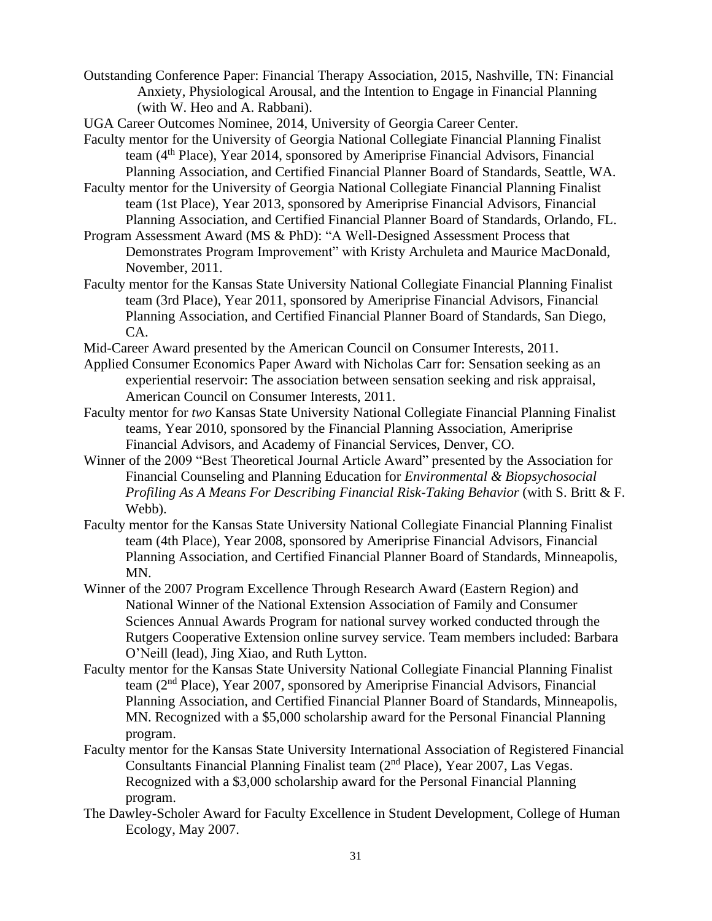Outstanding Conference Paper: Financial Therapy Association, 2015, Nashville, TN: Financial Anxiety, Physiological Arousal, and the Intention to Engage in Financial Planning (with W. Heo and A. Rabbani).

UGA Career Outcomes Nominee, 2014, University of Georgia Career Center.

Faculty mentor for the University of Georgia National Collegiate Financial Planning Finalist team (4th Place), Year 2014, sponsored by Ameriprise Financial Advisors, Financial Planning Association, and Certified Financial Planner Board of Standards, Seattle, WA.

Faculty mentor for the University of Georgia National Collegiate Financial Planning Finalist team (1st Place), Year 2013, sponsored by Ameriprise Financial Advisors, Financial Planning Association, and Certified Financial Planner Board of Standards, Orlando, FL.

Program Assessment Award (MS & PhD): "A Well-Designed Assessment Process that Demonstrates Program Improvement" with Kristy Archuleta and Maurice MacDonald, November, 2011.

Faculty mentor for the Kansas State University National Collegiate Financial Planning Finalist team (3rd Place), Year 2011, sponsored by Ameriprise Financial Advisors, Financial Planning Association, and Certified Financial Planner Board of Standards, San Diego, CA.

Mid-Career Award presented by the American Council on Consumer Interests, 2011.

Applied Consumer Economics Paper Award with Nicholas Carr for: Sensation seeking as an experiential reservoir: The association between sensation seeking and risk appraisal, American Council on Consumer Interests, 2011.

Faculty mentor for *two* Kansas State University National Collegiate Financial Planning Finalist teams, Year 2010, sponsored by the Financial Planning Association, Ameriprise Financial Advisors, and Academy of Financial Services, Denver, CO.

Winner of the 2009 "Best Theoretical Journal Article Award" presented by the Association for Financial Counseling and Planning Education for *Environmental & Biopsychosocial Profiling As A Means For Describing Financial Risk-Taking Behavior* (with S. Britt & F. Webb).

Faculty mentor for the Kansas State University National Collegiate Financial Planning Finalist team (4th Place), Year 2008, sponsored by Ameriprise Financial Advisors, Financial Planning Association, and Certified Financial Planner Board of Standards, Minneapolis, MN.

Winner of the 2007 Program Excellence Through Research Award (Eastern Region) and National Winner of the National Extension Association of Family and Consumer Sciences Annual Awards Program for national survey worked conducted through the Rutgers Cooperative Extension online survey service. Team members included: Barbara O'Neill (lead), Jing Xiao, and Ruth Lytton.

Faculty mentor for the Kansas State University National Collegiate Financial Planning Finalist team (2nd Place), Year 2007, sponsored by Ameriprise Financial Advisors, Financial Planning Association, and Certified Financial Planner Board of Standards, Minneapolis, MN. Recognized with a $5,000 scholarship award for the Personal Financial Planning program.

Faculty mentor for the Kansas State University International Association of Registered Financial Consultants Financial Planning Finalist team (2nd Place), Year 2007, Las Vegas. Recognized with a $3,000 scholarship award for the Personal Financial Planning program.

The Dawley-Scholer Award for Faculty Excellence in Student Development, College of Human Ecology, May 2007.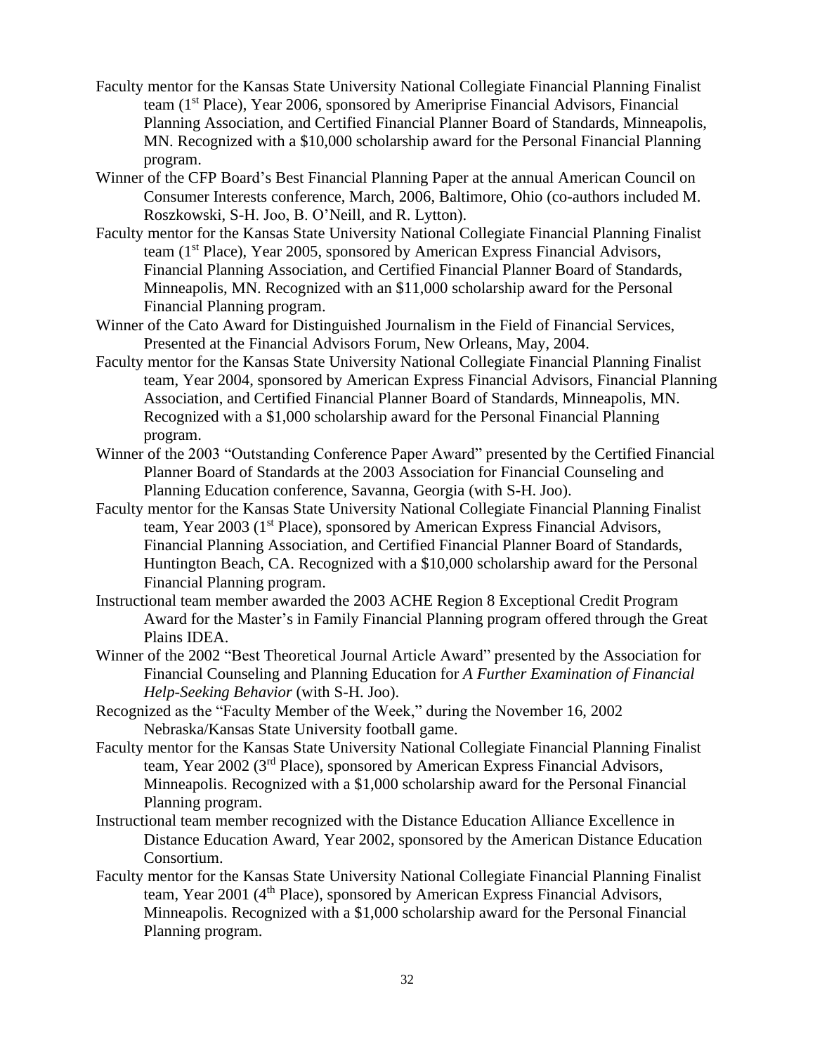Faculty mentor for the Kansas State University National Collegiate Financial Planning Finalist team (1st Place), Year 2006, sponsored by Ameriprise Financial Advisors, Financial Planning Association, and Certified Financial Planner Board of Standards, Minneapolis, MN. Recognized with a $10,000 scholarship award for the Personal Financial Planning program.

Winner of the CFP Board's Best Financial Planning Paper at the annual American Council on Consumer Interests conference, March, 2006, Baltimore, Ohio (co-authors included M. Roszkowski, S-H. Joo, B. O'Neill, and R. Lytton).

Faculty mentor for the Kansas State University National Collegiate Financial Planning Finalist team (1st Place), Year 2005, sponsored by American Express Financial Advisors, Financial Planning Association, and Certified Financial Planner Board of Standards, Minneapolis, MN. Recognized with an $11,000 scholarship award for the Personal Financial Planning program.

Winner of the Cato Award for Distinguished Journalism in the Field of Financial Services, Presented at the Financial Advisors Forum, New Orleans, May, 2004.

Faculty mentor for the Kansas State University National Collegiate Financial Planning Finalist team, Year 2004, sponsored by American Express Financial Advisors, Financial Planning Association, and Certified Financial Planner Board of Standards, Minneapolis, MN. Recognized with a $1,000 scholarship award for the Personal Financial Planning program.

Winner of the 2003 "Outstanding Conference Paper Award" presented by the Certified Financial Planner Board of Standards at the 2003 Association for Financial Counseling and Planning Education conference, Savanna, Georgia (with S-H. Joo).

Faculty mentor for the Kansas State University National Collegiate Financial Planning Finalist team, Year 2003 (1st Place), sponsored by American Express Financial Advisors, Financial Planning Association, and Certified Financial Planner Board of Standards, Huntington Beach, CA. Recognized with a $10,000 scholarship award for the Personal Financial Planning program.

Instructional team member awarded the 2003 ACHE Region 8 Exceptional Credit Program Award for the Master's in Family Financial Planning program offered through the Great Plains IDEA.

Winner of the 2002 "Best Theoretical Journal Article Award" presented by the Association for Financial Counseling and Planning Education for *A Further Examination of Financial Help-Seeking Behavior* (with S-H. Joo).

Recognized as the "Faculty Member of the Week," during the November 16, 2002 Nebraska/Kansas State University football game.

Faculty mentor for the Kansas State University National Collegiate Financial Planning Finalist team, Year 2002 (3rd Place), sponsored by American Express Financial Advisors, Minneapolis. Recognized with a $1,000 scholarship award for the Personal Financial Planning program.

Instructional team member recognized with the Distance Education Alliance Excellence in Distance Education Award, Year 2002, sponsored by the American Distance Education Consortium.

Faculty mentor for the Kansas State University National Collegiate Financial Planning Finalist team, Year 2001 (4th Place), sponsored by American Express Financial Advisors, Minneapolis. Recognized with a $1,000 scholarship award for the Personal Financial Planning program.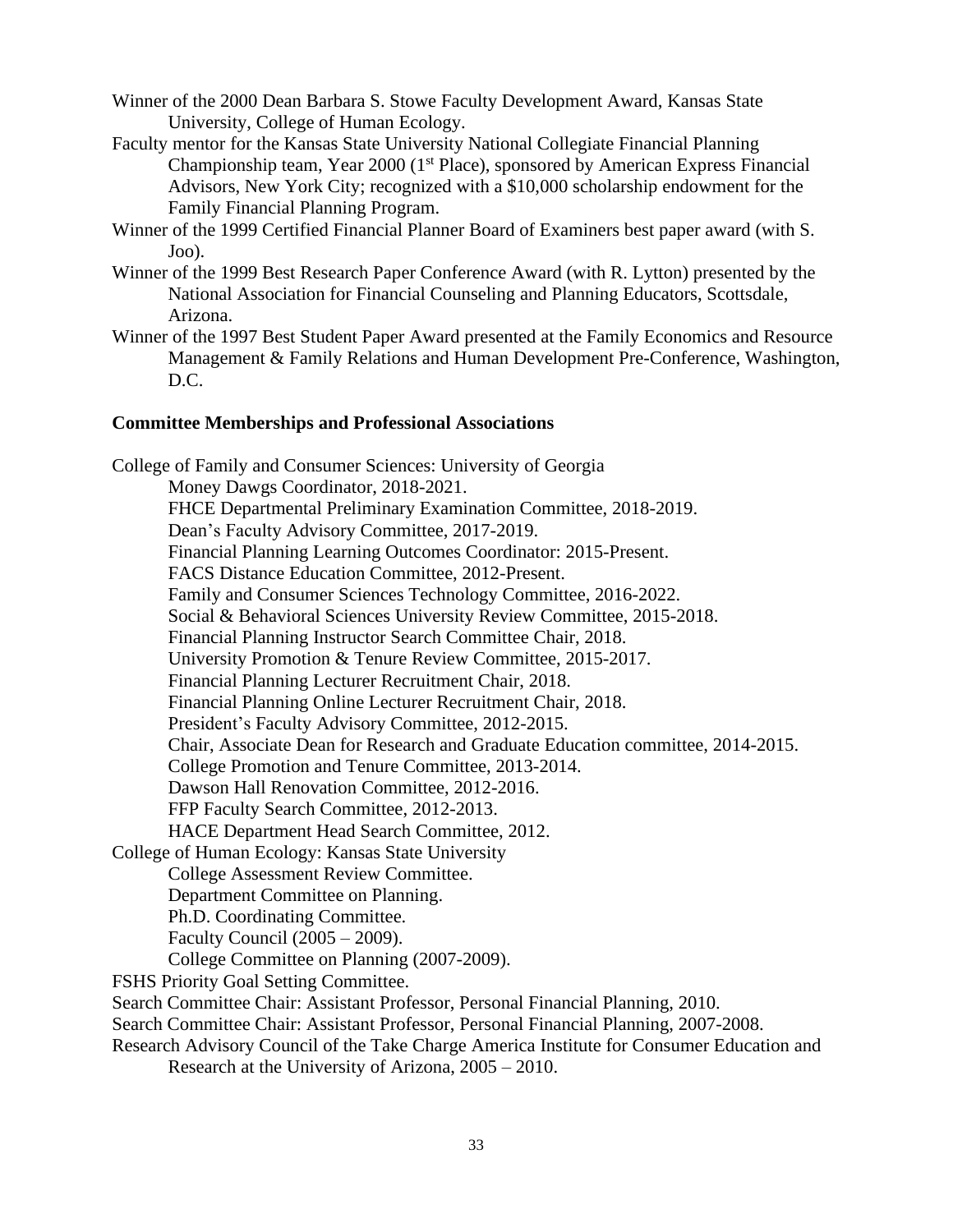Winner of the 2000 Dean Barbara S. Stowe Faculty Development Award, Kansas State University, College of Human Ecology.

Faculty mentor for the Kansas State University National Collegiate Financial Planning Championship team, Year 2000 (1st Place), sponsored by American Express Financial Advisors, New York City; recognized with a $10,000 scholarship endowment for the Family Financial Planning Program.

Winner of the 1999 Certified Financial Planner Board of Examiners best paper award (with S. Joo).

Winner of the 1999 Best Research Paper Conference Award (with R. Lytton) presented by the National Association for Financial Counseling and Planning Educators, Scottsdale, Arizona.

Winner of the 1997 Best Student Paper Award presented at the Family Economics and Resource Management & Family Relations and Human Development Pre-Conference, Washington, D.C.

**Committee Memberships and Professional Associations**

College of Family and Consumer Sciences: University of Georgia
- Money Dawgs Coordinator, 2018-2021.
- FHCE Departmental Preliminary Examination Committee, 2018-2019.
- Dean's Faculty Advisory Committee, 2017-2019.
- Financial Planning Learning Outcomes Coordinator: 2015-Present.
- FACS Distance Education Committee, 2012-Present.
- Family and Consumer Sciences Technology Committee, 2016-2022.
- Social & Behavioral Sciences University Review Committee, 2015-2018.
- Financial Planning Instructor Search Committee Chair, 2018.
- University Promotion & Tenure Review Committee, 2015-2017.
- Financial Planning Lecturer Recruitment Chair, 2018.
- Financial Planning Online Lecturer Recruitment Chair, 2018.
- President's Faculty Advisory Committee, 2012-2015.
- Chair, Associate Dean for Research and Graduate Education committee, 2014-2015.
- College Promotion and Tenure Committee, 2013-2014.
- Dawson Hall Renovation Committee, 2012-2016.
- FFP Faculty Search Committee, 2012-2013.
- HACE Department Head Search Committee, 2012.

College of Human Ecology: Kansas State University
- College Assessment Review Committee.
- Department Committee on Planning.
- Ph.D. Coordinating Committee.
- Faculty Council (2005 – 2009).
- College Committee on Planning (2007-2009).

FSHS Priority Goal Setting Committee.

Search Committee Chair: Assistant Professor, Personal Financial Planning, 2010.

Search Committee Chair: Assistant Professor, Personal Financial Planning, 2007-2008.

Research Advisory Council of the Take Charge America Institute for Consumer Education and Research at the University of Arizona, 2005 – 2010.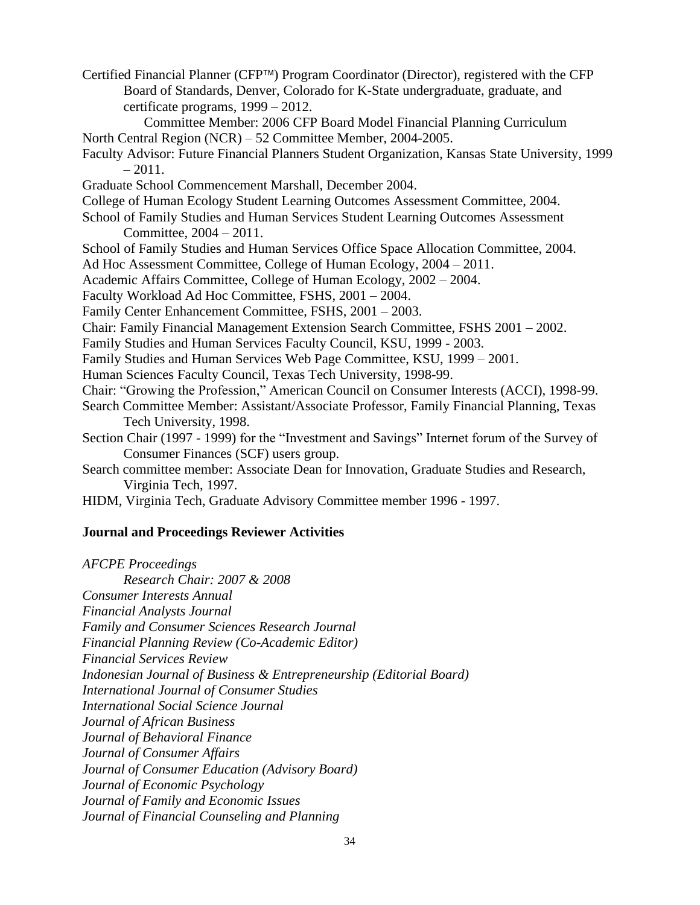Certified Financial Planner (CFP™) Program Coordinator (Director), registered with the CFP Board of Standards, Denver, Colorado for K-State undergraduate, graduate, and certificate programs, 1999 – 2012.

Committee Member: 2006 CFP Board Model Financial Planning Curriculum

North Central Region (NCR) – 52 Committee Member, 2004-2005.

Faculty Advisor: Future Financial Planners Student Organization, Kansas State University, 1999 – 2011.

Graduate School Commencement Marshall, December 2004.

College of Human Ecology Student Learning Outcomes Assessment Committee, 2004.

School of Family Studies and Human Services Student Learning Outcomes Assessment Committee, 2004 – 2011.

School of Family Studies and Human Services Office Space Allocation Committee, 2004.

Ad Hoc Assessment Committee, College of Human Ecology, 2004 – 2011.

Academic Affairs Committee, College of Human Ecology, 2002 – 2004.

Faculty Workload Ad Hoc Committee, FSHS, 2001 – 2004.

Family Center Enhancement Committee, FSHS, 2001 – 2003.

Chair: Family Financial Management Extension Search Committee, FSHS 2001 – 2002.

Family Studies and Human Services Faculty Council, KSU, 1999 - 2003.

Family Studies and Human Services Web Page Committee, KSU, 1999 – 2001.

Human Sciences Faculty Council, Texas Tech University, 1998-99.

Chair: "Growing the Profession," American Council on Consumer Interests (ACCI), 1998-99.

Search Committee Member: Assistant/Associate Professor, Family Financial Planning, Texas Tech University, 1998.

Section Chair (1997 - 1999) for the "Investment and Savings" Internet forum of the Survey of Consumer Finances (SCF) users group.

Search committee member: Associate Dean for Innovation, Graduate Studies and Research, Virginia Tech, 1997.

HIDM, Virginia Tech, Graduate Advisory Committee member 1996 - 1997.

### Journal and Proceedings Reviewer Activities

*AFCPE Proceedings*

*Research Chair: 2007 & 2008*

*Consumer Interests Annual*

*Financial Analysts Journal*

*Family and Consumer Sciences Research Journal*

*Financial Planning Review (Co-Academic Editor)*

*Financial Services Review*

*Indonesian Journal of Business & Entrepreneurship (Editorial Board)*

*International Journal of Consumer Studies*

*International Social Science Journal*

*Journal of African Business*

*Journal of Behavioral Finance*

*Journal of Consumer Affairs*

*Journal of Consumer Education (Advisory Board)*

*Journal of Economic Psychology*

*Journal of Family and Economic Issues*

*Journal of Financial Counseling and Planning*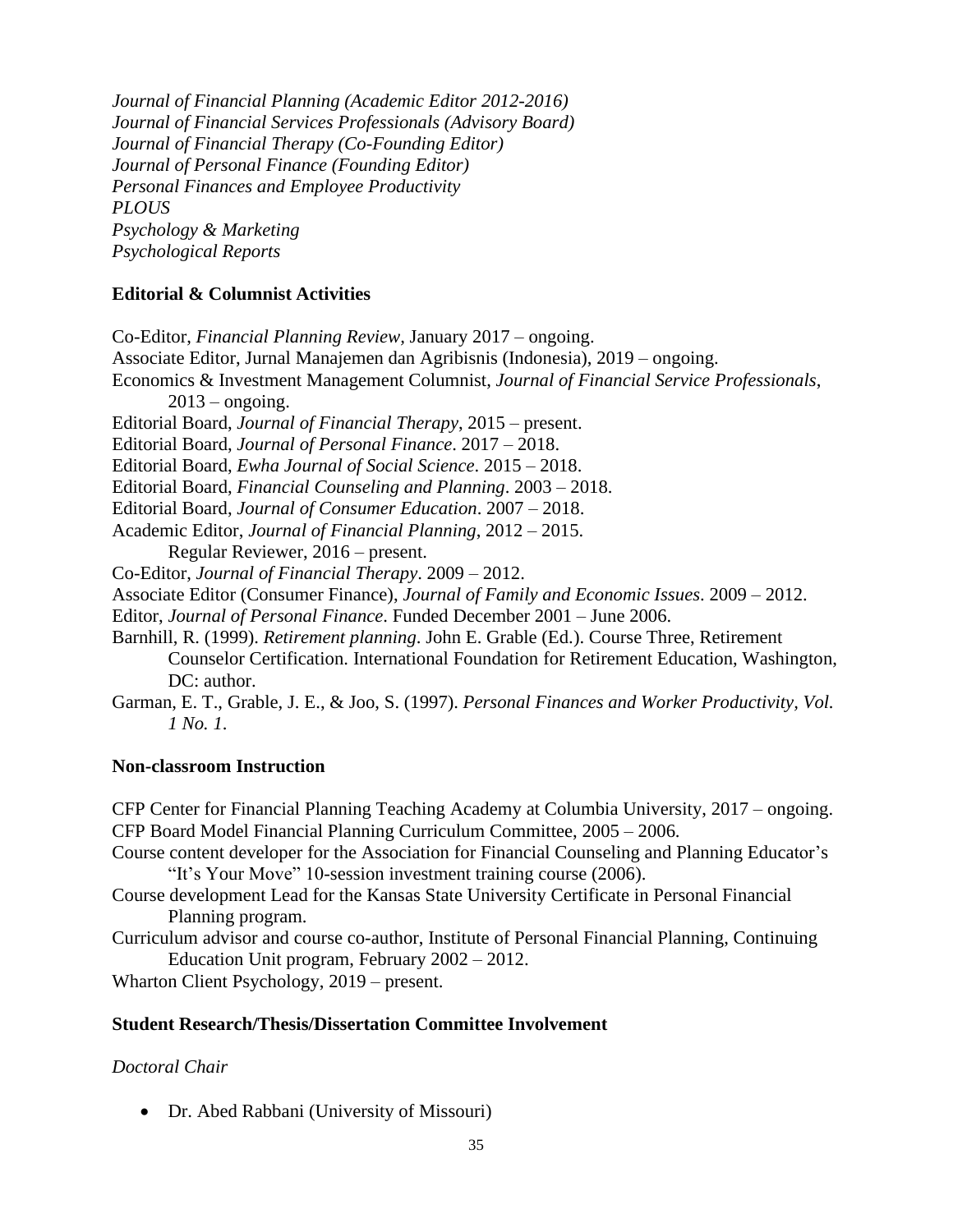*Journal of Financial Planning (Academic Editor 2012-2016)*
*Journal of Financial Services Professionals (Advisory Board)*
*Journal of Financial Therapy (Co-Founding Editor)*
*Journal of Personal Finance (Founding Editor)*
*Personal Finances and Employee Productivity*
*PLOUS*
*Psychology & Marketing*
*Psychological Reports*

### Editorial & Columnist Activities

Co-Editor, *Financial Planning Review*, January 2017 – ongoing.
Associate Editor, Jurnal Manajemen dan Agribisnis (Indonesia), 2019 – ongoing.
Economics & Investment Management Columnist, *Journal of Financial Service Professionals*, 2013 – ongoing.
Editorial Board, *Journal of Financial Therapy*, 2015 – present.
Editorial Board, *Journal of Personal Finance*. 2017 – 2018.
Editorial Board, *Ewha Journal of Social Science*. 2015 – 2018.
Editorial Board, *Financial Counseling and Planning*. 2003 – 2018.
Editorial Board, *Journal of Consumer Education*. 2007 – 2018.
Academic Editor, *Journal of Financial Planning*, 2012 – 2015.
Regular Reviewer, 2016 – present.
Co-Editor, *Journal of Financial Therapy*. 2009 – 2012.
Associate Editor (Consumer Finance), *Journal of Family and Economic Issues*. 2009 – 2012.
Editor, *Journal of Personal Finance*. Funded December 2001 – June 2006.
Barnhill, R. (1999). *Retirement planning*. John E. Grable (Ed.). Course Three, Retirement Counselor Certification. International Foundation for Retirement Education, Washington, DC: author.
Garman, E. T., Grable, J. E., & Joo, S. (1997). *Personal Finances and Worker Productivity, Vol. 1 No. 1*.

### Non-classroom Instruction

CFP Center for Financial Planning Teaching Academy at Columbia University, 2017 – ongoing.
CFP Board Model Financial Planning Curriculum Committee, 2005 – 2006.
Course content developer for the Association for Financial Counseling and Planning Educator's "It's Your Move" 10-session investment training course (2006).
Course development Lead for the Kansas State University Certificate in Personal Financial Planning program.
Curriculum advisor and course co-author, Institute of Personal Financial Planning, Continuing Education Unit program, February 2002 – 2012.
Wharton Client Psychology, 2019 – present.

### Student Research/Thesis/Dissertation Committee Involvement

*Doctoral Chair*

- Dr. Abed Rabbani (University of Missouri)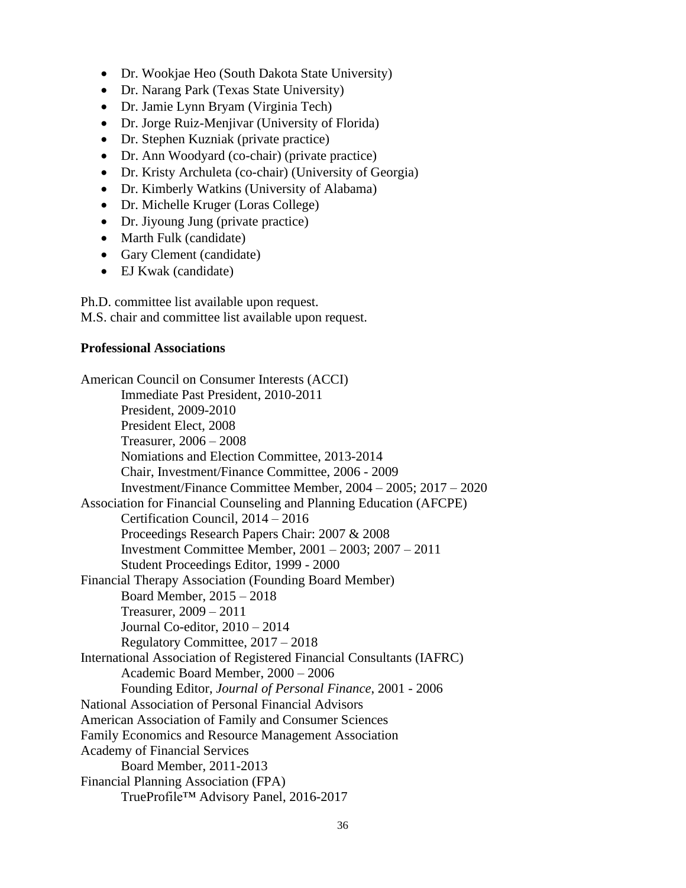- Dr. Wookjae Heo (South Dakota State University)
- Dr. Narang Park (Texas State University)
- Dr. Jamie Lynn Bryam (Virginia Tech)
- Dr. Jorge Ruiz-Menjivar (University of Florida)
- Dr. Stephen Kuzniak (private practice)
- Dr. Ann Woodyard (co-chair) (private practice)
- Dr. Kristy Archuleta (co-chair) (University of Georgia)
- Dr. Kimberly Watkins (University of Alabama)
- Dr. Michelle Kruger (Loras College)
- Dr. Jiyoung Jung (private practice)
- Marth Fulk (candidate)
- Gary Clement (candidate)
- EJ Kwak (candidate)

Ph.D. committee list available upon request.
M.S. chair and committee list available upon request.

**Professional Associations**

American Council on Consumer Interests (ACCI)
- Immediate Past President, 2010-2011
- President, 2009-2010
- President Elect, 2008
- Treasurer, 2006 – 2008
- Nomiations and Election Committee, 2013-2014
- Chair, Investment/Finance Committee, 2006 - 2009
- Investment/Finance Committee Member, 2004 – 2005; 2017 – 2020

Association for Financial Counseling and Planning Education (AFCPE)
- Certification Council, 2014 – 2016
- Proceedings Research Papers Chair: 2007 & 2008
- Investment Committee Member, 2001 – 2003; 2007 – 2011
- Student Proceedings Editor, 1999 - 2000

Financial Therapy Association (Founding Board Member)
- Board Member, 2015 – 2018
- Treasurer, 2009 – 2011
- Journal Co-editor, 2010 – 2014
- Regulatory Committee, 2017 – 2018

International Association of Registered Financial Consultants (IAFRC)
- Academic Board Member, 2000 – 2006
- Founding Editor, *Journal of Personal Finance*, 2001 - 2006

National Association of Personal Financial Advisors

American Association of Family and Consumer Sciences

Family Economics and Resource Management Association

Academy of Financial Services
- Board Member, 2011-2013

Financial Planning Association (FPA)
- TrueProfile™ Advisory Panel, 2016-2017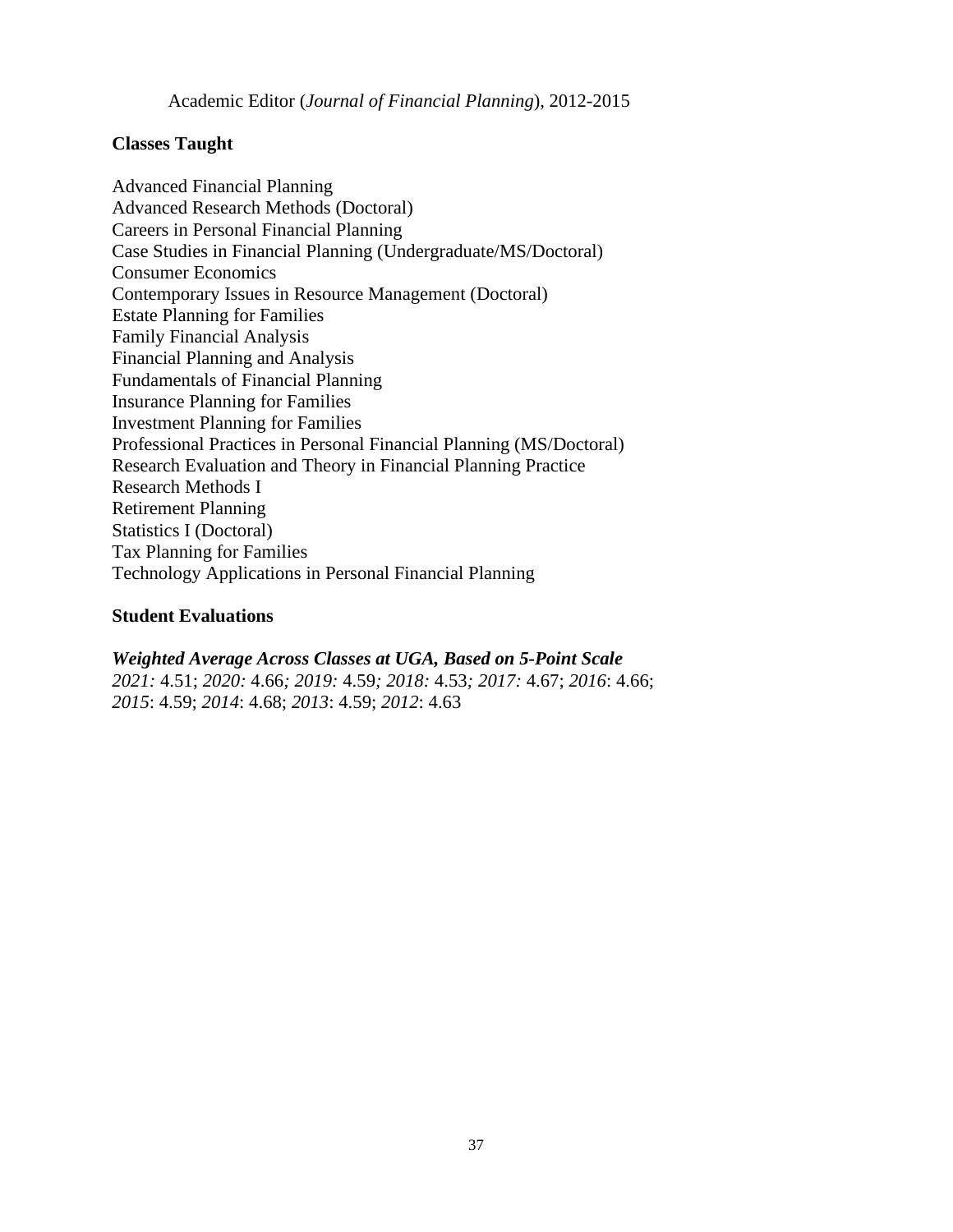Academic Editor (*Journal of Financial Planning*), 2012-2015

**Classes Taught**

Advanced Financial Planning
Advanced Research Methods (Doctoral)
Careers in Personal Financial Planning
Case Studies in Financial Planning (Undergraduate/MS/Doctoral)
Consumer Economics
Contemporary Issues in Resource Management (Doctoral)
Estate Planning for Families
Family Financial Analysis
Financial Planning and Analysis
Fundamentals of Financial Planning
Insurance Planning for Families
Investment Planning for Families
Professional Practices in Personal Financial Planning (MS/Doctoral)
Research Evaluation and Theory in Financial Planning Practice
Research Methods I
Retirement Planning
Statistics I (Doctoral)
Tax Planning for Families
Technology Applications in Personal Financial Planning

**Student Evaluations**

***Weighted Average Across Classes at UGA, Based on 5-Point Scale***
*2021:* 4.51; *2020:* 4.66; *2019:* 4.59; *2018:* 4.53; *2017:* 4.67; *2016*: 4.66; *2015*: 4.59; *2014*: 4.68; *2013*: 4.59; *2012*: 4.63